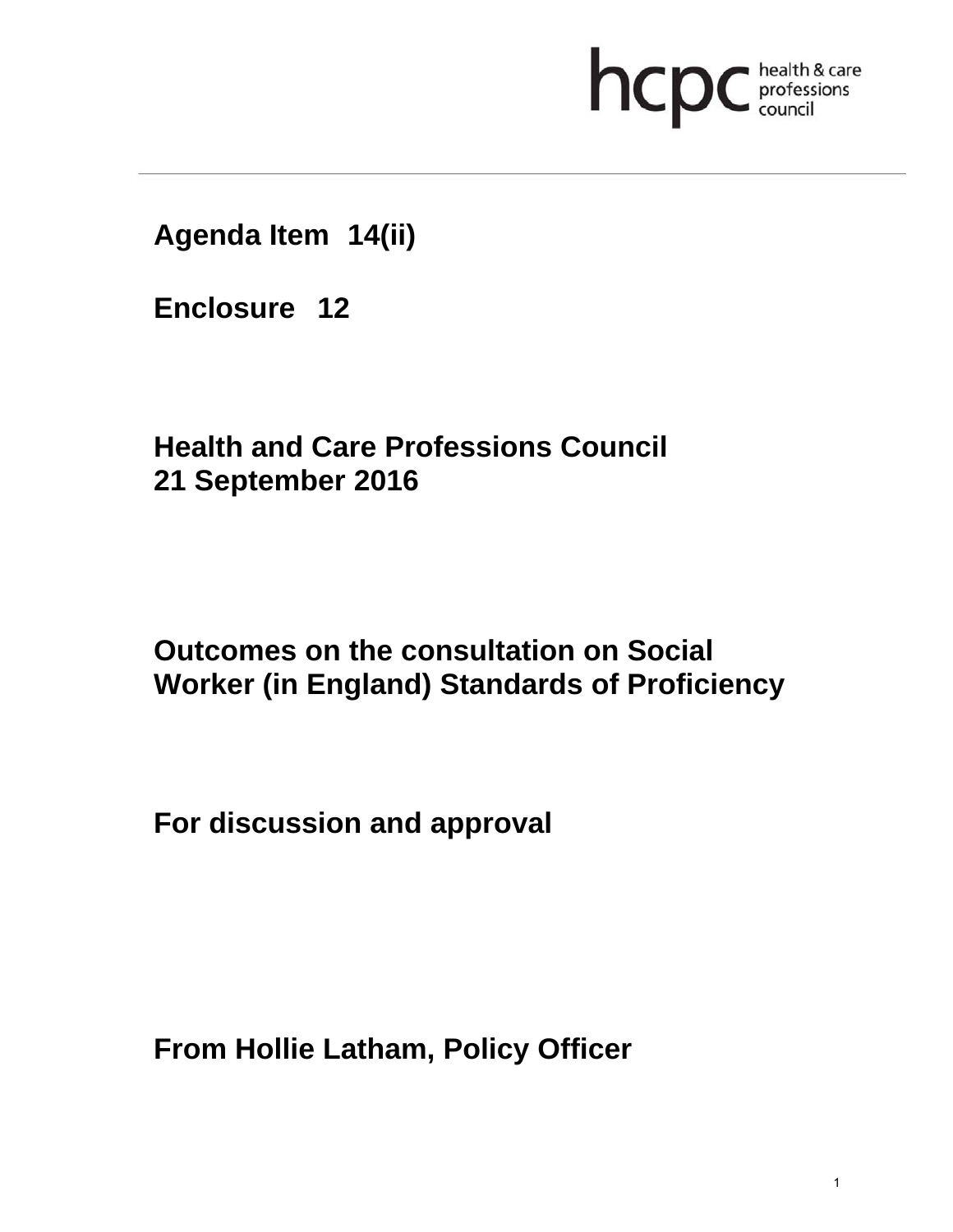hcpc health & care professions council

**Agenda Item 14(ii)**

**Enclosure 12**

**Health and Care Professions Council**
**21 September 2016**

# Outcomes on the consultation on Social Worker (in England) Standards of Proficiency

**For discussion and approval**

**From Hollie Latham, Policy Officer**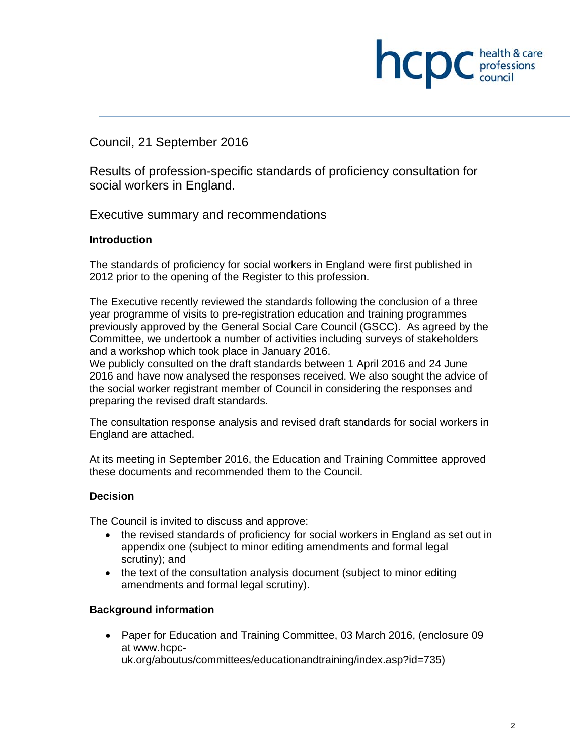Council, 21 September 2016

# Results of profession-specific standards of proficiency consultation for social workers in England.

## Executive summary and recommendations

### Introduction

The standards of proficiency for social workers in England were first published in 2012 prior to the opening of the Register to this profession.

The Executive recently reviewed the standards following the conclusion of a three year programme of visits to pre-registration education and training programmes previously approved by the General Social Care Council (GSCC). As agreed by the Committee, we undertook a number of activities including surveys of stakeholders and a workshop which took place in January 2016.
We publicly consulted on the draft standards between 1 April 2016 and 24 June 2016 and have now analysed the responses received. We also sought the advice of the social worker registrant member of Council in considering the responses and preparing the revised draft standards.

The consultation response analysis and revised draft standards for social workers in England are attached.

At its meeting in September 2016, the Education and Training Committee approved these documents and recommended them to the Council.

### Decision

The Council is invited to discuss and approve:

- the revised standards of proficiency for social workers in England as set out in appendix one (subject to minor editing amendments and formal legal scrutiny); and
- the text of the consultation analysis document (subject to minor editing amendments and formal legal scrutiny).

### Background information

- Paper for Education and Training Committee, 03 March 2016, (enclosure 09 at www.hcpc-uk.org/aboutus/committees/educationandtraining/index.asp?id=735)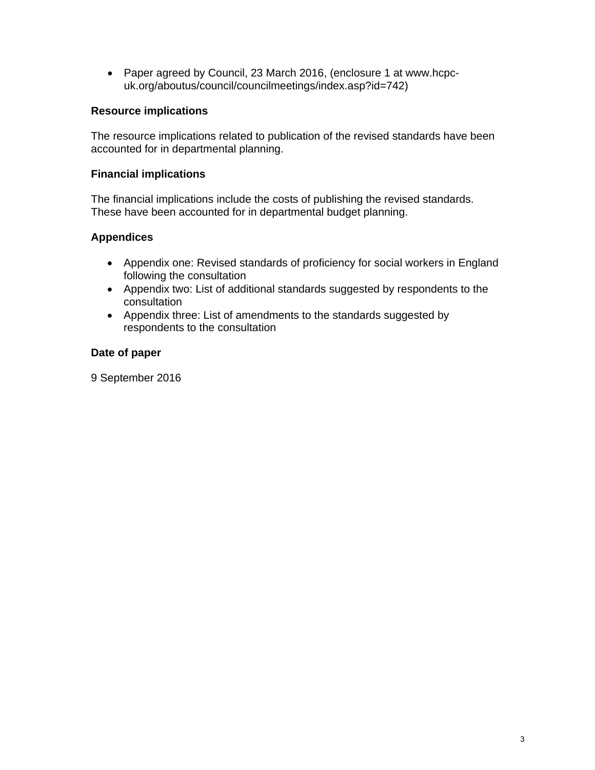- Paper agreed by Council, 23 March 2016, (enclosure 1 at www.hcpc-uk.org/aboutus/council/councilmeetings/index.asp?id=742)

**Resource implications**

The resource implications related to publication of the revised standards have been accounted for in departmental planning.

**Financial implications**

The financial implications include the costs of publishing the revised standards. These have been accounted for in departmental budget planning.

**Appendices**

- Appendix one: Revised standards of proficiency for social workers in England following the consultation
- Appendix two: List of additional standards suggested by respondents to the consultation
- Appendix three: List of amendments to the standards suggested by respondents to the consultation

**Date of paper**

9 September 2016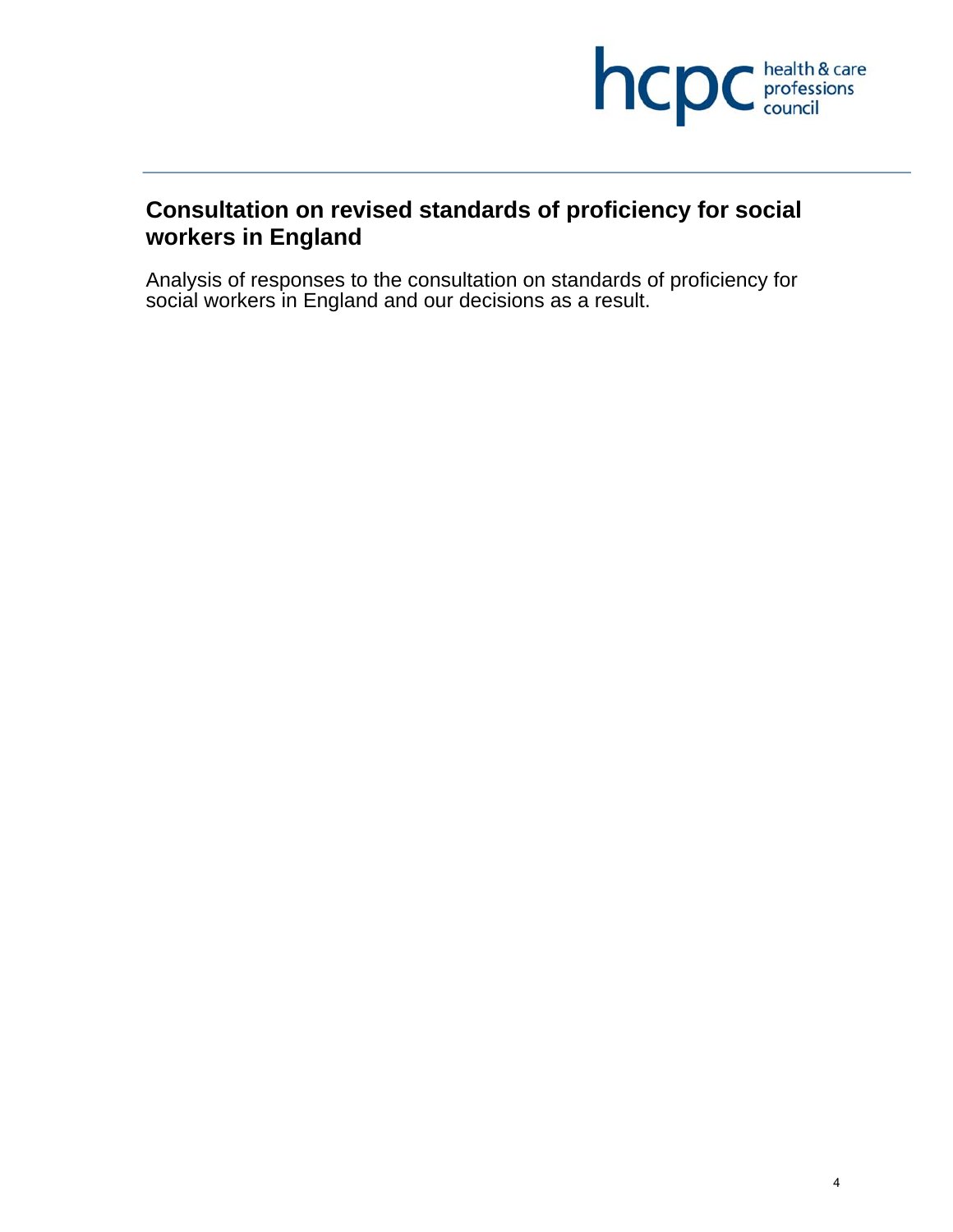## Consultation on revised standards of proficiency for social workers in England

Analysis of responses to the consultation on standards of proficiency for social workers in England and our decisions as a result.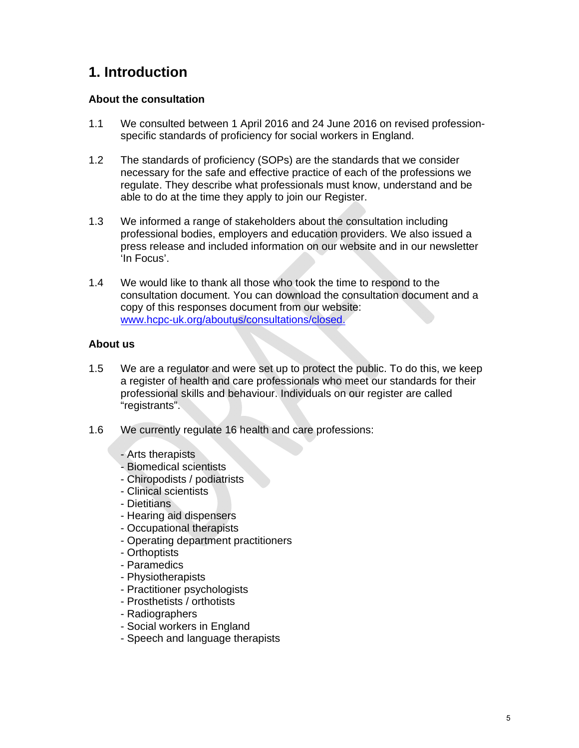# 1. Introduction

### About the consultation

1.1 We consulted between 1 April 2016 and 24 June 2016 on revised profession-specific standards of proficiency for social workers in England.

1.2 The standards of proficiency (SOPs) are the standards that we consider necessary for the safe and effective practice of each of the professions we regulate. They describe what professionals must know, understand and be able to do at the time they apply to join our Register.

1.3 We informed a range of stakeholders about the consultation including professional bodies, employers and education providers. We also issued a press release and included information on our website and in our newsletter 'In Focus'.

1.4 We would like to thank all those who took the time to respond to the consultation document. You can download the consultation document and a copy of this responses document from our website: www.hcpc-uk.org/aboutus/consultations/closed.

### About us

1.5 We are a regulator and were set up to protect the public. To do this, we keep a register of health and care professionals who meet our standards for their professional skills and behaviour. Individuals on our register are called "registrants".

1.6 We currently regulate 16 health and care professions:

- Arts therapists
- Biomedical scientists
- Chiropodists / podiatrists
- Clinical scientists
- Dietitians
- Hearing aid dispensers
- Occupational therapists
- Operating department practitioners
- Orthoptists
- Paramedics
- Physiotherapists
- Practitioner psychologists
- Prosthetists / orthotists
- Radiographers
- Social workers in England
- Speech and language therapists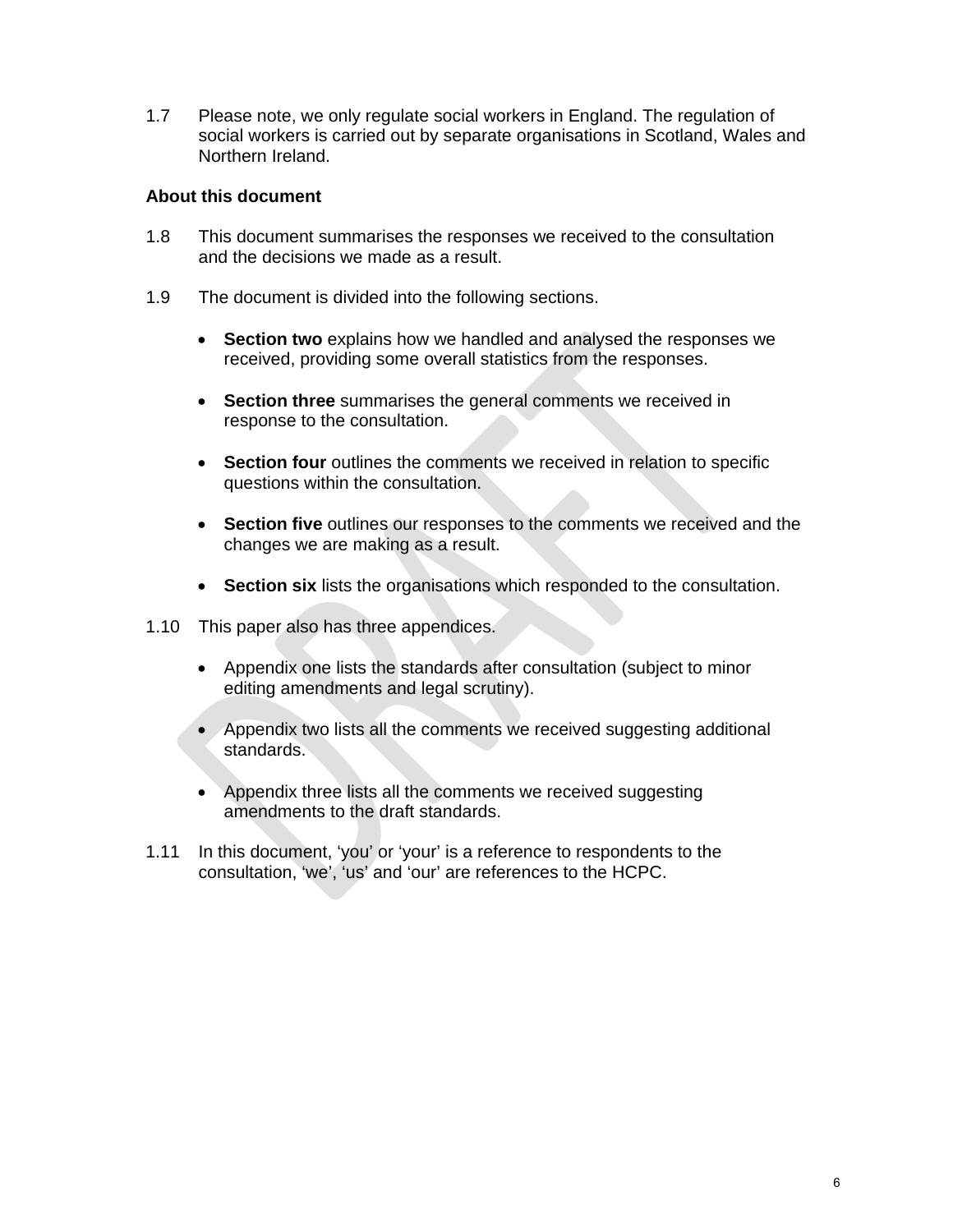1.7 Please note, we only regulate social workers in England. The regulation of social workers is carried out by separate organisations in Scotland, Wales and Northern Ireland.

**About this document**

1.8 This document summarises the responses we received to the consultation and the decisions we made as a result.

1.9 The document is divided into the following sections.

- **Section two** explains how we handled and analysed the responses we received, providing some overall statistics from the responses.
- **Section three** summarises the general comments we received in response to the consultation.
- **Section four** outlines the comments we received in relation to specific questions within the consultation.
- **Section five** outlines our responses to the comments we received and the changes we are making as a result.
- **Section six** lists the organisations which responded to the consultation.

1.10 This paper also has three appendices.

- Appendix one lists the standards after consultation (subject to minor editing amendments and legal scrutiny).
- Appendix two lists all the comments we received suggesting additional standards.
- Appendix three lists all the comments we received suggesting amendments to the draft standards.

1.11 In this document, 'you' or 'your' is a reference to respondents to the consultation, 'we', 'us' and 'our' are references to the HCPC.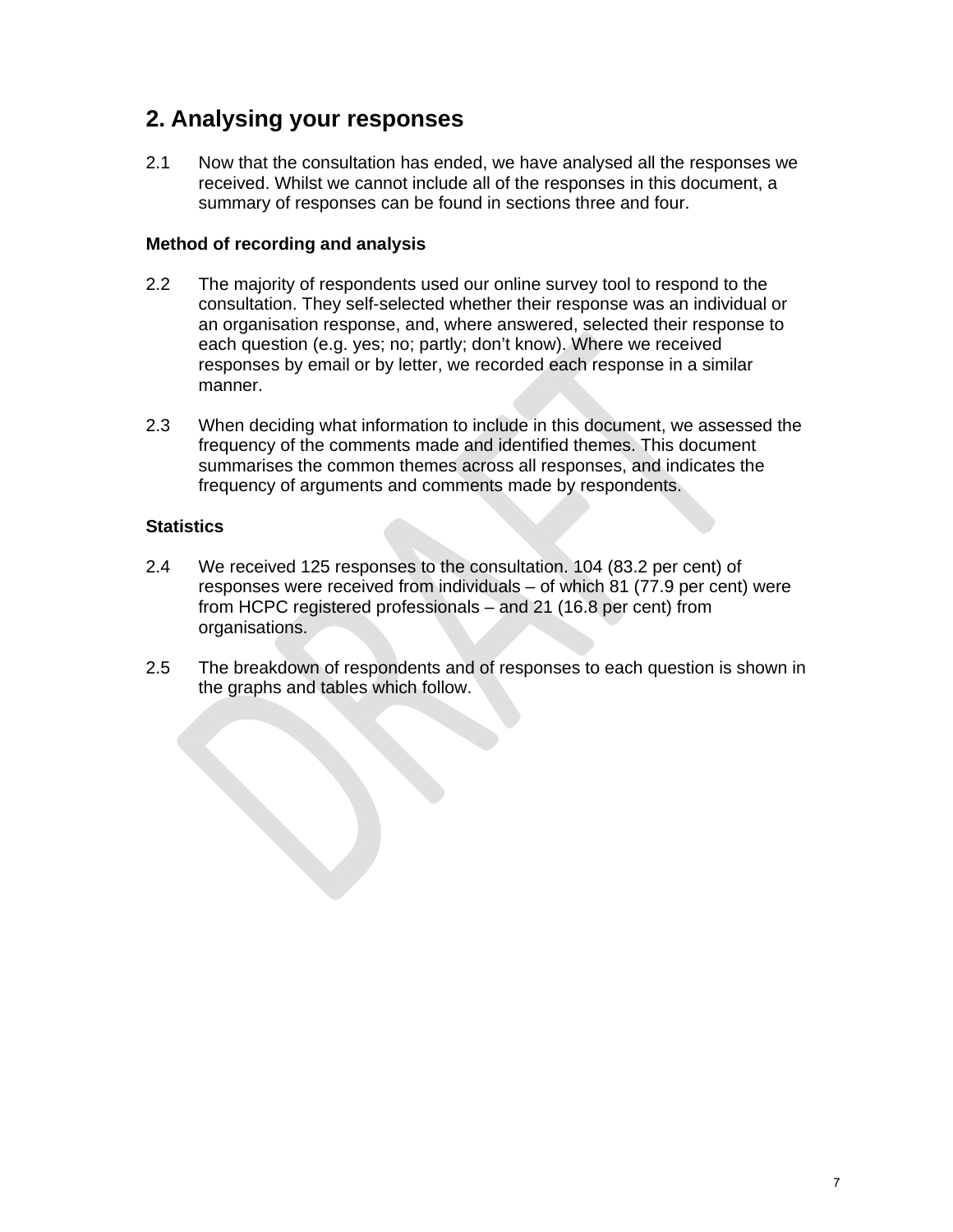## 2. Analysing your responses

2.1 Now that the consultation has ended, we have analysed all the responses we received. Whilst we cannot include all of the responses in this document, a summary of responses can be found in sections three and four.

**Method of recording and analysis**

2.2 The majority of respondents used our online survey tool to respond to the consultation. They self-selected whether their response was an individual or an organisation response, and, where answered, selected their response to each question (e.g. yes; no; partly; don't know). Where we received responses by email or by letter, we recorded each response in a similar manner.

2.3 When deciding what information to include in this document, we assessed the frequency of the comments made and identified themes. This document summarises the common themes across all responses, and indicates the frequency of arguments and comments made by respondents.

**Statistics**

2.4 We received 125 responses to the consultation. 104 (83.2 per cent) of responses were received from individuals – of which 81 (77.9 per cent) were from HCPC registered professionals – and 21 (16.8 per cent) from organisations.

2.5 The breakdown of respondents and of responses to each question is shown in the graphs and tables which follow.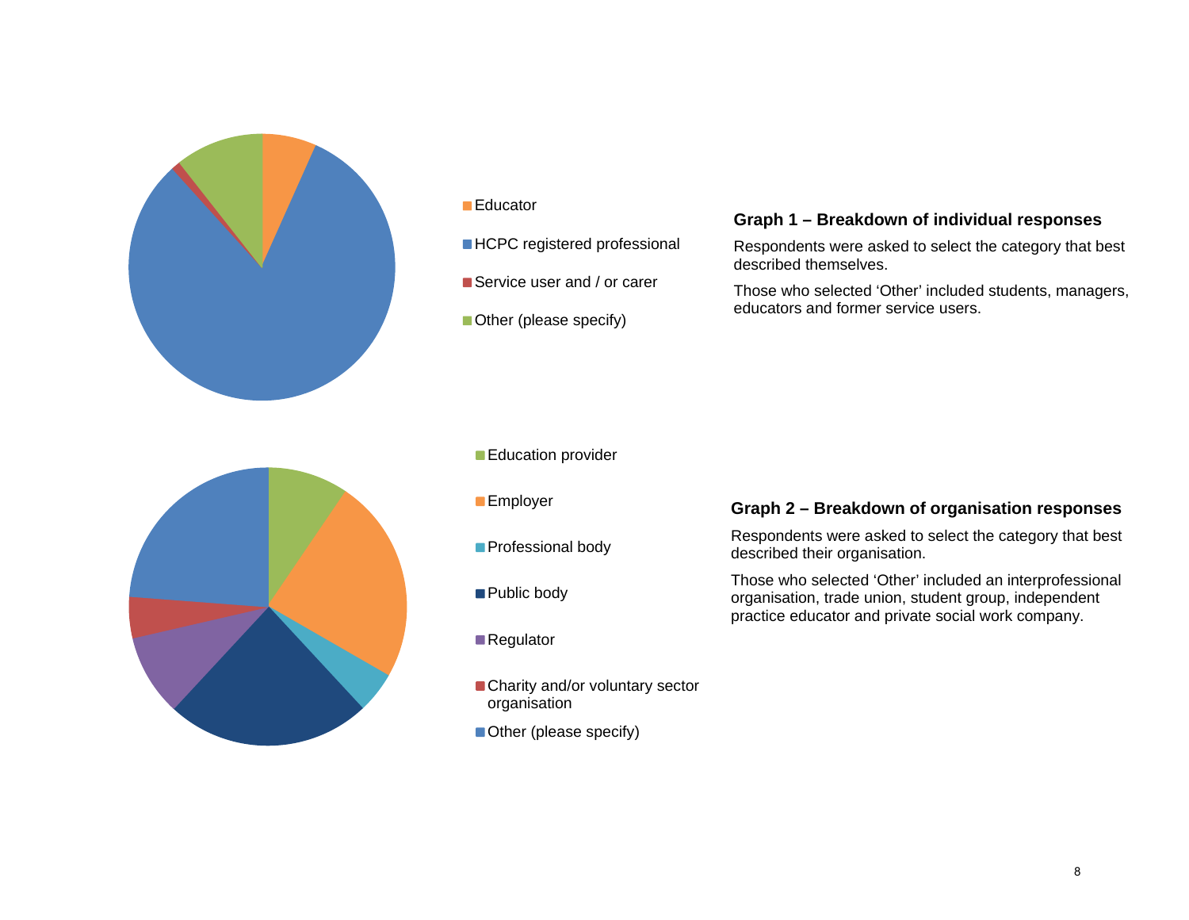Educator

HCPC registered professional

Service user and / or carer

Other (please specify)

**Graph 1 – Breakdown of individual responses**

Respondents were asked to select the category that best described themselves.

Those who selected 'Other' included students, managers, educators and former service users.

Education provider

Employer

Professional body

Public body

Regulator

Charity and/or voluntary sector organisation

Other (please specify)

**Graph 2 – Breakdown of organisation responses**

Respondents were asked to select the category that best described their organisation.

Those who selected 'Other' included an interprofessional organisation, trade union, student group, independent practice educator and private social work company.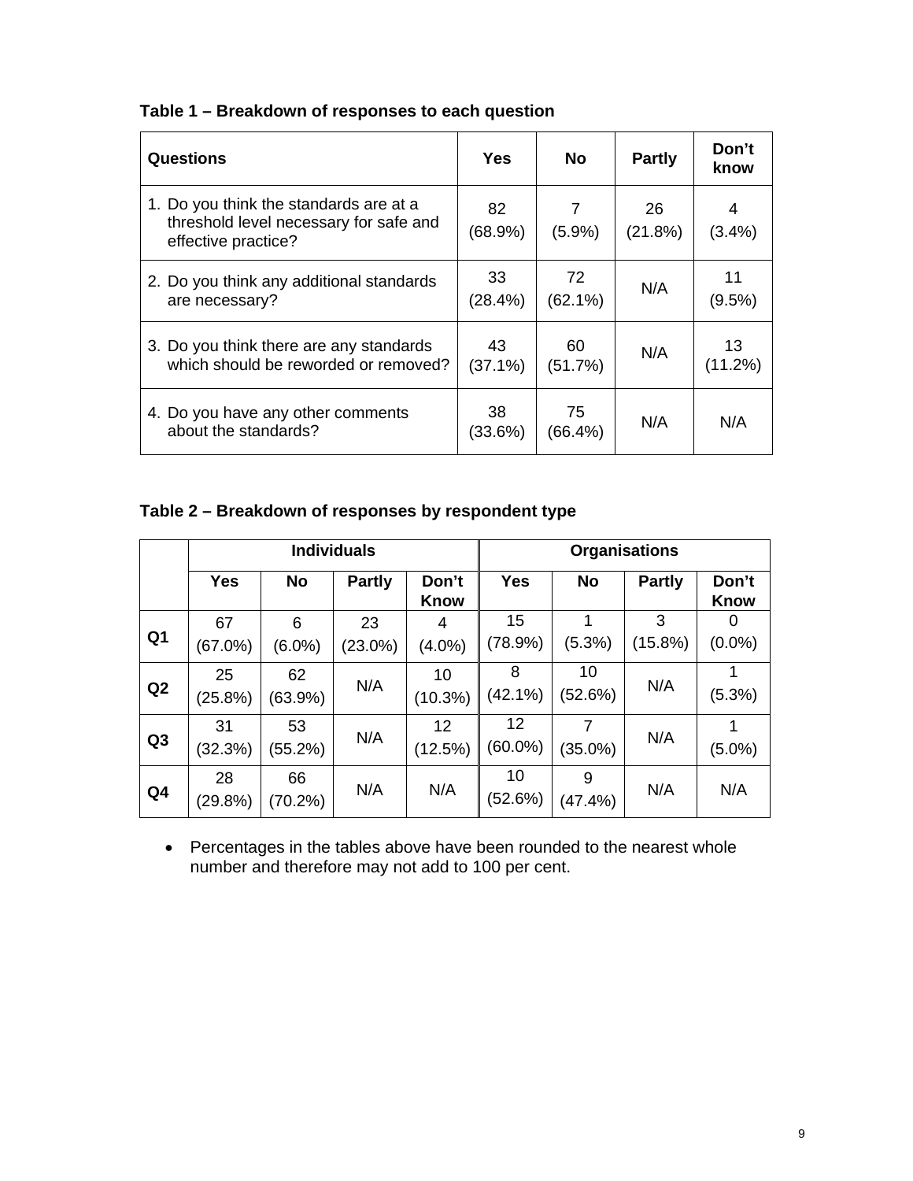**Table 1 – Breakdown of responses to each question**

| Questions | Yes | No | Partly | Don't know |
|---|---|---|---|---|
| 1. Do you think the standards are at a threshold level necessary for safe and effective practice? | 82 (68.9%) | 7 (5.9%) | 26 (21.8%) | 4 (3.4%) |
| 2. Do you think any additional standards are necessary? | 33 (28.4%) | 72 (62.1%) | N/A | 11 (9.5%) |
| 3. Do you think there are any standards which should be reworded or removed? | 43 (37.1%) | 60 (51.7%) | N/A | 13 (11.2%) |
| 4. Do you have any other comments about the standards? | 38 (33.6%) | 75 (66.4%) | N/A | N/A |

**Table 2 – Breakdown of responses by respondent type**

| | Individuals | | | | Organisations | | | |
|---|---|---|---|---|---|---|---|---|
| | Yes | No | Partly | Don't Know | Yes | No | Partly | Don't Know |
| **Q1** | 67 (67.0%) | 6 (6.0%) | 23 (23.0%) | 4 (4.0%) | 15 (78.9%) | 1 (5.3%) | 3 (15.8%) | 0 (0.0%) |
| **Q2** | 25 (25.8%) | 62 (63.9%) | N/A | 10 (10.3%) | 8 (42.1%) | 10 (52.6%) | N/A | 1 (5.3%) |
| **Q3** | 31 (32.3%) | 53 (55.2%) | N/A | 12 (12.5%) | 12 (60.0%) | 7 (35.0%) | N/A | 1 (5.0%) |
| **Q4** | 28 (29.8%) | 66 (70.2%) | N/A | N/A | 10 (52.6%) | 9 (47.4%) | N/A | N/A |

- Percentages in the tables above have been rounded to the nearest whole number and therefore may not add to 100 per cent.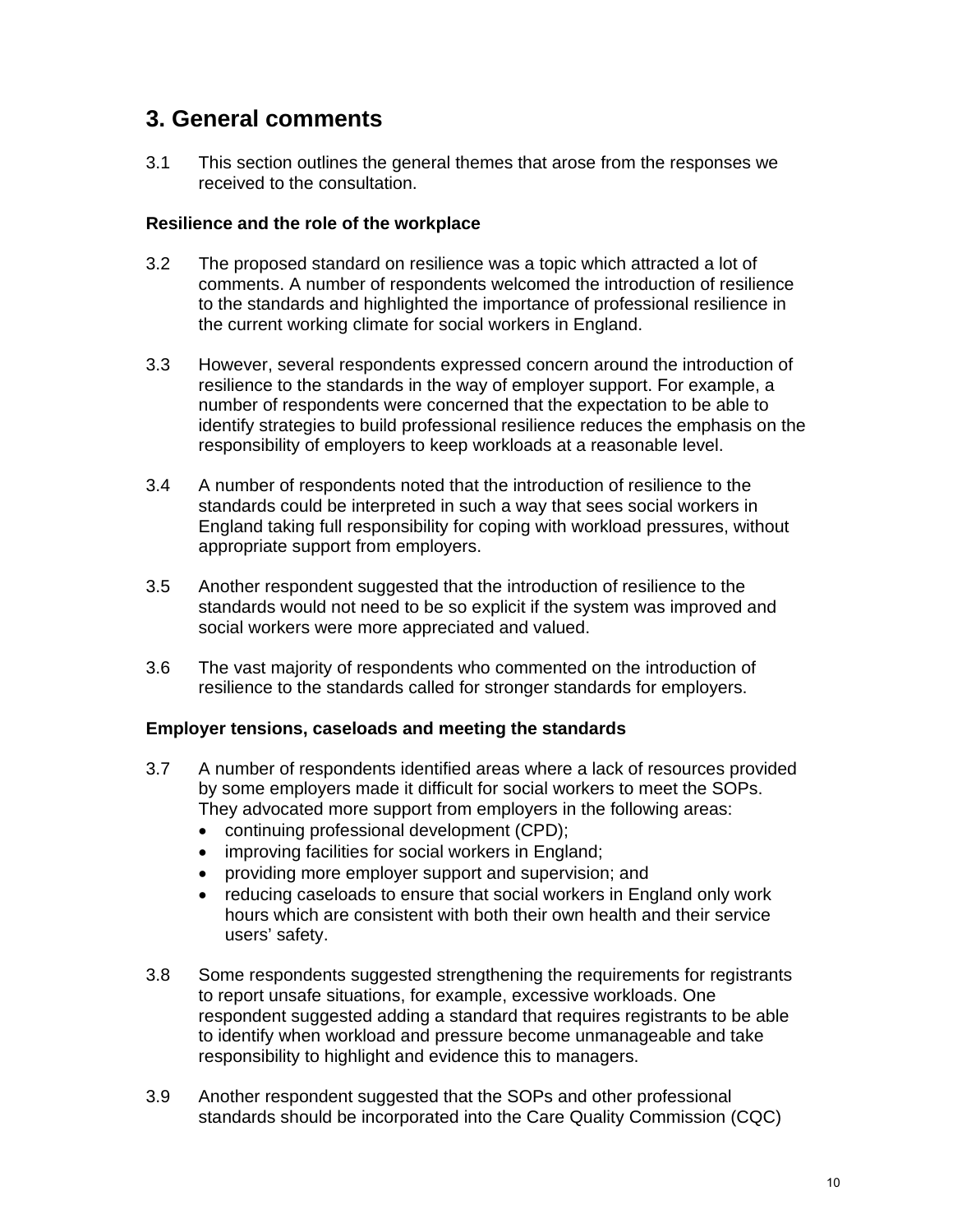## 3. General comments

3.1 This section outlines the general themes that arose from the responses we received to the consultation.

### Resilience and the role of the workplace

3.2 The proposed standard on resilience was a topic which attracted a lot of comments. A number of respondents welcomed the introduction of resilience to the standards and highlighted the importance of professional resilience in the current working climate for social workers in England.

3.3 However, several respondents expressed concern around the introduction of resilience to the standards in the way of employer support. For example, a number of respondents were concerned that the expectation to be able to identify strategies to build professional resilience reduces the emphasis on the responsibility of employers to keep workloads at a reasonable level.

3.4 A number of respondents noted that the introduction of resilience to the standards could be interpreted in such a way that sees social workers in England taking full responsibility for coping with workload pressures, without appropriate support from employers.

3.5 Another respondent suggested that the introduction of resilience to the standards would not need to be so explicit if the system was improved and social workers were more appreciated and valued.

3.6 The vast majority of respondents who commented on the introduction of resilience to the standards called for stronger standards for employers.

### Employer tensions, caseloads and meeting the standards

3.7 A number of respondents identified areas where a lack of resources provided by some employers made it difficult for social workers to meet the SOPs. They advocated more support from employers in the following areas:

- continuing professional development (CPD);
- improving facilities for social workers in England;
- providing more employer support and supervision; and
- reducing caseloads to ensure that social workers in England only work hours which are consistent with both their own health and their service users' safety.

3.8 Some respondents suggested strengthening the requirements for registrants to report unsafe situations, for example, excessive workloads. One respondent suggested adding a standard that requires registrants to be able to identify when workload and pressure become unmanageable and take responsibility to highlight and evidence this to managers.

3.9 Another respondent suggested that the SOPs and other professional standards should be incorporated into the Care Quality Commission (CQC)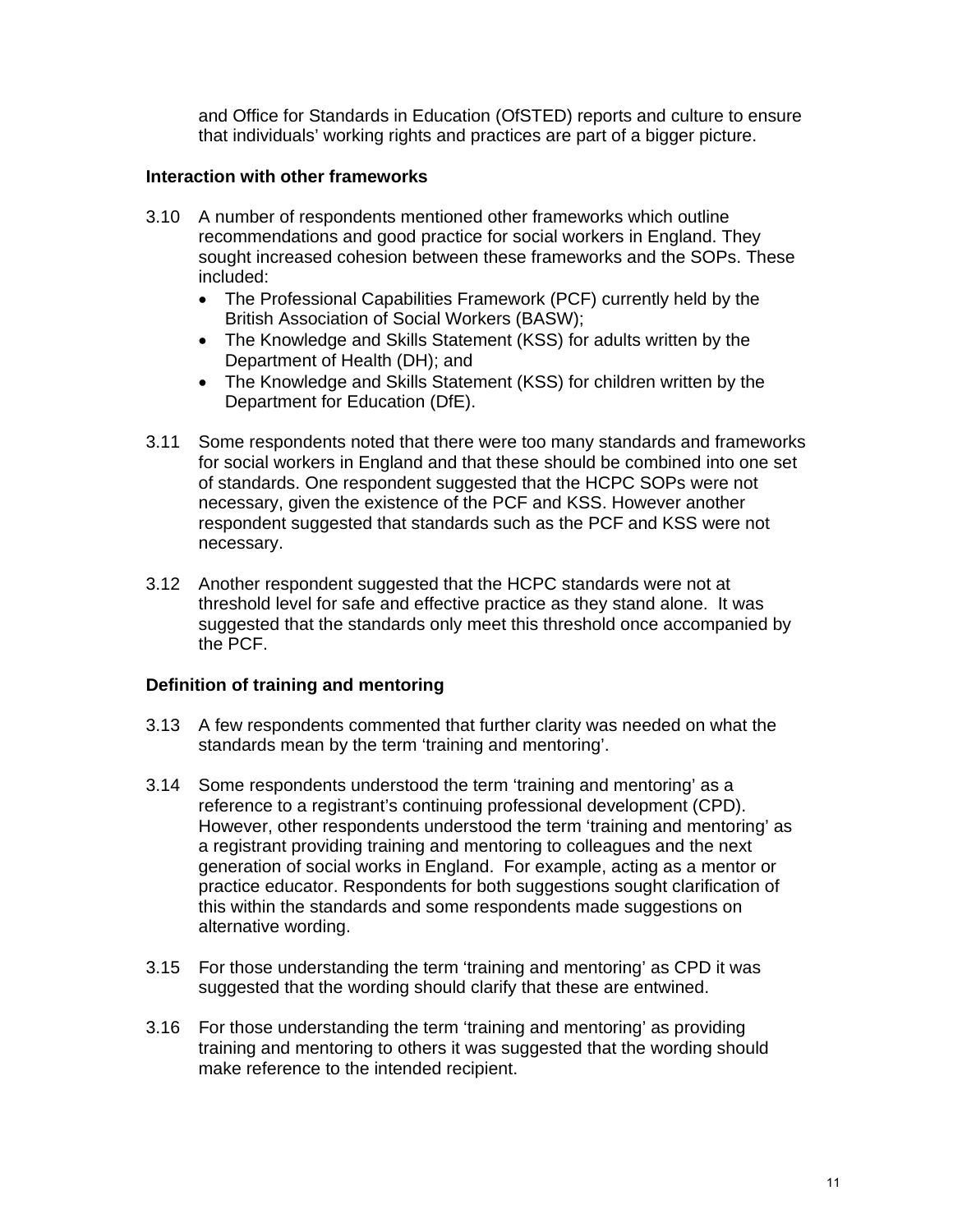and Office for Standards in Education (OfSTED) reports and culture to ensure that individuals' working rights and practices are part of a bigger picture.

**Interaction with other frameworks**

3.10 A number of respondents mentioned other frameworks which outline recommendations and good practice for social workers in England. They sought increased cohesion between these frameworks and the SOPs. These included:

- The Professional Capabilities Framework (PCF) currently held by the British Association of Social Workers (BASW);
- The Knowledge and Skills Statement (KSS) for adults written by the Department of Health (DH); and
- The Knowledge and Skills Statement (KSS) for children written by the Department for Education (DfE).

3.11 Some respondents noted that there were too many standards and frameworks for social workers in England and that these should be combined into one set of standards. One respondent suggested that the HCPC SOPs were not necessary, given the existence of the PCF and KSS. However another respondent suggested that standards such as the PCF and KSS were not necessary.

3.12 Another respondent suggested that the HCPC standards were not at threshold level for safe and effective practice as they stand alone. It was suggested that the standards only meet this threshold once accompanied by the PCF.

**Definition of training and mentoring**

3.13 A few respondents commented that further clarity was needed on what the standards mean by the term 'training and mentoring'.

3.14 Some respondents understood the term 'training and mentoring' as a reference to a registrant's continuing professional development (CPD). However, other respondents understood the term 'training and mentoring' as a registrant providing training and mentoring to colleagues and the next generation of social works in England. For example, acting as a mentor or practice educator. Respondents for both suggestions sought clarification of this within the standards and some respondents made suggestions on alternative wording.

3.15 For those understanding the term 'training and mentoring' as CPD it was suggested that the wording should clarify that these are entwined.

3.16 For those understanding the term 'training and mentoring' as providing training and mentoring to others it was suggested that the wording should make reference to the intended recipient.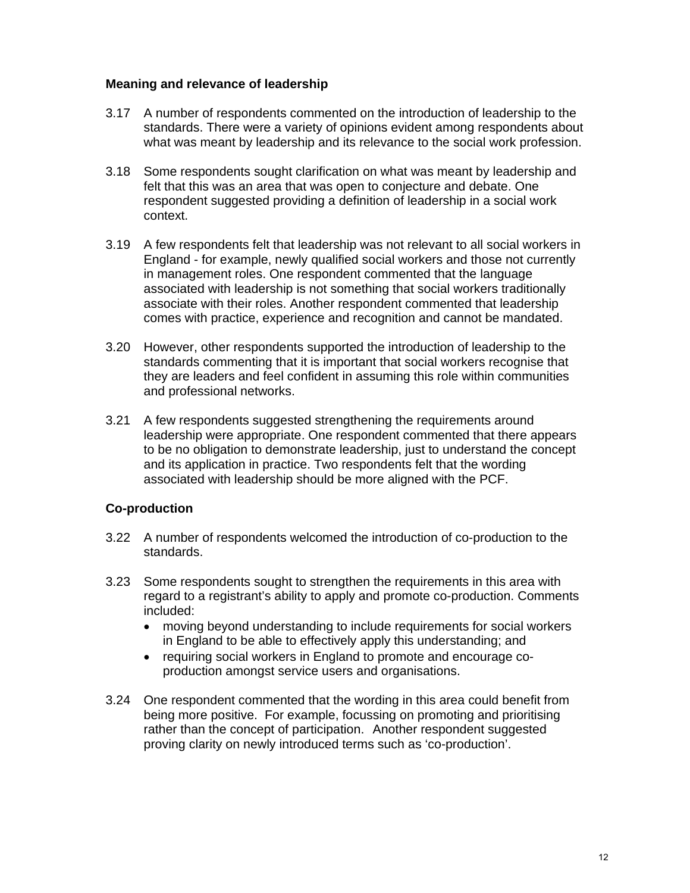### Meaning and relevance of leadership

3.17 A number of respondents commented on the introduction of leadership to the standards. There were a variety of opinions evident among respondents about what was meant by leadership and its relevance to the social work profession.

3.18 Some respondents sought clarification on what was meant by leadership and felt that this was an area that was open to conjecture and debate. One respondent suggested providing a definition of leadership in a social work context.

3.19 A few respondents felt that leadership was not relevant to all social workers in England - for example, newly qualified social workers and those not currently in management roles. One respondent commented that the language associated with leadership is not something that social workers traditionally associate with their roles. Another respondent commented that leadership comes with practice, experience and recognition and cannot be mandated.

3.20 However, other respondents supported the introduction of leadership to the standards commenting that it is important that social workers recognise that they are leaders and feel confident in assuming this role within communities and professional networks.

3.21 A few respondents suggested strengthening the requirements around leadership were appropriate. One respondent commented that there appears to be no obligation to demonstrate leadership, just to understand the concept and its application in practice. Two respondents felt that the wording associated with leadership should be more aligned with the PCF.

### Co-production

3.22 A number of respondents welcomed the introduction of co-production to the standards.

3.23 Some respondents sought to strengthen the requirements in this area with regard to a registrant's ability to apply and promote co-production. Comments included:

- moving beyond understanding to include requirements for social workers in England to be able to effectively apply this understanding; and
- requiring social workers in England to promote and encourage co-production amongst service users and organisations.

3.24 One respondent commented that the wording in this area could benefit from being more positive. For example, focussing on promoting and prioritising rather than the concept of participation. Another respondent suggested proving clarity on newly introduced terms such as 'co-production'.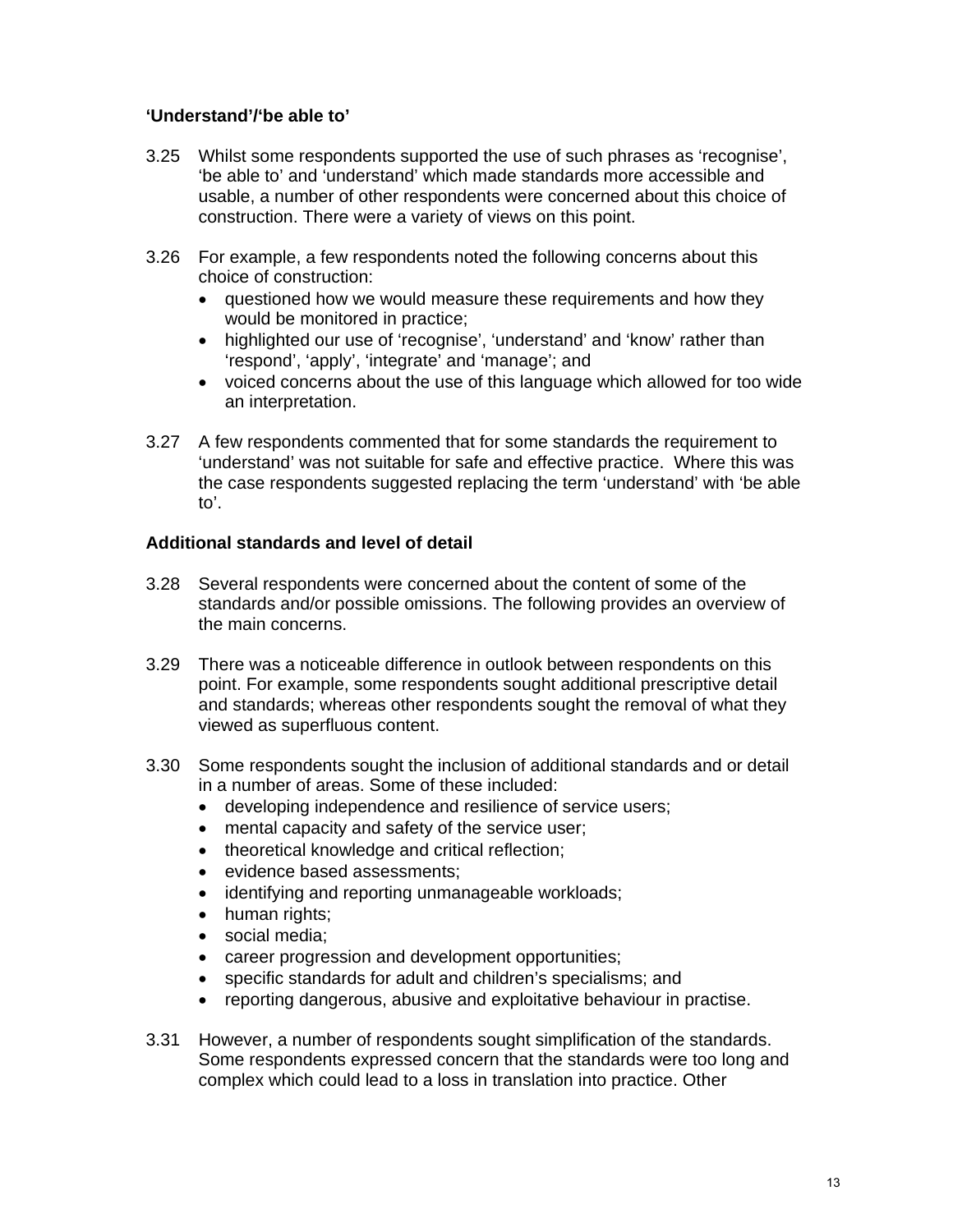**'Understand'/'be able to'**

3.25 Whilst some respondents supported the use of such phrases as 'recognise', 'be able to' and 'understand' which made standards more accessible and usable, a number of other respondents were concerned about this choice of construction. There were a variety of views on this point.

3.26 For example, a few respondents noted the following concerns about this choice of construction:

- questioned how we would measure these requirements and how they would be monitored in practice;
- highlighted our use of 'recognise', 'understand' and 'know' rather than 'respond', 'apply', 'integrate' and 'manage'; and
- voiced concerns about the use of this language which allowed for too wide an interpretation.

3.27 A few respondents commented that for some standards the requirement to 'understand' was not suitable for safe and effective practice. Where this was the case respondents suggested replacing the term 'understand' with 'be able to'.

**Additional standards and level of detail**

3.28 Several respondents were concerned about the content of some of the standards and/or possible omissions. The following provides an overview of the main concerns.

3.29 There was a noticeable difference in outlook between respondents on this point. For example, some respondents sought additional prescriptive detail and standards; whereas other respondents sought the removal of what they viewed as superfluous content.

3.30 Some respondents sought the inclusion of additional standards and or detail in a number of areas. Some of these included:

- developing independence and resilience of service users;
- mental capacity and safety of the service user;
- theoretical knowledge and critical reflection;
- evidence based assessments;
- identifying and reporting unmanageable workloads;
- human rights;
- social media;
- career progression and development opportunities;
- specific standards for adult and children's specialisms; and
- reporting dangerous, abusive and exploitative behaviour in practise.

3.31 However, a number of respondents sought simplification of the standards. Some respondents expressed concern that the standards were too long and complex which could lead to a loss in translation into practice. Other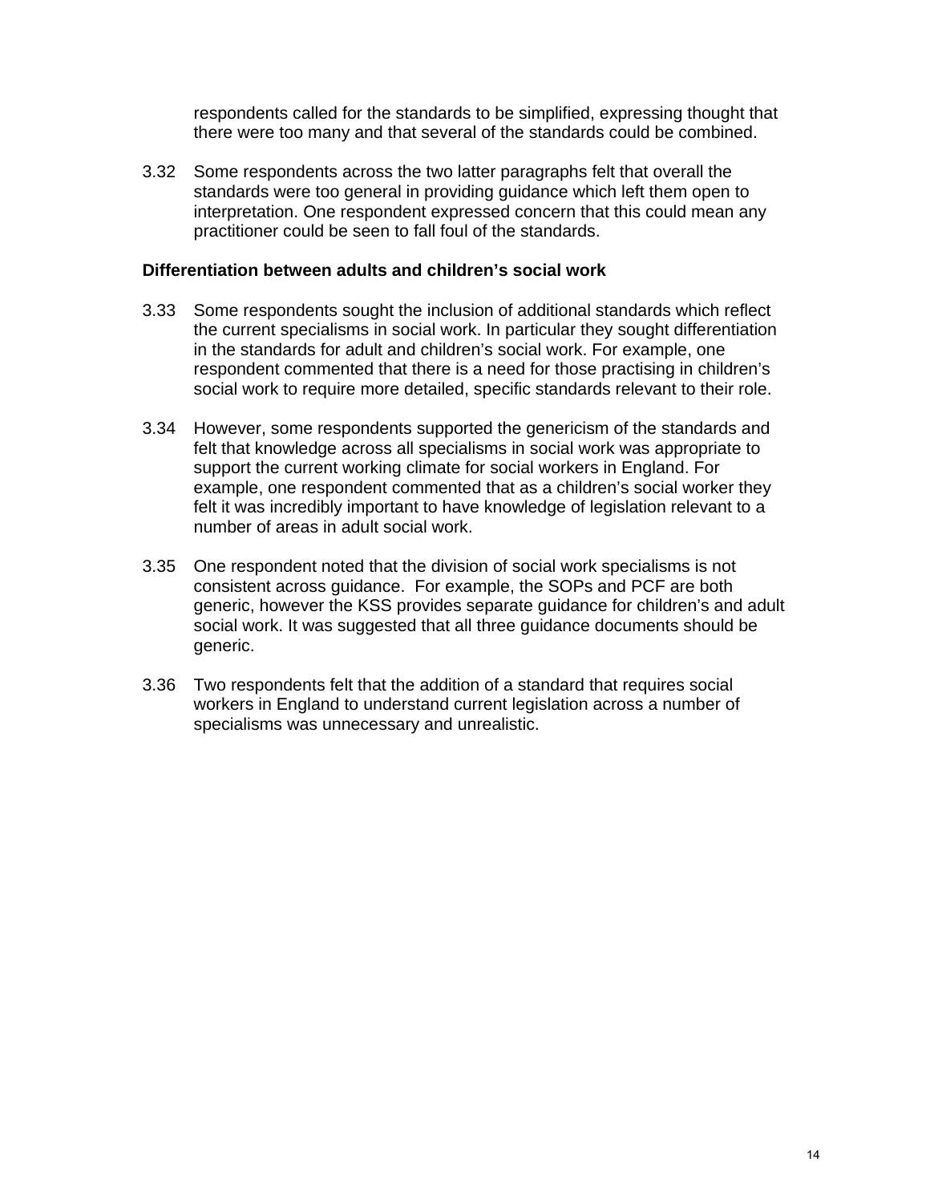respondents called for the standards to be simplified, expressing thought that there were too many and that several of the standards could be combined.

3.32 Some respondents across the two latter paragraphs felt that overall the standards were too general in providing guidance which left them open to interpretation. One respondent expressed concern that this could mean any practitioner could be seen to fall foul of the standards.

**Differentiation between adults and children's social work**

3.33 Some respondents sought the inclusion of additional standards which reflect the current specialisms in social work. In particular they sought differentiation in the standards for adult and children's social work. For example, one respondent commented that there is a need for those practising in children's social work to require more detailed, specific standards relevant to their role.

3.34 However, some respondents supported the genericism of the standards and felt that knowledge across all specialisms in social work was appropriate to support the current working climate for social workers in England. For example, one respondent commented that as a children's social worker they felt it was incredibly important to have knowledge of legislation relevant to a number of areas in adult social work.

3.35 One respondent noted that the division of social work specialisms is not consistent across guidance. For example, the SOPs and PCF are both generic, however the KSS provides separate guidance for children's and adult social work. It was suggested that all three guidance documents should be generic.

3.36 Two respondents felt that the addition of a standard that requires social workers in England to understand current legislation across a number of specialisms was unnecessary and unrealistic.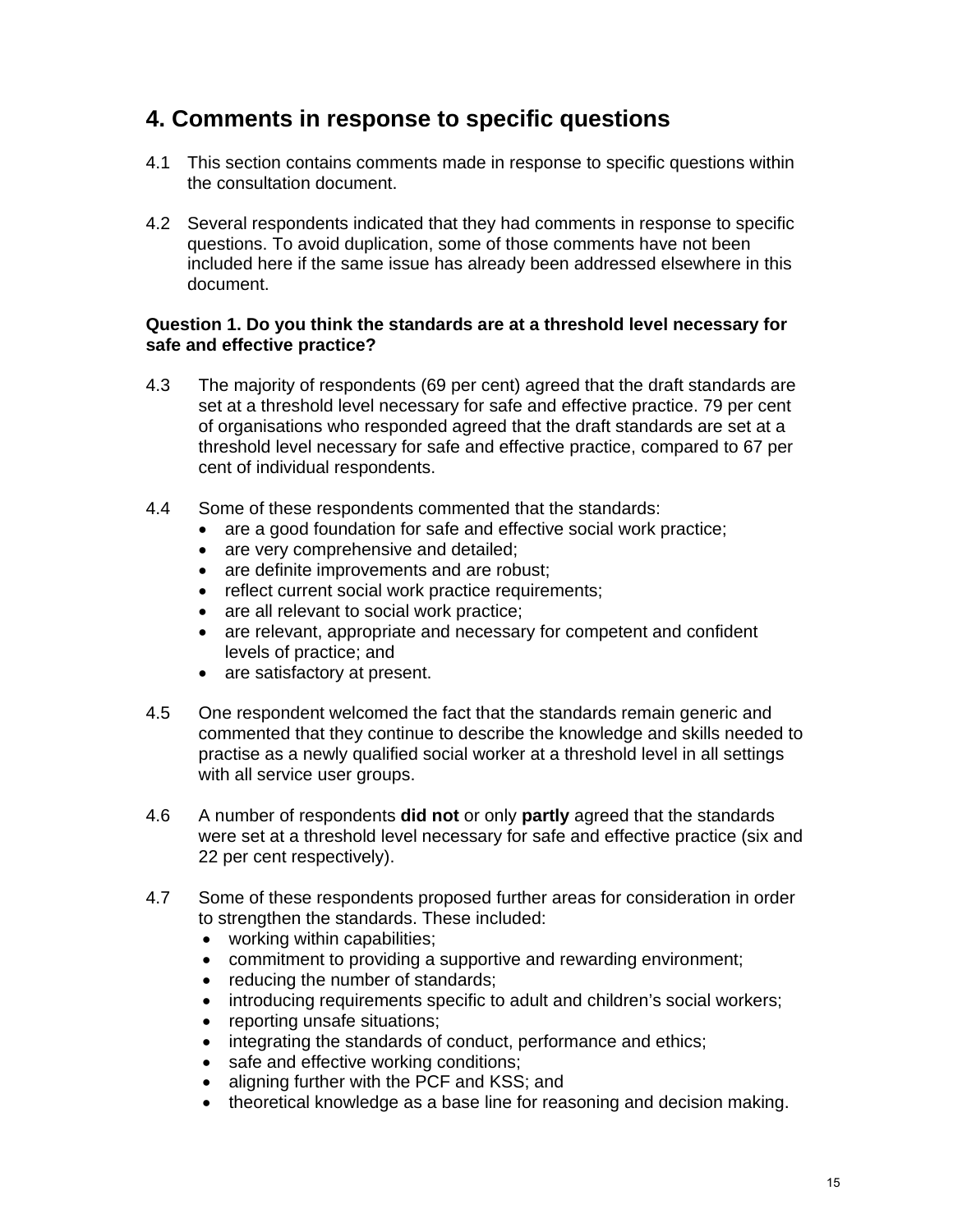## 4. Comments in response to specific questions

4.1 This section contains comments made in response to specific questions within the consultation document.

4.2 Several respondents indicated that they had comments in response to specific questions. To avoid duplication, some of those comments have not been included here if the same issue has already been addressed elsewhere in this document.

**Question 1. Do you think the standards are at a threshold level necessary for safe and effective practice?**

4.3 The majority of respondents (69 per cent) agreed that the draft standards are set at a threshold level necessary for safe and effective practice. 79 per cent of organisations who responded agreed that the draft standards are set at a threshold level necessary for safe and effective practice, compared to 67 per cent of individual respondents.

4.4 Some of these respondents commented that the standards:

- are a good foundation for safe and effective social work practice;
- are very comprehensive and detailed;
- are definite improvements and are robust;
- reflect current social work practice requirements;
- are all relevant to social work practice;
- are relevant, appropriate and necessary for competent and confident levels of practice; and
- are satisfactory at present.

4.5 One respondent welcomed the fact that the standards remain generic and commented that they continue to describe the knowledge and skills needed to practise as a newly qualified social worker at a threshold level in all settings with all service user groups.

4.6 A number of respondents **did not** or only **partly** agreed that the standards were set at a threshold level necessary for safe and effective practice (six and 22 per cent respectively).

4.7 Some of these respondents proposed further areas for consideration in order to strengthen the standards. These included:

- working within capabilities;
- commitment to providing a supportive and rewarding environment;
- reducing the number of standards;
- introducing requirements specific to adult and children's social workers;
- reporting unsafe situations;
- integrating the standards of conduct, performance and ethics;
- safe and effective working conditions;
- aligning further with the PCF and KSS; and
- theoretical knowledge as a base line for reasoning and decision making.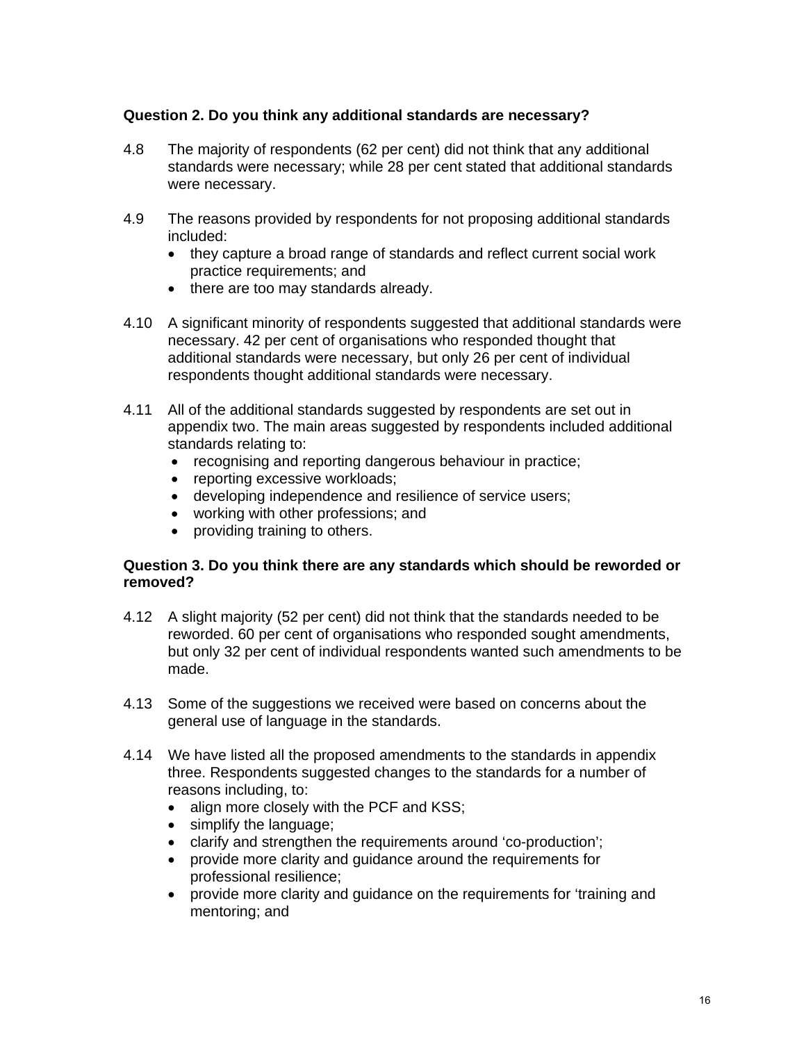**Question 2. Do you think any additional standards are necessary?**

4.8 The majority of respondents (62 per cent) did not think that any additional standards were necessary; while 28 per cent stated that additional standards were necessary.

4.9 The reasons provided by respondents for not proposing additional standards included:

- they capture a broad range of standards and reflect current social work practice requirements; and
- there are too may standards already.

4.10 A significant minority of respondents suggested that additional standards were necessary. 42 per cent of organisations who responded thought that additional standards were necessary, but only 26 per cent of individual respondents thought additional standards were necessary.

4.11 All of the additional standards suggested by respondents are set out in appendix two. The main areas suggested by respondents included additional standards relating to:

- recognising and reporting dangerous behaviour in practice;
- reporting excessive workloads;
- developing independence and resilience of service users;
- working with other professions; and
- providing training to others.

**Question 3. Do you think there are any standards which should be reworded or removed?**

4.12 A slight majority (52 per cent) did not think that the standards needed to be reworded. 60 per cent of organisations who responded sought amendments, but only 32 per cent of individual respondents wanted such amendments to be made.

4.13 Some of the suggestions we received were based on concerns about the general use of language in the standards.

4.14 We have listed all the proposed amendments to the standards in appendix three. Respondents suggested changes to the standards for a number of reasons including, to:

- align more closely with the PCF and KSS;
- simplify the language;
- clarify and strengthen the requirements around 'co-production';
- provide more clarity and guidance around the requirements for professional resilience;
- provide more clarity and guidance on the requirements for 'training and mentoring; and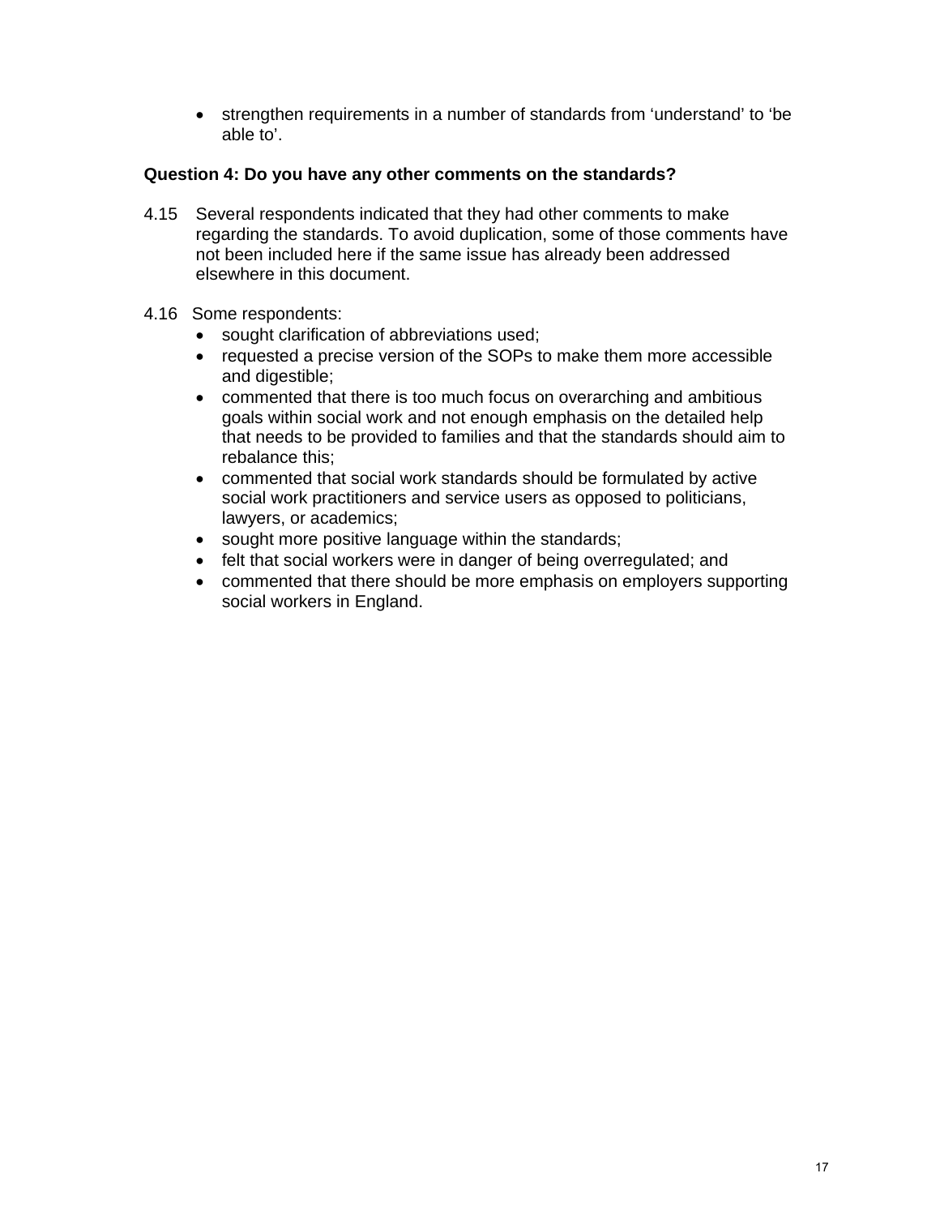- strengthen requirements in a number of standards from 'understand' to 'be able to'.

**Question 4: Do you have any other comments on the standards?**

4.15 Several respondents indicated that they had other comments to make regarding the standards. To avoid duplication, some of those comments have not been included here if the same issue has already been addressed elsewhere in this document.

4.16 Some respondents:

- sought clarification of abbreviations used;
- requested a precise version of the SOPs to make them more accessible and digestible;
- commented that there is too much focus on overarching and ambitious goals within social work and not enough emphasis on the detailed help that needs to be provided to families and that the standards should aim to rebalance this;
- commented that social work standards should be formulated by active social work practitioners and service users as opposed to politicians, lawyers, or academics;
- sought more positive language within the standards;
- felt that social workers were in danger of being overregulated; and
- commented that there should be more emphasis on employers supporting social workers in England.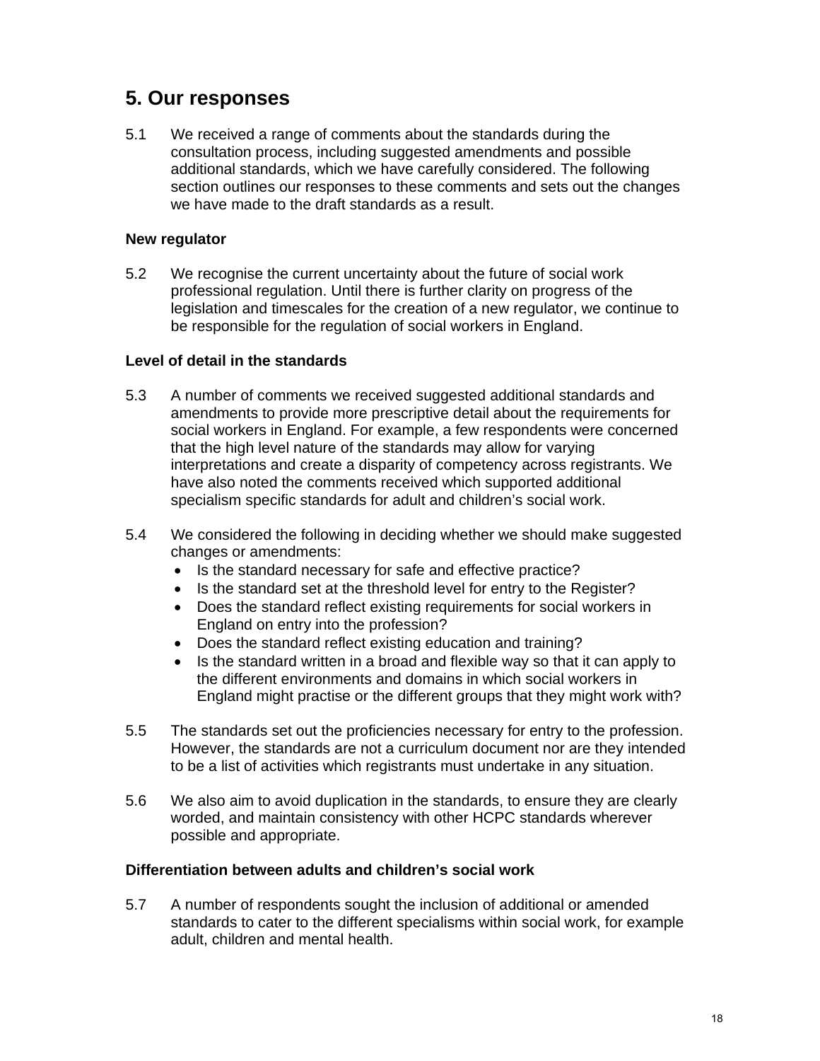## 5. Our responses

5.1 We received a range of comments about the standards during the consultation process, including suggested amendments and possible additional standards, which we have carefully considered. The following section outlines our responses to these comments and sets out the changes we have made to the draft standards as a result.

**New regulator**

5.2 We recognise the current uncertainty about the future of social work professional regulation. Until there is further clarity on progress of the legislation and timescales for the creation of a new regulator, we continue to be responsible for the regulation of social workers in England.

**Level of detail in the standards**

5.3 A number of comments we received suggested additional standards and amendments to provide more prescriptive detail about the requirements for social workers in England. For example, a few respondents were concerned that the high level nature of the standards may allow for varying interpretations and create a disparity of competency across registrants. We have also noted the comments received which supported additional specialism specific standards for adult and children's social work.

5.4 We considered the following in deciding whether we should make suggested changes or amendments:

- Is the standard necessary for safe and effective practice?
- Is the standard set at the threshold level for entry to the Register?
- Does the standard reflect existing requirements for social workers in England on entry into the profession?
- Does the standard reflect existing education and training?
- Is the standard written in a broad and flexible way so that it can apply to the different environments and domains in which social workers in England might practise or the different groups that they might work with?

5.5 The standards set out the proficiencies necessary for entry to the profession. However, the standards are not a curriculum document nor are they intended to be a list of activities which registrants must undertake in any situation.

5.6 We also aim to avoid duplication in the standards, to ensure they are clearly worded, and maintain consistency with other HCPC standards wherever possible and appropriate.

**Differentiation between adults and children's social work**

5.7 A number of respondents sought the inclusion of additional or amended standards to cater to the different specialisms within social work, for example adult, children and mental health.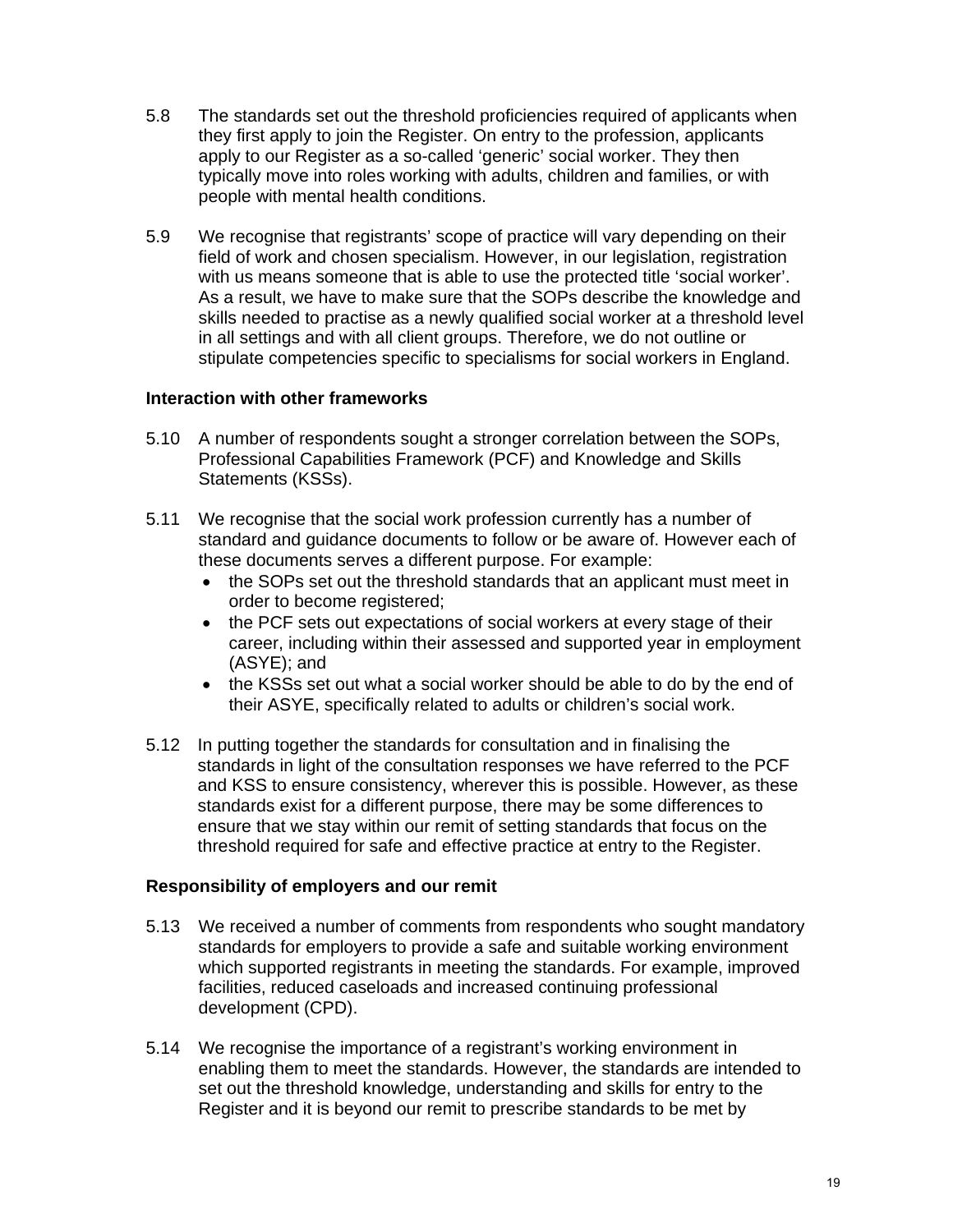5.8 The standards set out the threshold proficiencies required of applicants when they first apply to join the Register. On entry to the profession, applicants apply to our Register as a so-called 'generic' social worker. They then typically move into roles working with adults, children and families, or with people with mental health conditions.

5.9 We recognise that registrants' scope of practice will vary depending on their field of work and chosen specialism. However, in our legislation, registration with us means someone that is able to use the protected title 'social worker'. As a result, we have to make sure that the SOPs describe the knowledge and skills needed to practise as a newly qualified social worker at a threshold level in all settings and with all client groups. Therefore, we do not outline or stipulate competencies specific to specialisms for social workers in England.

**Interaction with other frameworks**

5.10 A number of respondents sought a stronger correlation between the SOPs, Professional Capabilities Framework (PCF) and Knowledge and Skills Statements (KSSs).

5.11 We recognise that the social work profession currently has a number of standard and guidance documents to follow or be aware of. However each of these documents serves a different purpose. For example:

- the SOPs set out the threshold standards that an applicant must meet in order to become registered;
- the PCF sets out expectations of social workers at every stage of their career, including within their assessed and supported year in employment (ASYE); and
- the KSSs set out what a social worker should be able to do by the end of their ASYE, specifically related to adults or children's social work.

5.12 In putting together the standards for consultation and in finalising the standards in light of the consultation responses we have referred to the PCF and KSS to ensure consistency, wherever this is possible. However, as these standards exist for a different purpose, there may be some differences to ensure that we stay within our remit of setting standards that focus on the threshold required for safe and effective practice at entry to the Register.

**Responsibility of employers and our remit**

5.13 We received a number of comments from respondents who sought mandatory standards for employers to provide a safe and suitable working environment which supported registrants in meeting the standards. For example, improved facilities, reduced caseloads and increased continuing professional development (CPD).

5.14 We recognise the importance of a registrant's working environment in enabling them to meet the standards. However, the standards are intended to set out the threshold knowledge, understanding and skills for entry to the Register and it is beyond our remit to prescribe standards to be met by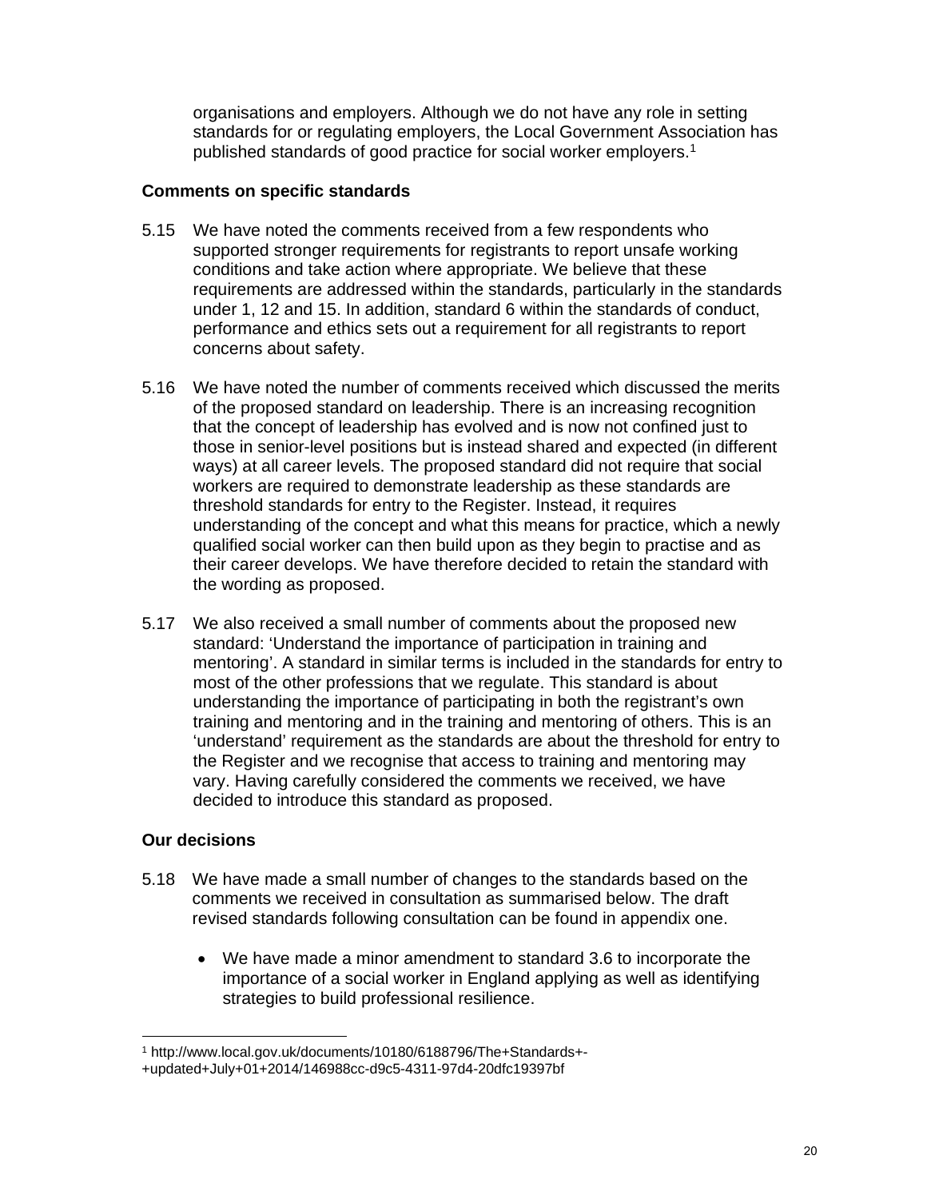organisations and employers. Although we do not have any role in setting standards for or regulating employers, the Local Government Association has published standards of good practice for social worker employers.[1]

**Comments on specific standards**

5.15 We have noted the comments received from a few respondents who supported stronger requirements for registrants to report unsafe working conditions and take action where appropriate. We believe that these requirements are addressed within the standards, particularly in the standards under 1, 12 and 15. In addition, standard 6 within the standards of conduct, performance and ethics sets out a requirement for all registrants to report concerns about safety.

5.16 We have noted the number of comments received which discussed the merits of the proposed standard on leadership. There is an increasing recognition that the concept of leadership has evolved and is now not confined just to those in senior-level positions but is instead shared and expected (in different ways) at all career levels. The proposed standard did not require that social workers are required to demonstrate leadership as these standards are threshold standards for entry to the Register. Instead, it requires understanding of the concept and what this means for practice, which a newly qualified social worker can then build upon as they begin to practise and as their career develops. We have therefore decided to retain the standard with the wording as proposed.

5.17 We also received a small number of comments about the proposed new standard: 'Understand the importance of participation in training and mentoring'. A standard in similar terms is included in the standards for entry to most of the other professions that we regulate. This standard is about understanding the importance of participating in both the registrant's own training and mentoring and in the training and mentoring of others. This is an 'understand' requirement as the standards are about the threshold for entry to the Register and we recognise that access to training and mentoring may vary. Having carefully considered the comments we received, we have decided to introduce this standard as proposed.

**Our decisions**

5.18 We have made a small number of changes to the standards based on the comments we received in consultation as summarised below. The draft revised standards following consultation can be found in appendix one.

- We have made a minor amendment to standard 3.6 to incorporate the importance of a social worker in England applying as well as identifying strategies to build professional resilience.

[1] http://www.local.gov.uk/documents/10180/6188796/The+Standards+-+updated+July+01+2014/146988cc-d9c5-4311-97d4-20dfc19397bf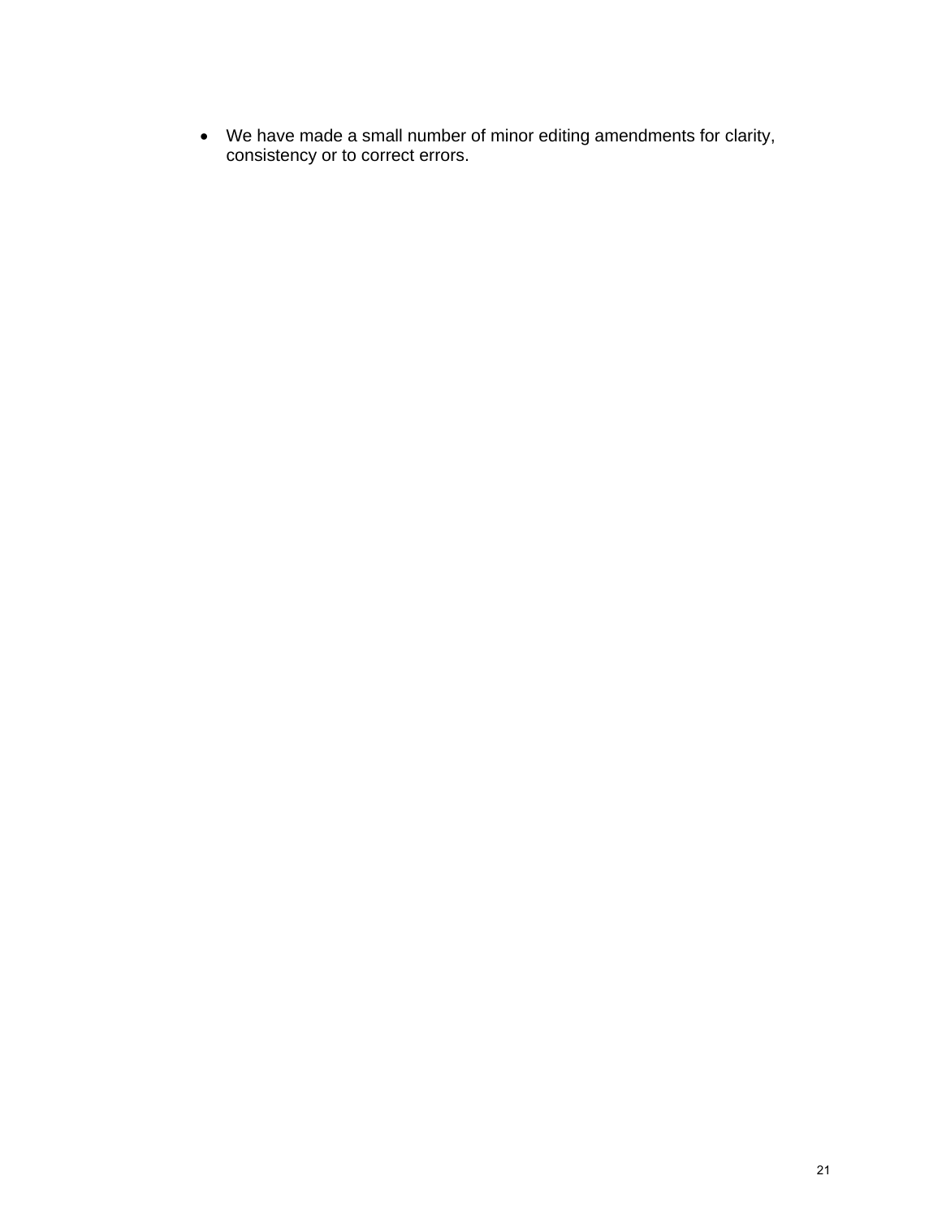- We have made a small number of minor editing amendments for clarity, consistency or to correct errors.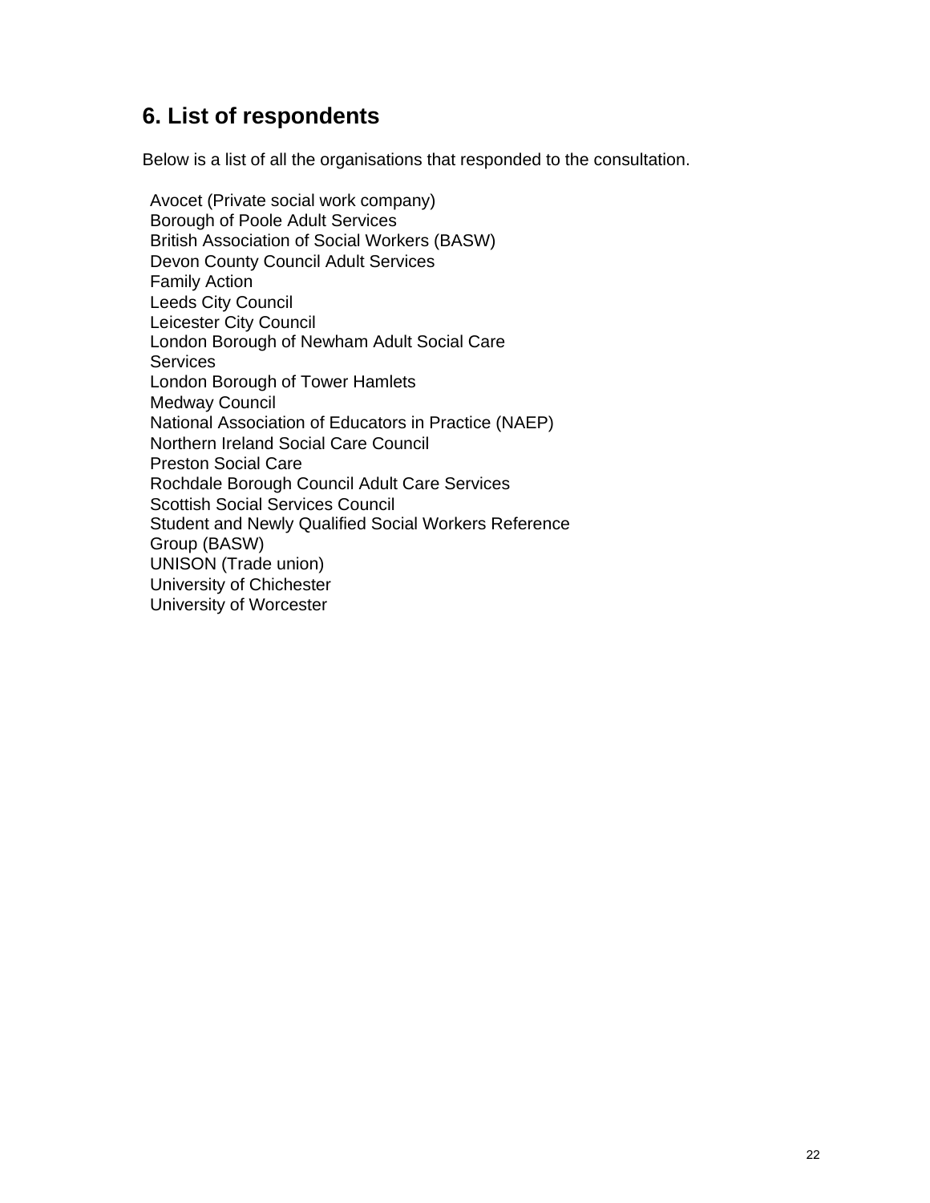## 6. List of respondents

Below is a list of all the organisations that responded to the consultation.

Avocet (Private social work company)
Borough of Poole Adult Services
British Association of Social Workers (BASW)
Devon County Council Adult Services
Family Action
Leeds City Council
Leicester City Council
London Borough of Newham Adult Social Care Services
London Borough of Tower Hamlets
Medway Council
National Association of Educators in Practice (NAEP)
Northern Ireland Social Care Council
Preston Social Care
Rochdale Borough Council Adult Care Services
Scottish Social Services Council
Student and Newly Qualified Social Workers Reference Group (BASW)
UNISON (Trade union)
University of Chichester
University of Worcester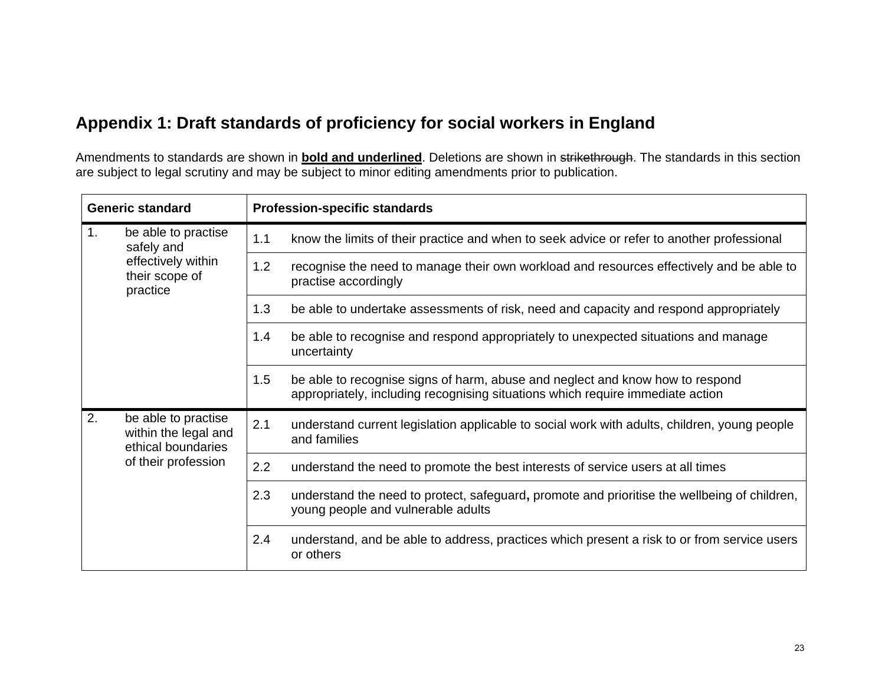## Appendix 1: Draft standards of proficiency for social workers in England

Amendments to standards are shown in **<u>bold and underlined</u>**. Deletions are shown in ~~strikethrough~~. The standards in this section are subject to legal scrutiny and may be subject to minor editing amendments prior to publication.

| Generic standard | Profession-specific standards |
|---|---|
| 1. be able to practise safely and effectively within their scope of practice | 1.1 know the limits of their practice and when to seek advice or refer to another professional |
| | 1.2 recognise the need to manage their own workload and resources effectively and be able to practise accordingly |
| | 1.3 be able to undertake assessments of risk, need and capacity and respond appropriately |
| | 1.4 be able to recognise and respond appropriately to unexpected situations and manage uncertainty |
| | 1.5 be able to recognise signs of harm, abuse and neglect and know how to respond appropriately, including recognising situations which require immediate action |
| 2. be able to practise within the legal and ethical boundaries of their profession | 2.1 understand current legislation applicable to social work with adults, children, young people and families |
| | 2.2 understand the need to promote the best interests of service users at all times |
| | 2.3 understand the need to protect, safeguard**,** promote and prioritise the wellbeing of children, young people and vulnerable adults |
| | 2.4 understand, and be able to address, practices which present a risk to or from service users or others |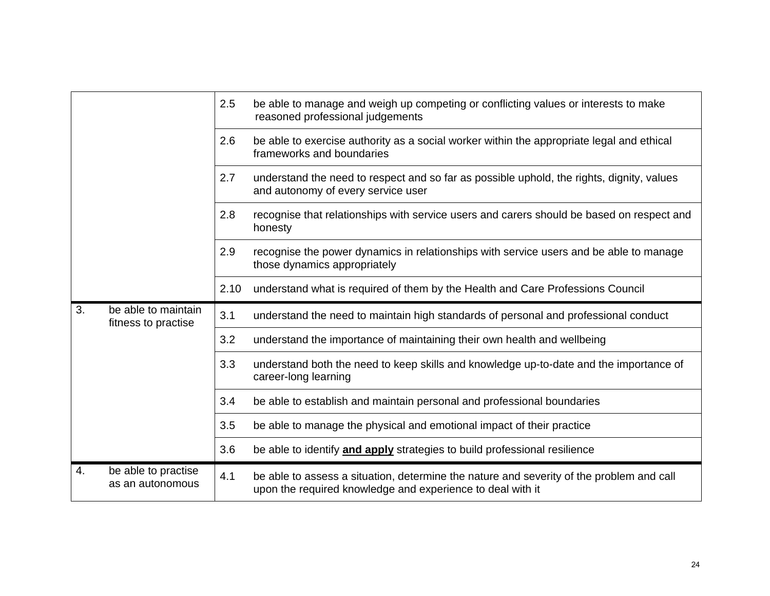| | |
|---|---|
| | 2.5 be able to manage and weigh up competing or conflicting values or interests to make reasoned professional judgements |
| | 2.6 be able to exercise authority as a social worker within the appropriate legal and ethical frameworks and boundaries |
| | 2.7 understand the need to respect and so far as possible uphold, the rights, dignity, values and autonomy of every service user |
| | 2.8 recognise that relationships with service users and carers should be based on respect and honesty |
| | 2.9 recognise the power dynamics in relationships with service users and be able to manage those dynamics appropriately |
| | 2.10 understand what is required of them by the Health and Care Professions Council |
| 3. be able to maintain fitness to practise | 3.1 understand the need to maintain high standards of personal and professional conduct |
| | 3.2 understand the importance of maintaining their own health and wellbeing |
| | 3.3 understand both the need to keep skills and knowledge up-to-date and the importance of career-long learning |
| | 3.4 be able to establish and maintain personal and professional boundaries |
| | 3.5 be able to manage the physical and emotional impact of their practice |
| | 3.6 be able to identify **and apply** strategies to build professional resilience |
| 4. be able to practise as an autonomous | 4.1 be able to assess a situation, determine the nature and severity of the problem and call upon the required knowledge and experience to deal with it |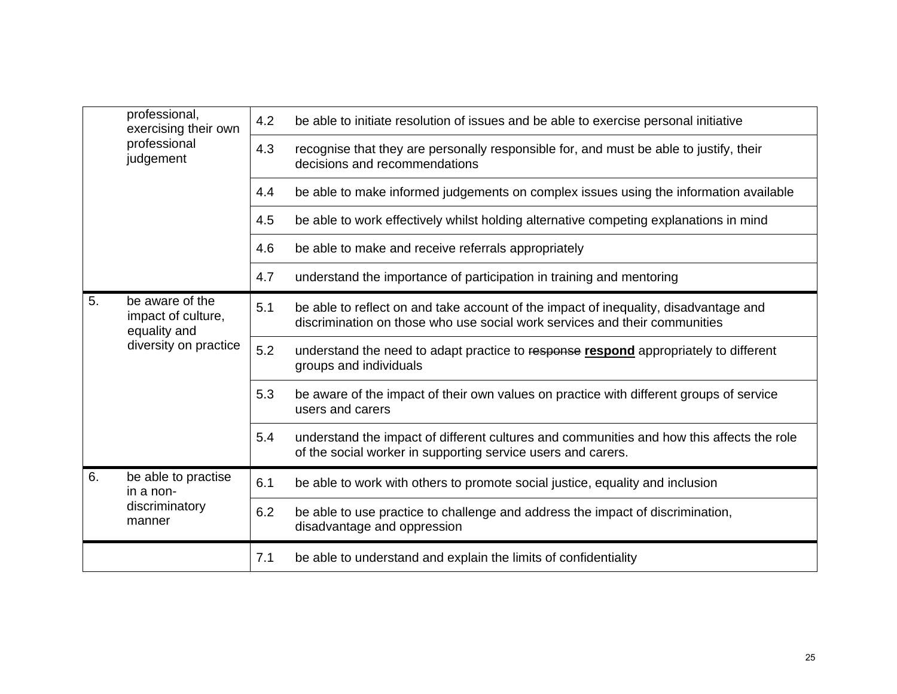| | | | |
|---|---|---|---|
| | professional, exercising their own professional judgement | 4.2 | be able to initiate resolution of issues and be able to exercise personal initiative |
| | | 4.3 | recognise that they are personally responsible for, and must be able to justify, their decisions and recommendations |
| | | 4.4 | be able to make informed judgements on complex issues using the information available |
| | | 4.5 | be able to work effectively whilst holding alternative competing explanations in mind |
| | | 4.6 | be able to make and receive referrals appropriately |
| | | 4.7 | understand the importance of participation in training and mentoring |
| 5. | be aware of the impact of culture, equality and diversity on practice | 5.1 | be able to reflect on and take account of the impact of inequality, disadvantage and discrimination on those who use social work services and their communities |
| | | 5.2 | understand the need to adapt practice to ~~response~~ **<u>respond</u>** appropriately to different groups and individuals |
| | | 5.3 | be aware of the impact of their own values on practice with different groups of service users and carers |
| | | 5.4 | understand the impact of different cultures and communities and how this affects the role of the social worker in supporting service users and carers. |
| 6. | be able to practise in a non-discriminatory manner | 6.1 | be able to work with others to promote social justice, equality and inclusion |
| | | 6.2 | be able to use practice to challenge and address the impact of discrimination, disadvantage and oppression |
| | | 7.1 | be able to understand and explain the limits of confidentiality |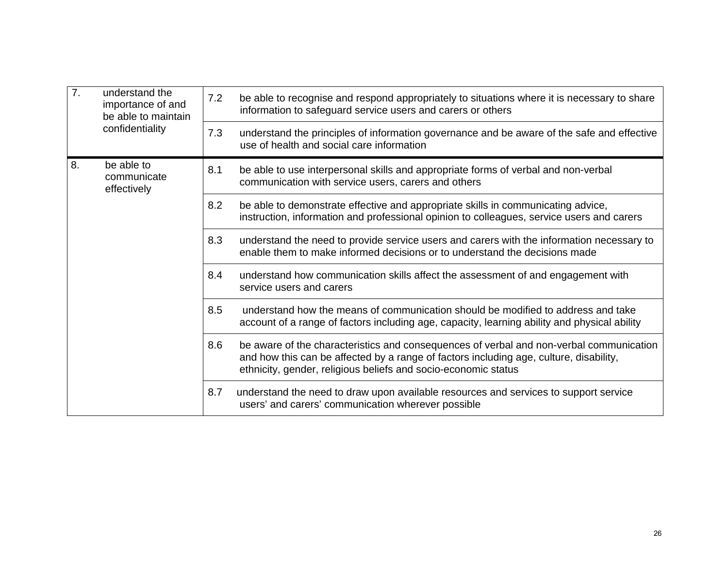| | |
|---|---|
| 7. understand the importance of and be able to maintain confidentiality | 7.2 be able to recognise and respond appropriately to situations where it is necessary to share information to safeguard service users and carers or others |
| | 7.3 understand the principles of information governance and be aware of the safe and effective use of health and social care information |
| 8. be able to communicate effectively | 8.1 be able to use interpersonal skills and appropriate forms of verbal and non-verbal communication with service users, carers and others |
| | 8.2 be able to demonstrate effective and appropriate skills in communicating advice, instruction, information and professional opinion to colleagues, service users and carers |
| | 8.3 understand the need to provide service users and carers with the information necessary to enable them to make informed decisions or to understand the decisions made |
| | 8.4 understand how communication skills affect the assessment of and engagement with service users and carers |
| | 8.5 understand how the means of communication should be modified to address and take account of a range of factors including age, capacity, learning ability and physical ability |
| | 8.6 be aware of the characteristics and consequences of verbal and non-verbal communication and how this can be affected by a range of factors including age, culture, disability, ethnicity, gender, religious beliefs and socio-economic status |
| | 8.7 understand the need to draw upon available resources and services to support service users' and carers' communication wherever possible |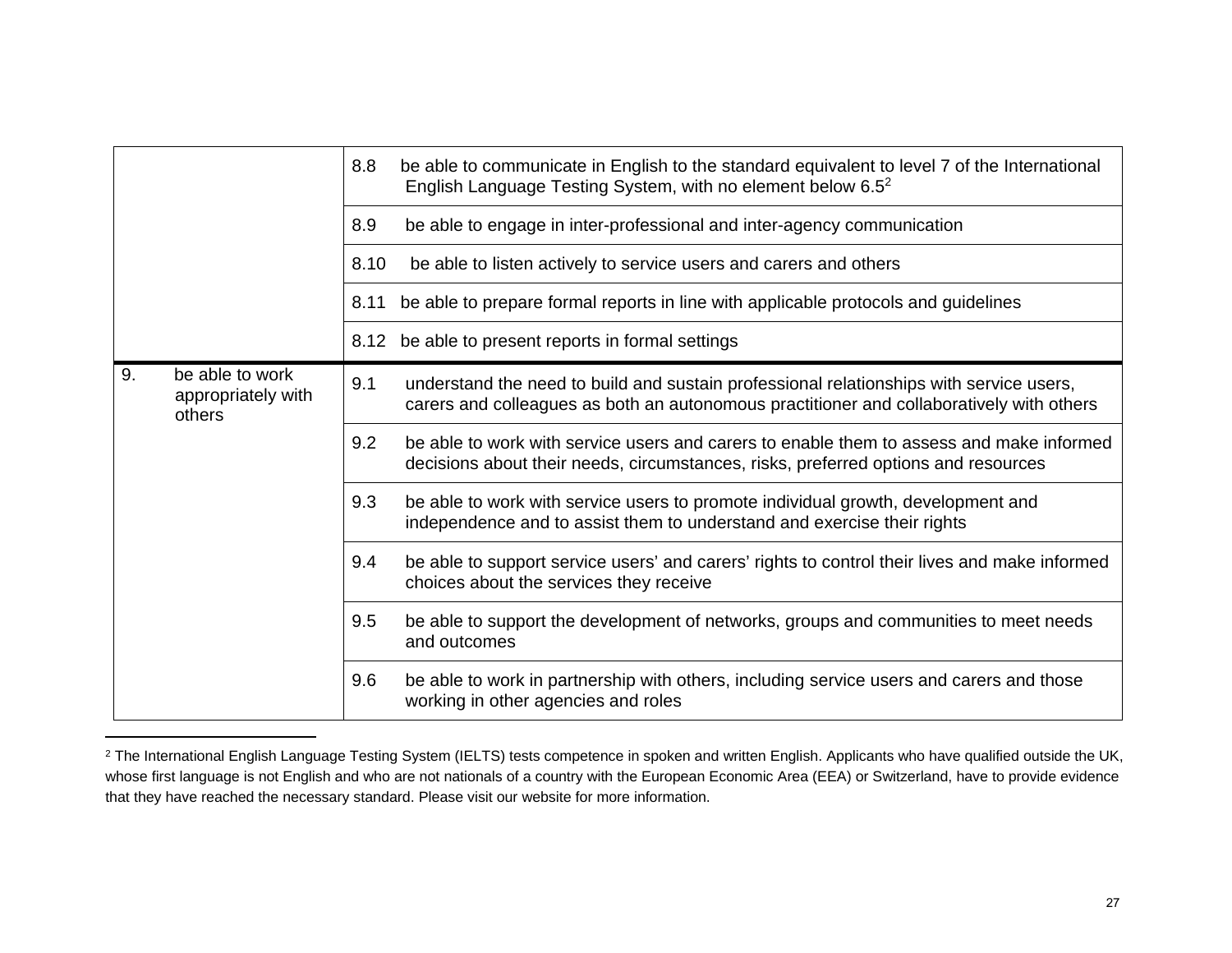| | |
|---|---|
| | 8.8 be able to communicate in English to the standard equivalent to level 7 of the International English Language Testing System, with no element below 6.5[2] |
| | 8.9 be able to engage in inter-professional and inter-agency communication |
| | 8.10 be able to listen actively to service users and carers and others |
| | 8.11 be able to prepare formal reports in line with applicable protocols and guidelines |
| | 8.12 be able to present reports in formal settings |
| 9. be able to work appropriately with others | 9.1 understand the need to build and sustain professional relationships with service users, carers and colleagues as both an autonomous practitioner and collaboratively with others |
| | 9.2 be able to work with service users and carers to enable them to assess and make informed decisions about their needs, circumstances, risks, preferred options and resources |
| | 9.3 be able to work with service users to promote individual growth, development and independence and to assist them to understand and exercise their rights |
| | 9.4 be able to support service users' and carers' rights to control their lives and make informed choices about the services they receive |
| | 9.5 be able to support the development of networks, groups and communities to meet needs and outcomes |
| | 9.6 be able to work in partnership with others, including service users and carers and those working in other agencies and roles |

[2] The International English Language Testing System (IELTS) tests competence in spoken and written English. Applicants who have qualified outside the UK, whose first language is not English and who are not nationals of a country with the European Economic Area (EEA) or Switzerland, have to provide evidence that they have reached the necessary standard. Please visit our website for more information.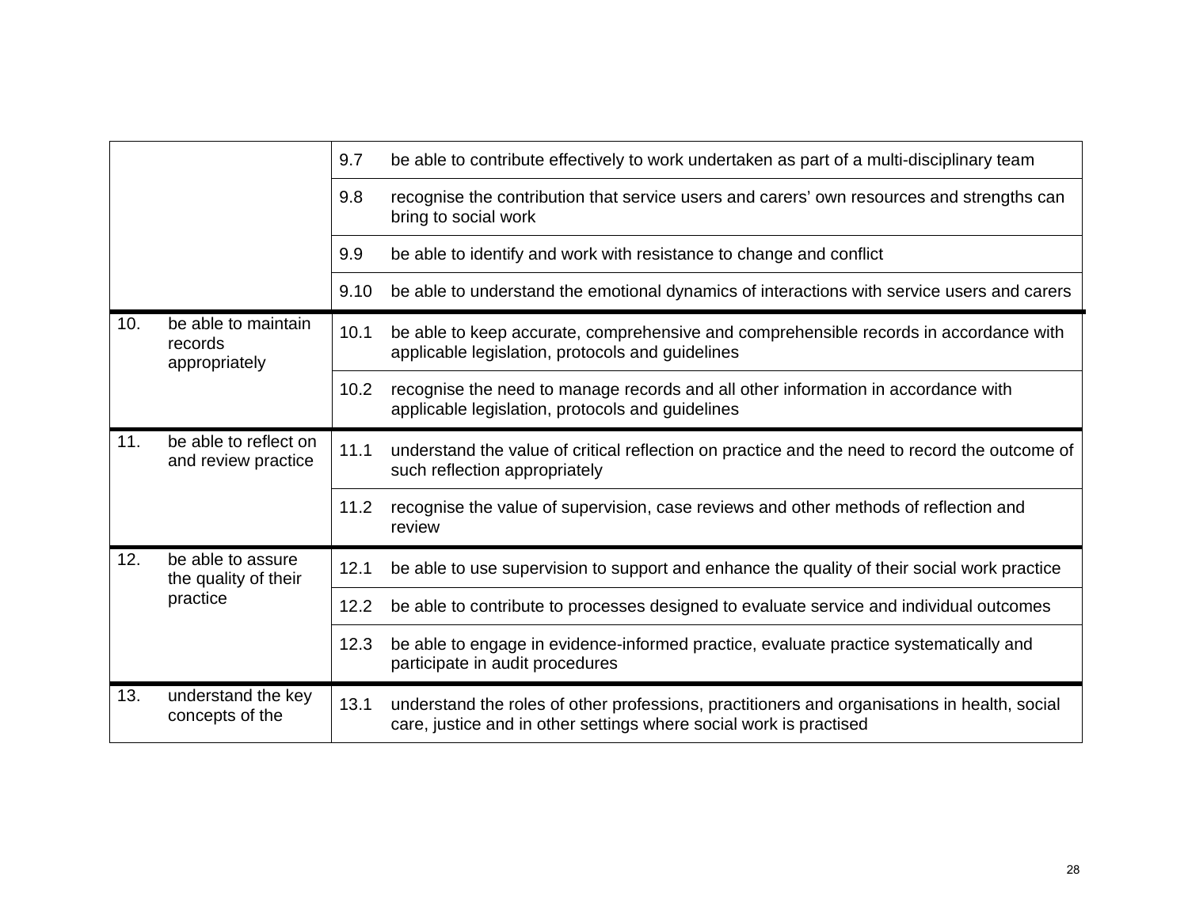| | |
|---|---|
| | 9.7 be able to contribute effectively to work undertaken as part of a multi-disciplinary team |
| | 9.8 recognise the contribution that service users and carers' own resources and strengths can bring to social work |
| | 9.9 be able to identify and work with resistance to change and conflict |
| | 9.10 be able to understand the emotional dynamics of interactions with service users and carers |
| 10. be able to maintain records appropriately | 10.1 be able to keep accurate, comprehensive and comprehensible records in accordance with applicable legislation, protocols and guidelines |
| | 10.2 recognise the need to manage records and all other information in accordance with applicable legislation, protocols and guidelines |
| 11. be able to reflect on and review practice | 11.1 understand the value of critical reflection on practice and the need to record the outcome of such reflection appropriately |
| | 11.2 recognise the value of supervision, case reviews and other methods of reflection and review |
| 12. be able to assure the quality of their practice | 12.1 be able to use supervision to support and enhance the quality of their social work practice |
| | 12.2 be able to contribute to processes designed to evaluate service and individual outcomes |
| | 12.3 be able to engage in evidence-informed practice, evaluate practice systematically and participate in audit procedures |
| 13. understand the key concepts of the | 13.1 understand the roles of other professions, practitioners and organisations in health, social care, justice and in other settings where social work is practised |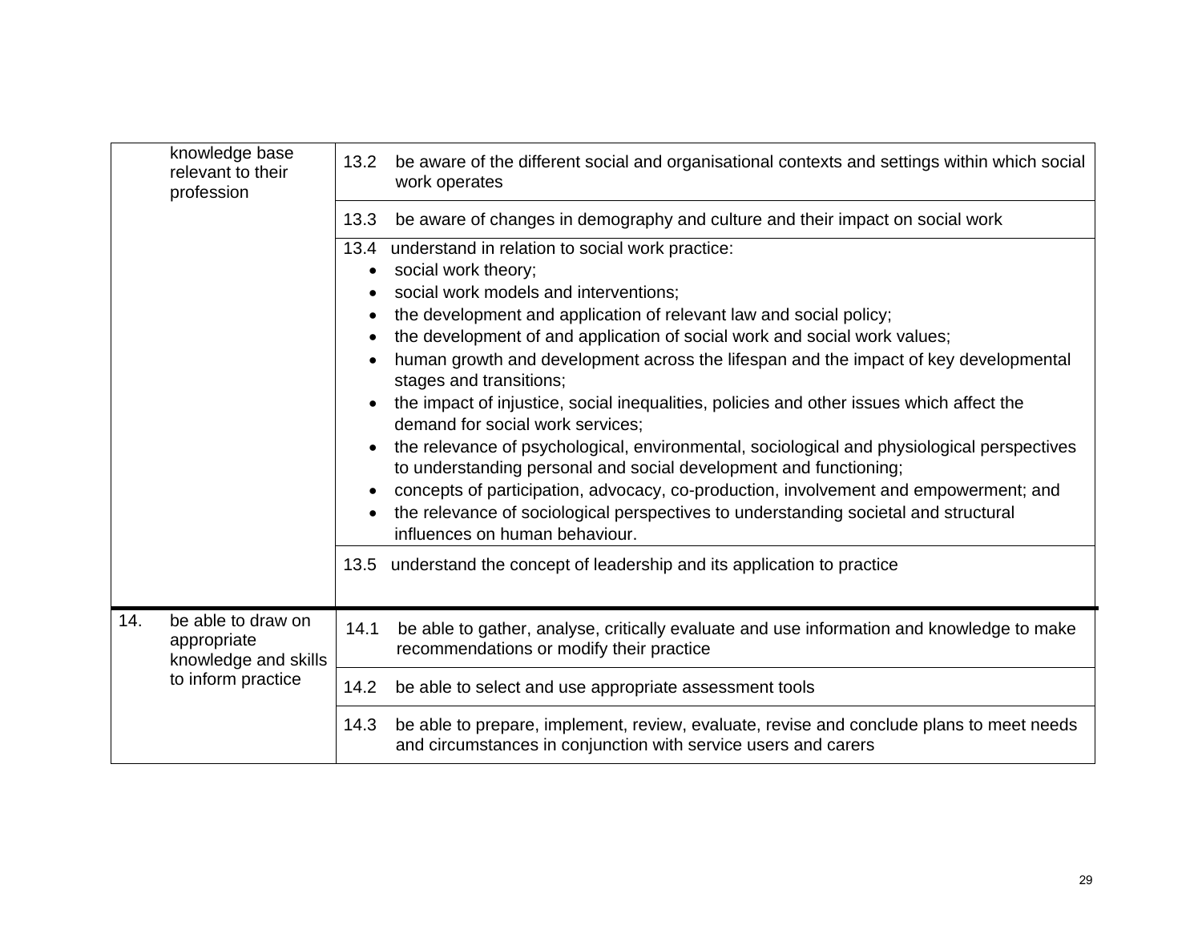| | | |
|---|---|---|
| | knowledge base relevant to their profession | 13.2 be aware of the different social and organisational contexts and settings within which social work operates |
| | | 13.3 be aware of changes in demography and culture and their impact on social work |
| | | 13.4 understand in relation to social work practice:<br>• social work theory;<br>• social work models and interventions;<br>• the development and application of relevant law and social policy;<br>• the development of and application of social work and social work values;<br>• human growth and development across the lifespan and the impact of key developmental stages and transitions;<br>• the impact of injustice, social inequalities, policies and other issues which affect the demand for social work services;<br>• the relevance of psychological, environmental, sociological and physiological perspectives to understanding personal and social development and functioning;<br>• concepts of participation, advocacy, co-production, involvement and empowerment; and<br>• the relevance of sociological perspectives to understanding societal and structural influences on human behaviour. |
| | | 13.5 understand the concept of leadership and its application to practice |
| 14. | be able to draw on appropriate knowledge and skills to inform practice | 14.1 be able to gather, analyse, critically evaluate and use information and knowledge to make recommendations or modify their practice |
| | | 14.2 be able to select and use appropriate assessment tools |
| | | 14.3 be able to prepare, implement, review, evaluate, revise and conclude plans to meet needs and circumstances in conjunction with service users and carers |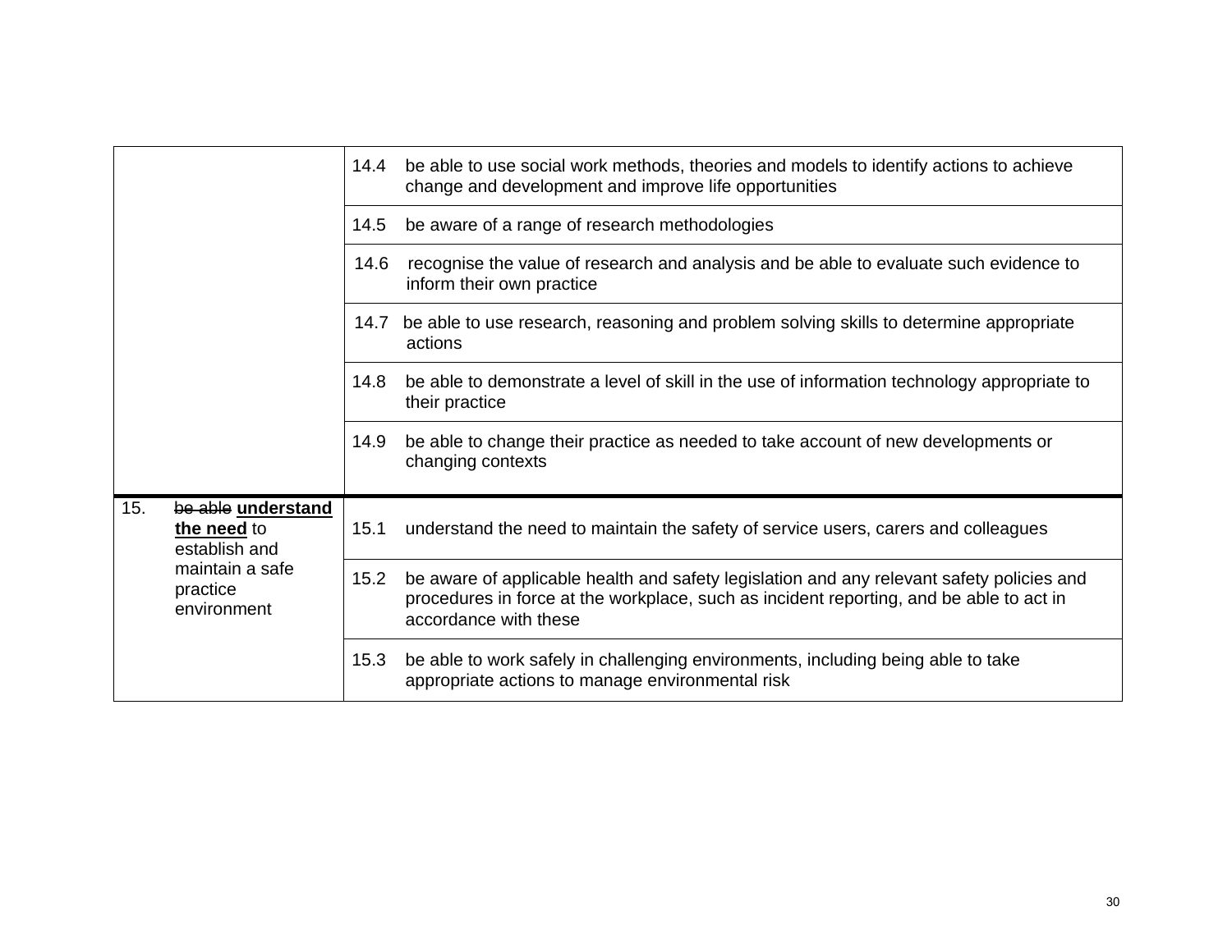| | |
|---|---|
| | 14.4 be able to use social work methods, theories and models to identify actions to achieve change and development and improve life opportunities |
| | 14.5 be aware of a range of research methodologies |
| | 14.6 recognise the value of research and analysis and be able to evaluate such evidence to inform their own practice |
| | 14.7 be able to use research, reasoning and problem solving skills to determine appropriate actions |
| | 14.8 be able to demonstrate a level of skill in the use of information technology appropriate to their practice |
| | 14.9 be able to change their practice as needed to take account of new developments or changing contexts |
| 15. ~~be able~~ **understand the need** to establish and maintain a safe practice environment | 15.1 understand the need to maintain the safety of service users, carers and colleagues |
| | 15.2 be aware of applicable health and safety legislation and any relevant safety policies and procedures in force at the workplace, such as incident reporting, and be able to act in accordance with these |
| | 15.3 be able to work safely in challenging environments, including being able to take appropriate actions to manage environmental risk |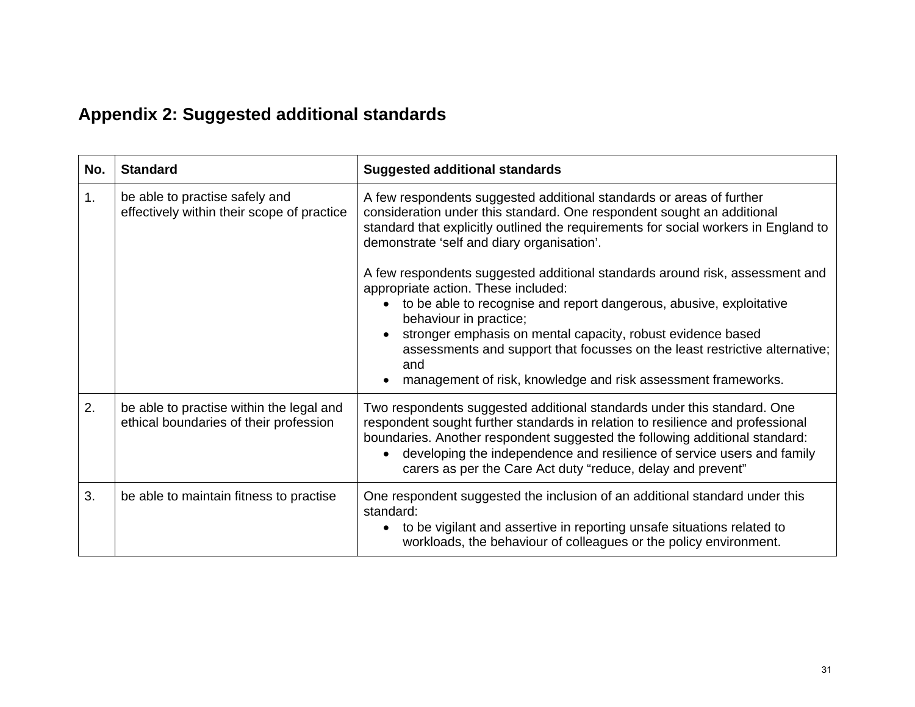## Appendix 2: Suggested additional standards

| No. | Standard | Suggested additional standards |
|---|---|---|
| 1. | be able to practise safely and effectively within their scope of practice | A few respondents suggested additional standards or areas of further consideration under this standard. One respondent sought an additional standard that explicitly outlined the requirements for social workers in England to demonstrate 'self and diary organisation'.<br><br>A few respondents suggested additional standards around risk, assessment and appropriate action. These included:<br>• to be able to recognise and report dangerous, abusive, exploitative behaviour in practice;<br>• stronger emphasis on mental capacity, robust evidence based assessments and support that focusses on the least restrictive alternative; and<br>• management of risk, knowledge and risk assessment frameworks. |
| 2. | be able to practise within the legal and ethical boundaries of their profession | Two respondents suggested additional standards under this standard. One respondent sought further standards in relation to resilience and professional boundaries. Another respondent suggested the following additional standard:<br>• developing the independence and resilience of service users and family carers as per the Care Act duty "reduce, delay and prevent" |
| 3. | be able to maintain fitness to practise | One respondent suggested the inclusion of an additional standard under this standard:<br>• to be vigilant and assertive in reporting unsafe situations related to workloads, the behaviour of colleagues or the policy environment. |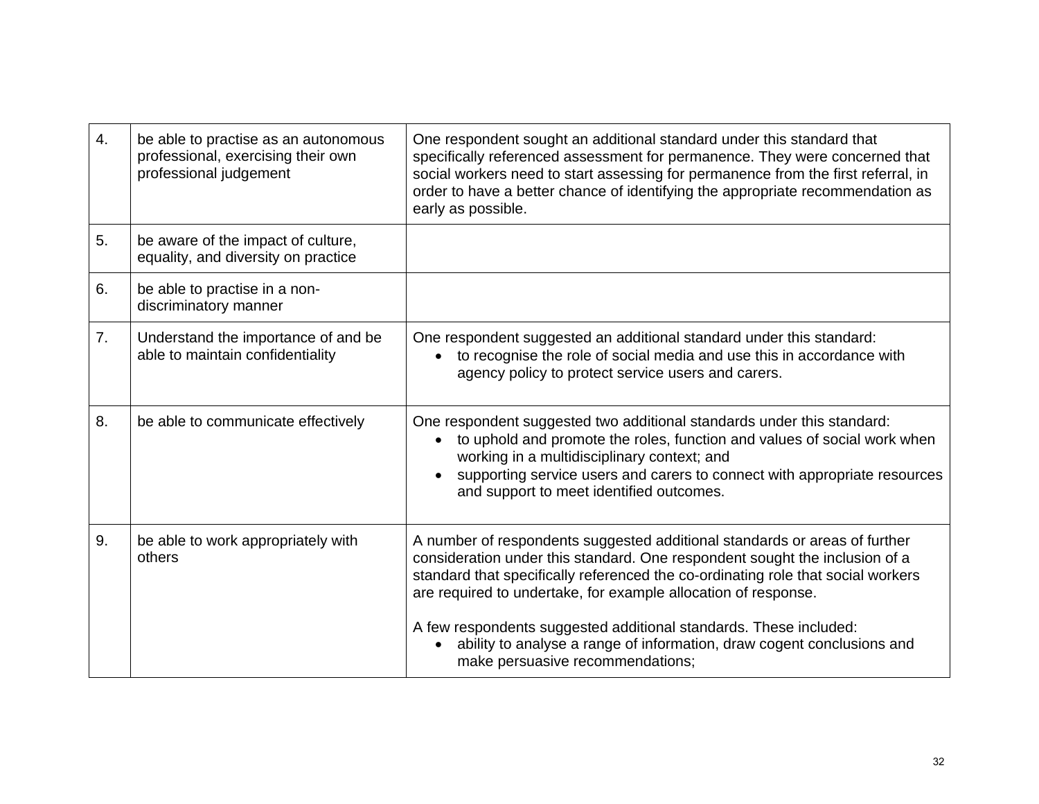| | | |
|---|---|---|
| 4. | be able to practise as an autonomous professional, exercising their own professional judgement | One respondent sought an additional standard under this standard that specifically referenced assessment for permanence. They were concerned that social workers need to start assessing for permanence from the first referral, in order to have a better chance of identifying the appropriate recommendation as early as possible. |
| 5. | be aware of the impact of culture, equality, and diversity on practice | |
| 6. | be able to practise in a non-discriminatory manner | |
| 7. | Understand the importance of and be able to maintain confidentiality | One respondent suggested an additional standard under this standard:<br>• to recognise the role of social media and use this in accordance with agency policy to protect service users and carers. |
| 8. | be able to communicate effectively | One respondent suggested two additional standards under this standard:<br>• to uphold and promote the roles, function and values of social work when working in a multidisciplinary context; and<br>• supporting service users and carers to connect with appropriate resources and support to meet identified outcomes. |
| 9. | be able to work appropriately with others | A number of respondents suggested additional standards or areas of further consideration under this standard. One respondent sought the inclusion of a standard that specifically referenced the co-ordinating role that social workers are required to undertake, for example allocation of response.<br><br>A few respondents suggested additional standards. These included:<br>• ability to analyse a range of information, draw cogent conclusions and make persuasive recommendations; |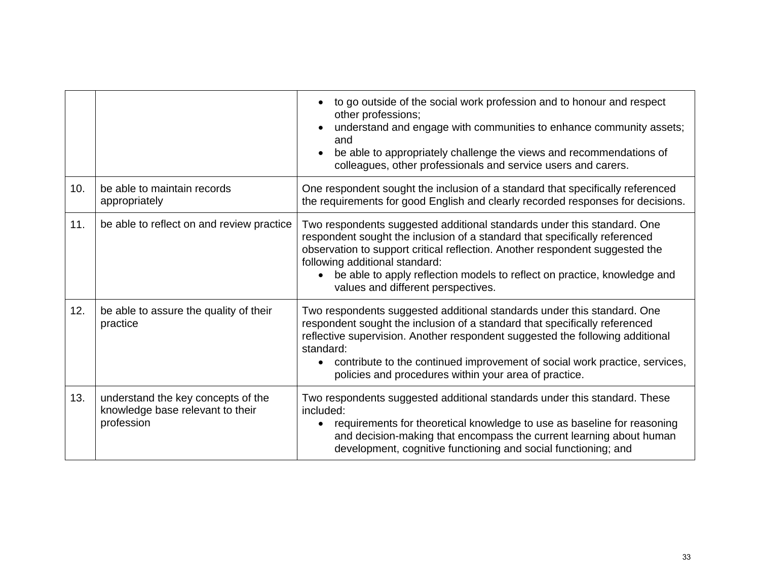| | | |
|---|---|---|
| | | • to go outside of the social work profession and to honour and respect other professions;<br>• understand and engage with communities to enhance community assets; and<br>• be able to appropriately challenge the views and recommendations of colleagues, other professionals and service users and carers. |
| 10. | be able to maintain records appropriately | One respondent sought the inclusion of a standard that specifically referenced the requirements for good English and clearly recorded responses for decisions. |
| 11. | be able to reflect on and review practice | Two respondents suggested additional standards under this standard. One respondent sought the inclusion of a standard that specifically referenced observation to support critical reflection. Another respondent suggested the following additional standard:<br>• be able to apply reflection models to reflect on practice, knowledge and values and different perspectives. |
| 12. | be able to assure the quality of their practice | Two respondents suggested additional standards under this standard. One respondent sought the inclusion of a standard that specifically referenced reflective supervision. Another respondent suggested the following additional standard:<br>• contribute to the continued improvement of social work practice, services, policies and procedures within your area of practice. |
| 13. | understand the key concepts of the knowledge base relevant to their profession | Two respondents suggested additional standards under this standard. These included:<br>• requirements for theoretical knowledge to use as baseline for reasoning and decision-making that encompass the current learning about human development, cognitive functioning and social functioning; and |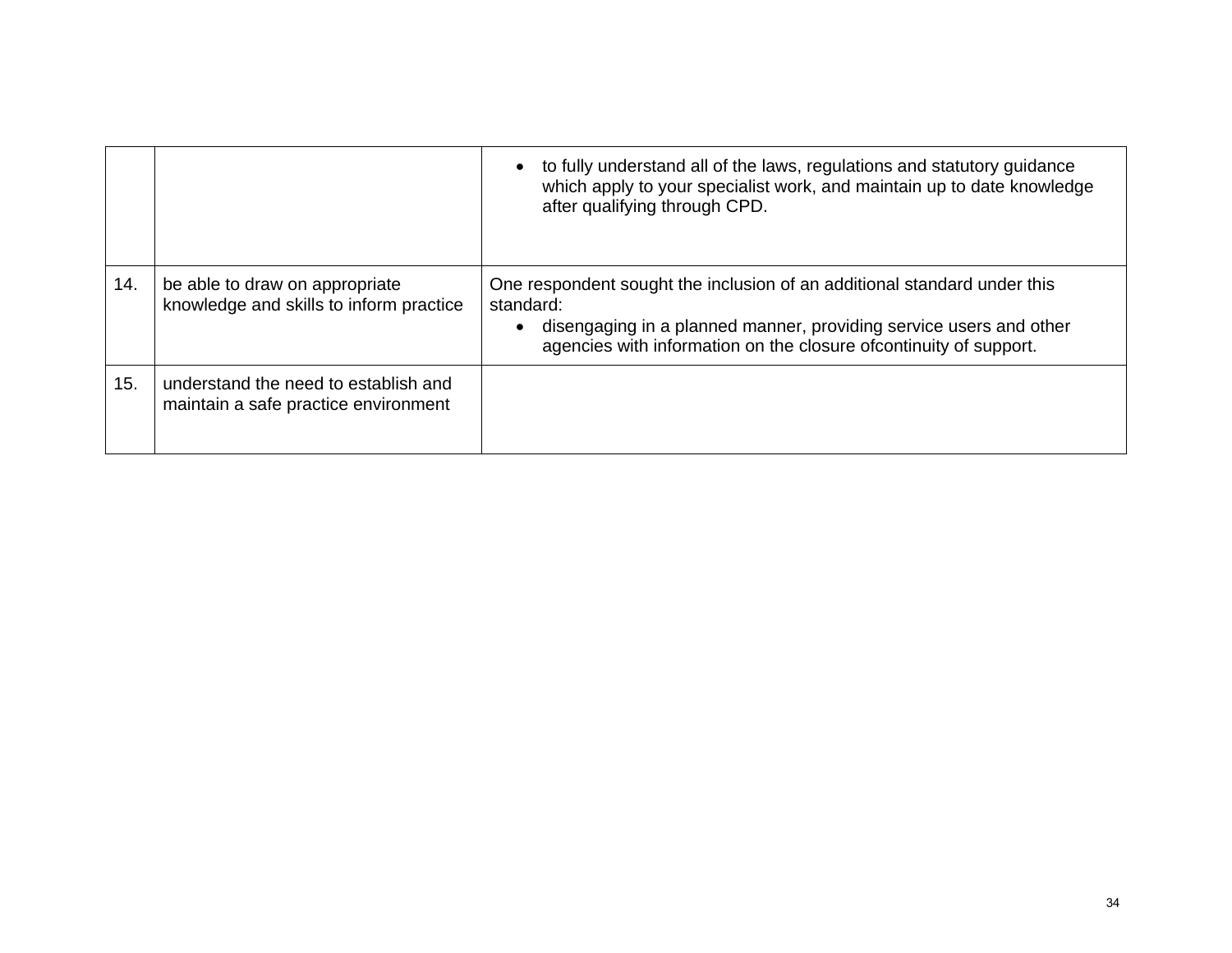| | | |
|---|---|---|
| | | • to fully understand all of the laws, regulations and statutory guidance which apply to your specialist work, and maintain up to date knowledge after qualifying through CPD. |
| 14. | be able to draw on appropriate knowledge and skills to inform practice | One respondent sought the inclusion of an additional standard under this standard: <br>• disengaging in a planned manner, providing service users and other agencies with information on the closure ofcontinuity of support. |
| 15. | understand the need to establish and maintain a safe practice environment | |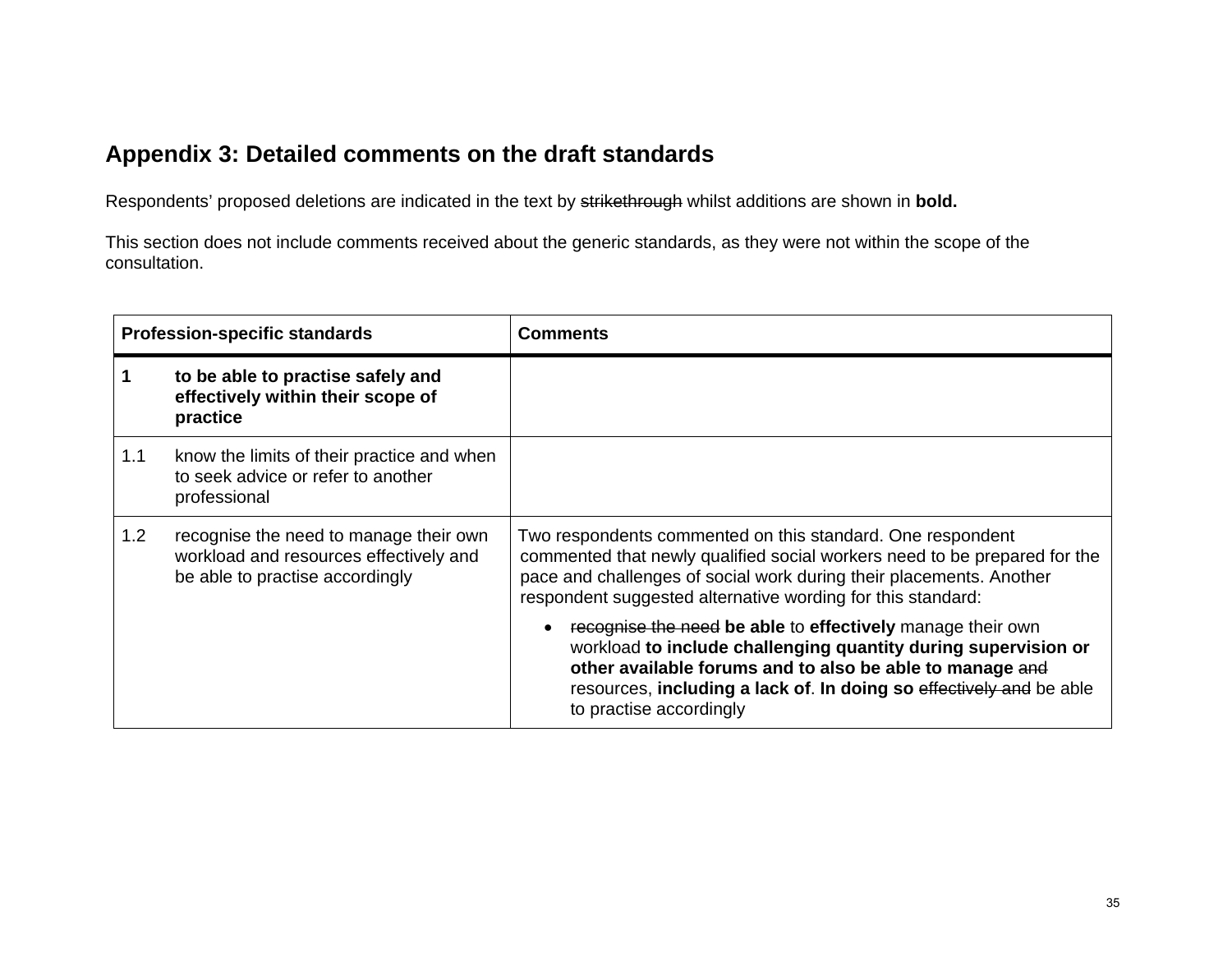## Appendix 3: Detailed comments on the draft standards

Respondents' proposed deletions are indicated in the text by ~~strikethrough~~ whilst additions are shown in **bold.**

This section does not include comments received about the generic standards, as they were not within the scope of the consultation.

| Profession-specific standards | Comments |
|---|---|
| **1 to be able to practise safely and effectively within their scope of practice** | |
| 1.1 know the limits of their practice and when to seek advice or refer to another professional | |
| 1.2 recognise the need to manage their own workload and resources effectively and be able to practise accordingly | Two respondents commented on this standard. One respondent commented that newly qualified social workers need to be prepared for the pace and challenges of social work during their placements. Another respondent suggested alternative wording for this standard:<br>• ~~recognise the need~~ **be able** to **effectively** manage their own workload **to include challenging quantity during supervision or other available forums and to also be able to manage** ~~and~~ resources, **including a lack of**. **In doing so** ~~effectively and~~ be able to practise accordingly |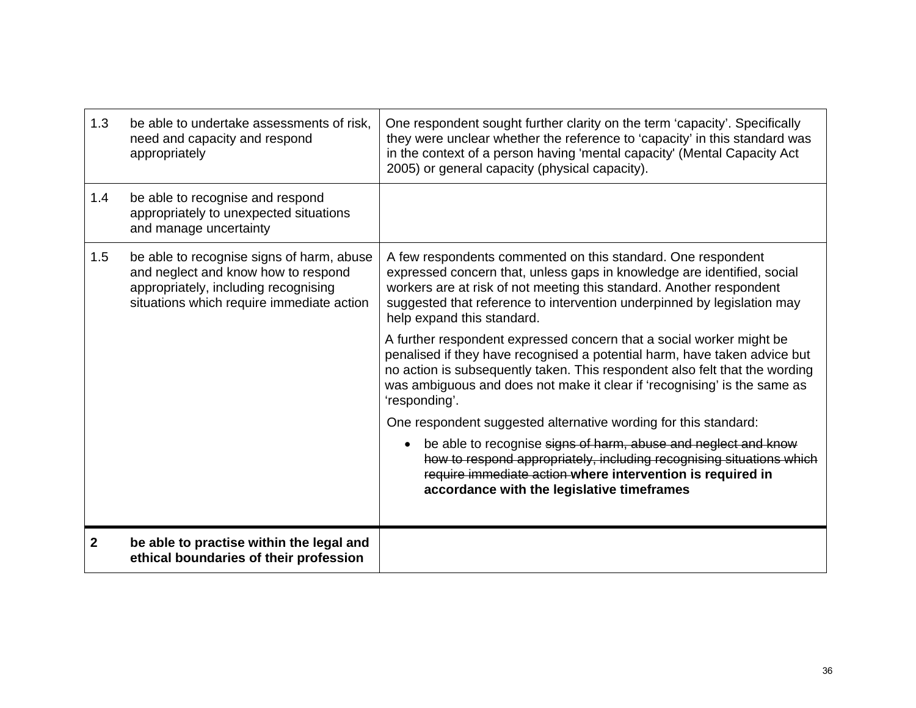| | | |
|---|---|---|
| 1.3 | be able to undertake assessments of risk, need and capacity and respond appropriately | One respondent sought further clarity on the term ‘capacity’. Specifically they were unclear whether the reference to ‘capacity’ in this standard was in the context of a person having 'mental capacity' (Mental Capacity Act 2005) or general capacity (physical capacity). |
| 1.4 | be able to recognise and respond appropriately to unexpected situations and manage uncertainty | |
| 1.5 | be able to recognise signs of harm, abuse and neglect and know how to respond appropriately, including recognising situations which require immediate action | A few respondents commented on this standard. One respondent expressed concern that, unless gaps in knowledge are identified, social workers are at risk of not meeting this standard. Another respondent suggested that reference to intervention underpinned by legislation may help expand this standard.<br><br>A further respondent expressed concern that a social worker might be penalised if they have recognised a potential harm, have taken advice but no action is subsequently taken. This respondent also felt that the wording was ambiguous and does not make it clear if ‘recognising’ is the same as ‘responding’.<br><br>One respondent suggested alternative wording for this standard:<br><br>• be able to recognise ~~signs of harm, abuse and neglect and know how to respond appropriately, including recognising situations which require immediate action~~ **where intervention is required in accordance with the legislative timeframes** |
| **2** | **be able to practise within the legal and ethical boundaries of their profession** | |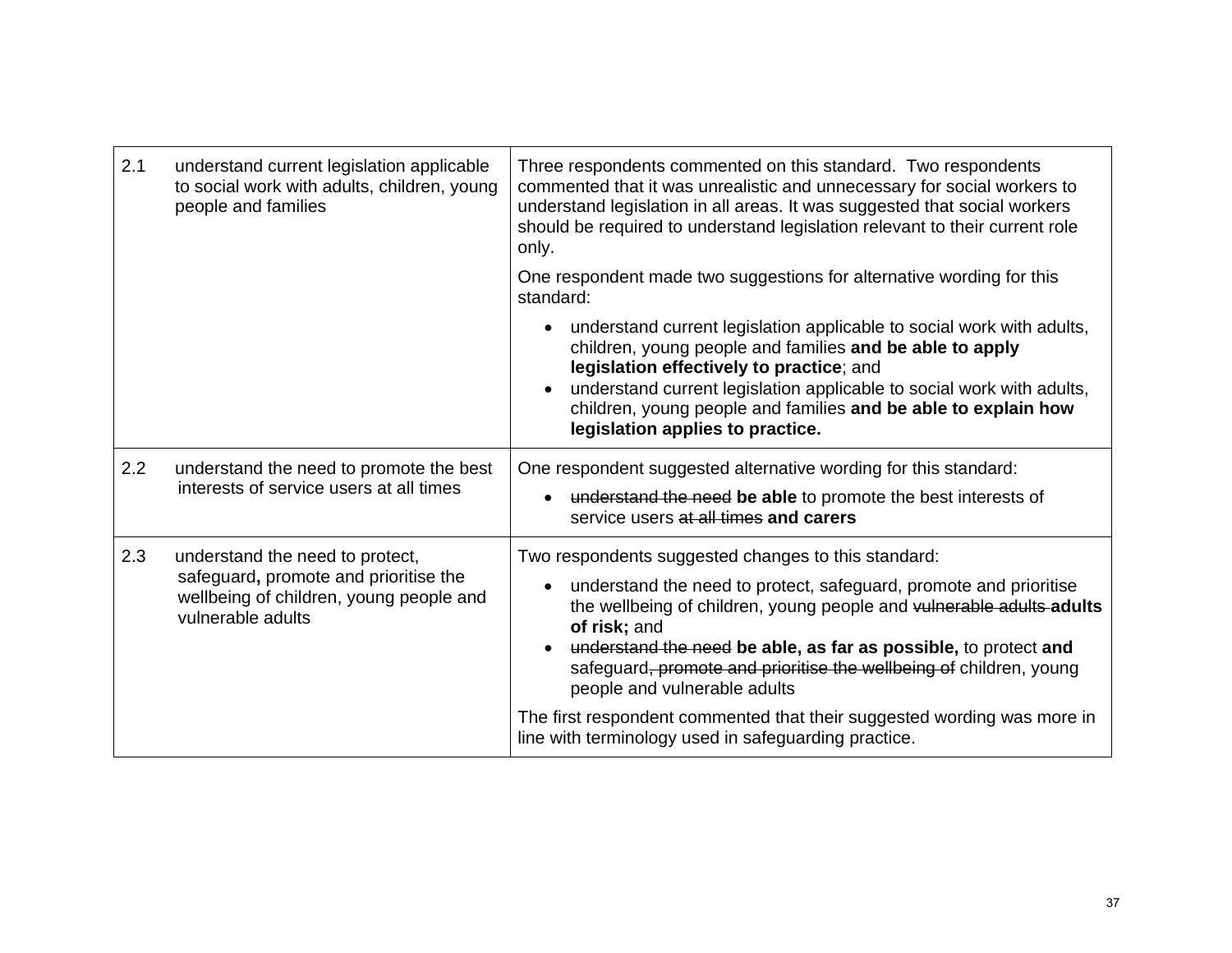| | |
|---|---|
| 2.1 understand current legislation applicable to social work with adults, children, young people and families | Three respondents commented on this standard. Two respondents commented that it was unrealistic and unnecessary for social workers to understand legislation in all areas. It was suggested that social workers should be required to understand legislation relevant to their current role only.<br><br>One respondent made two suggestions for alternative wording for this standard:<br><br>• understand current legislation applicable to social work with adults, children, young people and families **and be able to apply legislation effectively to practice**; and<br>• understand current legislation applicable to social work with adults, children, young people and families **and be able to explain how legislation applies to practice.** |
| 2.2 understand the need to promote the best interests of service users at all times | One respondent suggested alternative wording for this standard:<br><br>• ~~understand the need~~ **be able** to promote the best interests of service users ~~at all times~~ **and carers** |
| 2.3 understand the need to protect, safeguard**,** promote and prioritise the wellbeing of children, young people and vulnerable adults | Two respondents suggested changes to this standard:<br><br>• understand the need to protect, safeguard, promote and prioritise the wellbeing of children, young people and ~~vulnerable adults~~ **adults of risk;** and<br>• ~~understand the need~~ **be able, as far as possible,** to protect **and** safeguard~~, promote and prioritise the wellbeing of~~ children, young people and vulnerable adults<br><br>The first respondent commented that their suggested wording was more in line with terminology used in safeguarding practice. |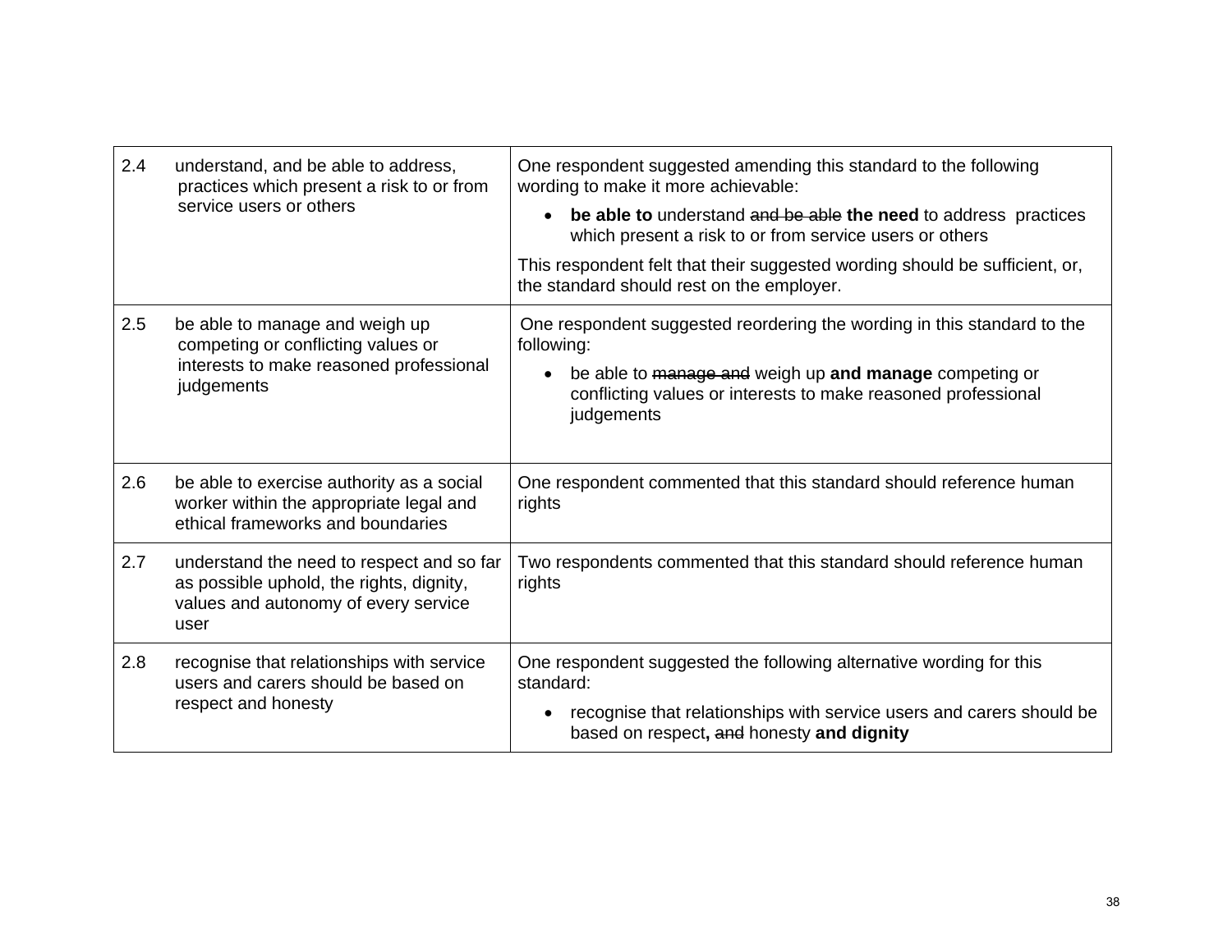| | |
|---|---|
| 2.4 understand, and be able to address, practices which present a risk to or from service users or others | One respondent suggested amending this standard to the following wording to make it more achievable:<br>• **be able to** understand ~~and be able~~ **the need** to address practices which present a risk to or from service users or others<br>This respondent felt that their suggested wording should be sufficient, or, the standard should rest on the employer. |
| 2.5 be able to manage and weigh up competing or conflicting values or interests to make reasoned professional judgements | One respondent suggested reordering the wording in this standard to the following:<br>• be able to ~~manage and~~ weigh up **and manage** competing or conflicting values or interests to make reasoned professional judgements |
| 2.6 be able to exercise authority as a social worker within the appropriate legal and ethical frameworks and boundaries | One respondent commented that this standard should reference human rights |
| 2.7 understand the need to respect and so far as possible uphold, the rights, dignity, values and autonomy of every service user | Two respondents commented that this standard should reference human rights |
| 2.8 recognise that relationships with service users and carers should be based on respect and honesty | One respondent suggested the following alternative wording for this standard:<br>• recognise that relationships with service users and carers should be based on respect**,** ~~and~~ honesty **and dignity** |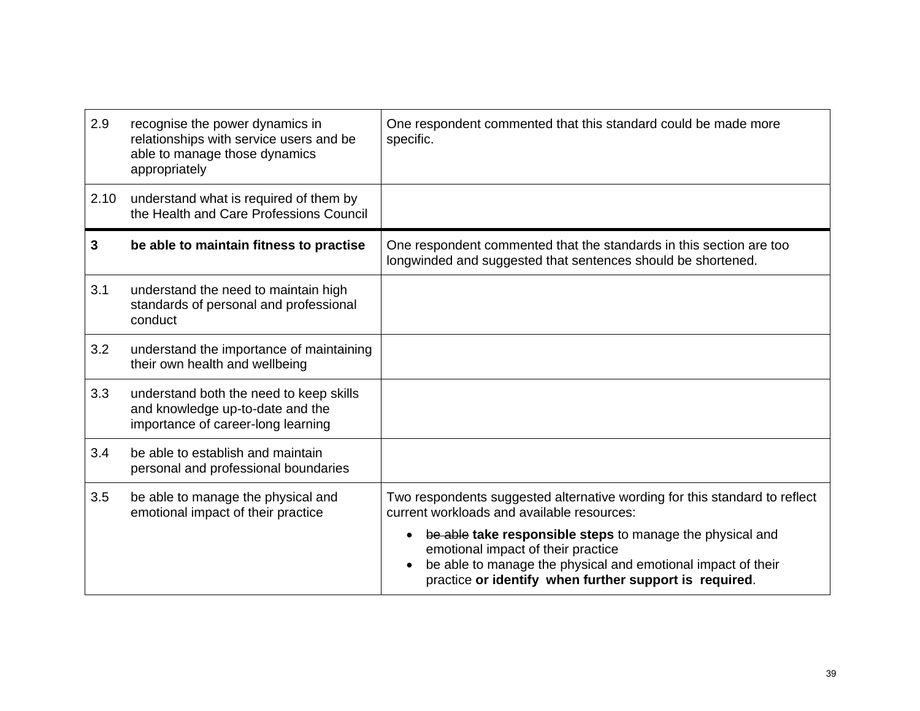| | | |
|---|---|---|
| 2.9 | recognise the power dynamics in relationships with service users and be able to manage those dynamics appropriately | One respondent commented that this standard could be made more specific. |
| 2.10 | understand what is required of them by the Health and Care Professions Council | |
| **3** | **be able to maintain fitness to practise** | One respondent commented that the standards in this section are too longwinded and suggested that sentences should be shortened. |
| 3.1 | understand the need to maintain high standards of personal and professional conduct | |
| 3.2 | understand the importance of maintaining their own health and wellbeing | |
| 3.3 | understand both the need to keep skills and knowledge up-to-date and the importance of career-long learning | |
| 3.4 | be able to establish and maintain personal and professional boundaries | |
| 3.5 | be able to manage the physical and emotional impact of their practice | Two respondents suggested alternative wording for this standard to reflect current workloads and available resources:<br>• ~~be able~~ **take responsible steps** to manage the physical and emotional impact of their practice<br>• be able to manage the physical and emotional impact of their practice **or identify when further support is required**. |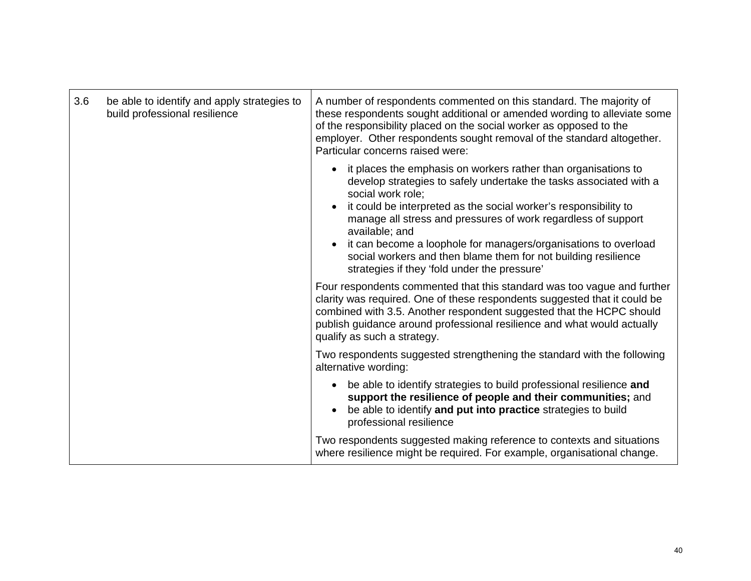| | | |
|---|---|---|
| 3.6 | be able to identify and apply strategies to build professional resilience | A number of respondents commented on this standard. The majority of these respondents sought additional or amended wording to alleviate some of the responsibility placed on the social worker as opposed to the employer. Other respondents sought removal of the standard altogether. Particular concerns raised were:<br><br>• it places the emphasis on workers rather than organisations to develop strategies to safely undertake the tasks associated with a social work role;<br>• it could be interpreted as the social worker's responsibility to manage all stress and pressures of work regardless of support available; and<br>• it can become a loophole for managers/organisations to overload social workers and then blame them for not building resilience strategies if they 'fold under the pressure'<br><br>Four respondents commented that this standard was too vague and further clarity was required. One of these respondents suggested that it could be combined with 3.5. Another respondent suggested that the HCPC should publish guidance around professional resilience and what would actually qualify as such a strategy.<br><br>Two respondents suggested strengthening the standard with the following alternative wording:<br><br>• be able to identify strategies to build professional resilience **and support the resilience of people and their communities;** and<br>• be able to identify **and put into practice** strategies to build professional resilience<br><br>Two respondents suggested making reference to contexts and situations where resilience might be required. For example, organisational change. |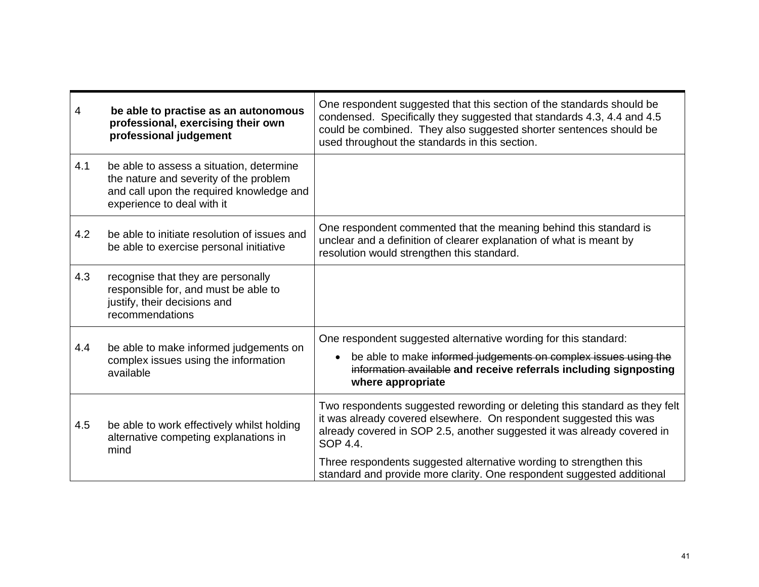| | | |
|---|---|---|
| 4 | **be able to practise as an autonomous professional, exercising their own professional judgement** | One respondent suggested that this section of the standards should be condensed. Specifically they suggested that standards 4.3, 4.4 and 4.5 could be combined. They also suggested shorter sentences should be used throughout the standards in this section. |
| 4.1 | be able to assess a situation, determine the nature and severity of the problem and call upon the required knowledge and experience to deal with it | |
| 4.2 | be able to initiate resolution of issues and be able to exercise personal initiative | One respondent commented that the meaning behind this standard is unclear and a definition of clearer explanation of what is meant by resolution would strengthen this standard. |
| 4.3 | recognise that they are personally responsible for, and must be able to justify, their decisions and recommendations | |
| 4.4 | be able to make informed judgements on complex issues using the information available | One respondent suggested alternative wording for this standard:<br>• be able to make ~~informed judgements on complex issues using the information available~~ **and receive referrals including signposting where appropriate** |
| 4.5 | be able to work effectively whilst holding alternative competing explanations in mind | Two respondents suggested rewording or deleting this standard as they felt it was already covered elsewhere. On respondent suggested this was already covered in SOP 2.5, another suggested it was already covered in SOP 4.4.<br>Three respondents suggested alternative wording to strengthen this standard and provide more clarity. One respondent suggested additional |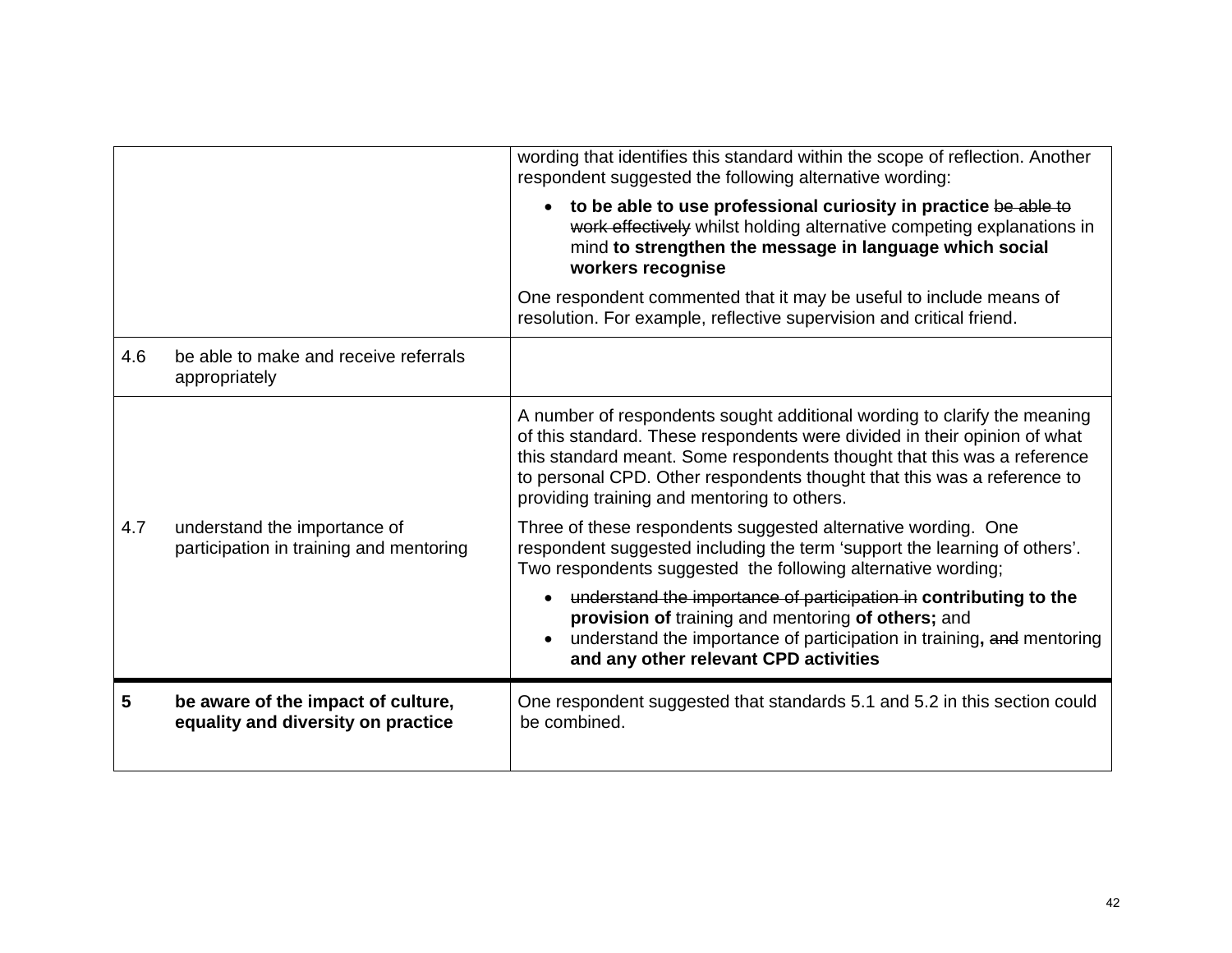| | |
|---|---|
| | wording that identifies this standard within the scope of reflection. Another respondent suggested the following alternative wording:<br>• **to be able to use professional curiosity in practice** ~~be able to work effectively~~ whilst holding alternative competing explanations in mind **to strengthen the message in language which social workers recognise**<br>One respondent commented that it may be useful to include means of resolution. For example, reflective supervision and critical friend. |
| 4.6 be able to make and receive referrals appropriately | |
| 4.7 understand the importance of participation in training and mentoring | A number of respondents sought additional wording to clarify the meaning of this standard. These respondents were divided in their opinion of what this standard meant. Some respondents thought that this was a reference to personal CPD. Other respondents thought that this was a reference to providing training and mentoring to others.<br>Three of these respondents suggested alternative wording. One respondent suggested including the term 'support the learning of others'. Two respondents suggested the following alternative wording;<br>• ~~understand the importance of participation in~~ **contributing to the provision of** training and mentoring **of others;** and<br>• understand the importance of participation in training**,** ~~and~~ mentoring **and any other relevant CPD activities** |
| **5 be aware of the impact of culture, equality and diversity on practice** | One respondent suggested that standards 5.1 and 5.2 in this section could be combined. |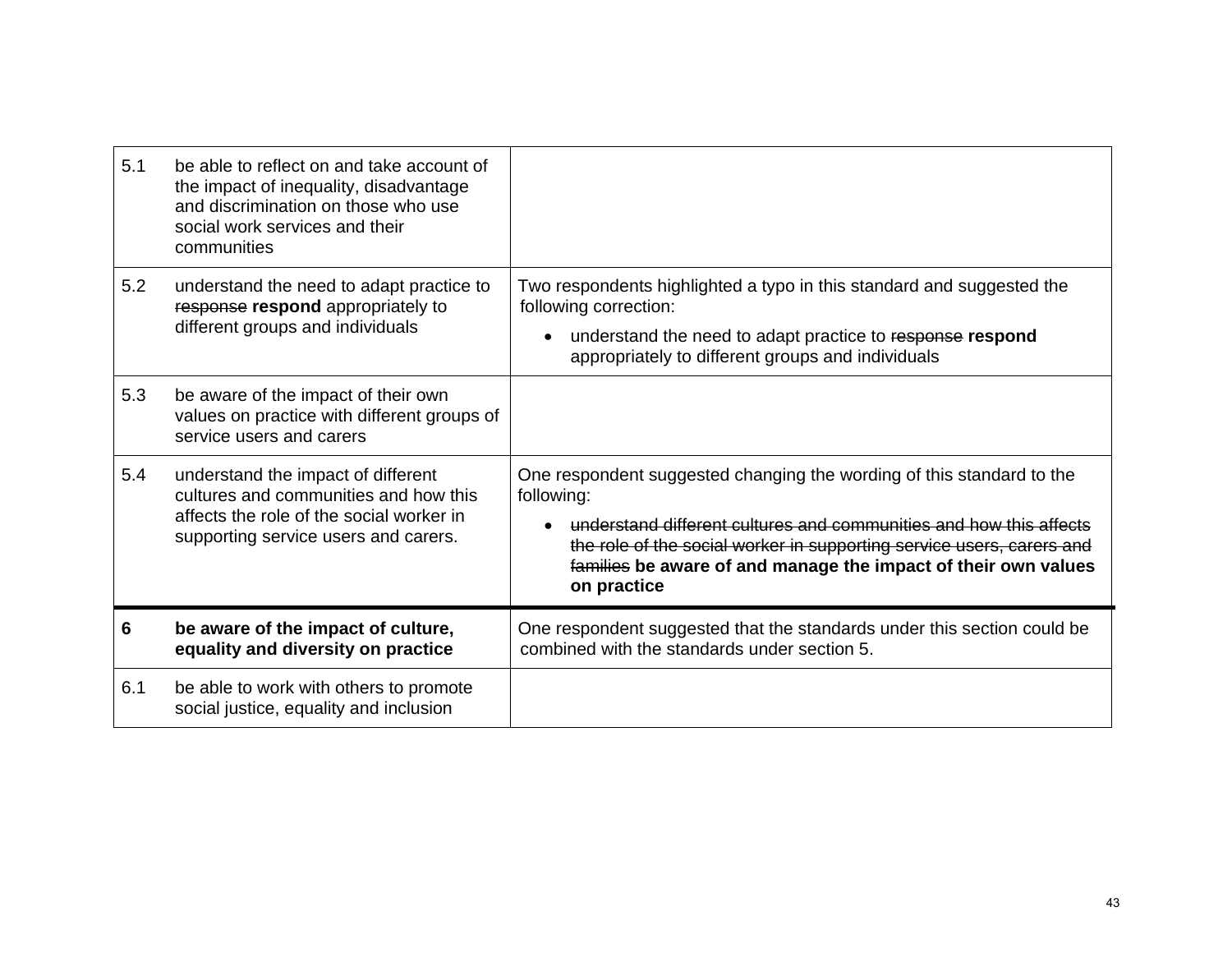| | | |
|---|---|---|
| 5.1 | be able to reflect on and take account of the impact of inequality, disadvantage and discrimination on those who use social work services and their communities | |
| 5.2 | understand the need to adapt practice to ~~response~~ **respond** appropriately to different groups and individuals | Two respondents highlighted a typo in this standard and suggested the following correction:<br><br>• understand the need to adapt practice to ~~response~~ **respond** appropriately to different groups and individuals |
| 5.3 | be aware of the impact of their own values on practice with different groups of service users and carers | |
| 5.4 | understand the impact of different cultures and communities and how this affects the role of the social worker in supporting service users and carers. | One respondent suggested changing the wording of this standard to the following:<br><br>• ~~understand different cultures and communities and how this affects the role of the social worker in supporting service users, carers and families~~ **be aware of and manage the impact of their own values on practice** |
| **6** | **be aware of the impact of culture, equality and diversity on practice** | One respondent suggested that the standards under this section could be combined with the standards under section 5. |
| 6.1 | be able to work with others to promote social justice, equality and inclusion | |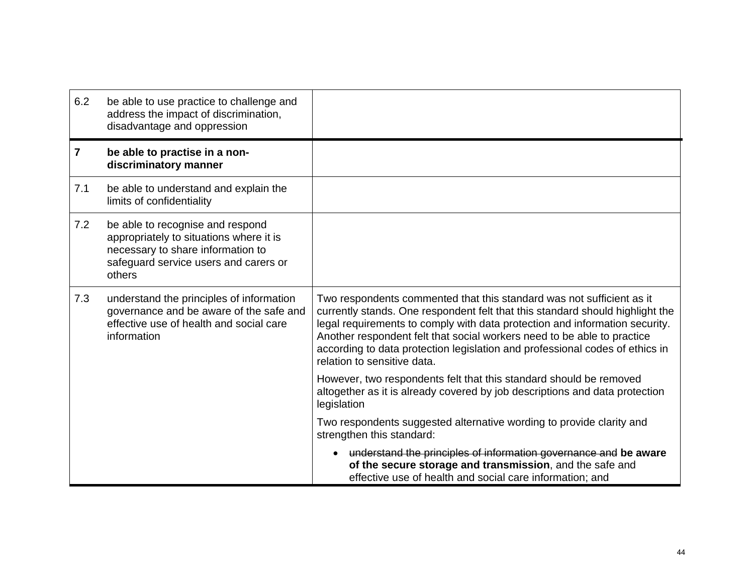| | |
|---|---|
| 6.2 be able to use practice to challenge and address the impact of discrimination, disadvantage and oppression | |
| **7 be able to practise in a non-discriminatory manner** | |
| 7.1 be able to understand and explain the limits of confidentiality | |
| 7.2 be able to recognise and respond appropriately to situations where it is necessary to share information to safeguard service users and carers or others | |
| 7.3 understand the principles of information governance and be aware of the safe and effective use of health and social care information | Two respondents commented that this standard was not sufficient as it currently stands. One respondent felt that this standard should highlight the legal requirements to comply with data protection and information security. Another respondent felt that social workers need to be able to practice according to data protection legislation and professional codes of ethics in relation to sensitive data.<br><br>However, two respondents felt that this standard should be removed altogether as it is already covered by job descriptions and data protection legislation<br><br>Two respondents suggested alternative wording to provide clarity and strengthen this standard:<br><br>• ~~understand the principles of information governance and~~ **be aware of the secure storage and transmission**, and the safe and effective use of health and social care information; and |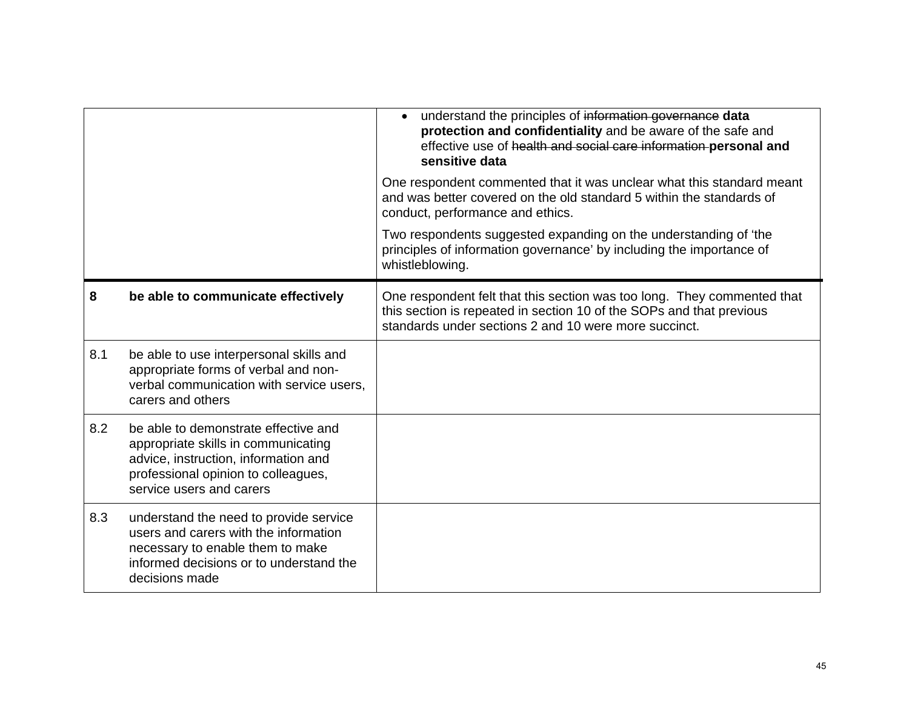| | |
|---|---|
| | • understand the principles of ~~information governance~~ **data protection and confidentiality** and be aware of the safe and effective use of ~~health and social care information~~ **personal and sensitive data**<br><br>One respondent commented that it was unclear what this standard meant and was better covered on the old standard 5 within the standards of conduct, performance and ethics.<br><br>Two respondents suggested expanding on the understanding of 'the principles of information governance' by including the importance of whistleblowing. |
| **8 be able to communicate effectively** | One respondent felt that this section was too long. They commented that this section is repeated in section 10 of the SOPs and that previous standards under sections 2 and 10 were more succinct. |
| 8.1 be able to use interpersonal skills and appropriate forms of verbal and non-verbal communication with service users, carers and others | |
| 8.2 be able to demonstrate effective and appropriate skills in communicating advice, instruction, information and professional opinion to colleagues, service users and carers | |
| 8.3 understand the need to provide service users and carers with the information necessary to enable them to make informed decisions or to understand the decisions made | |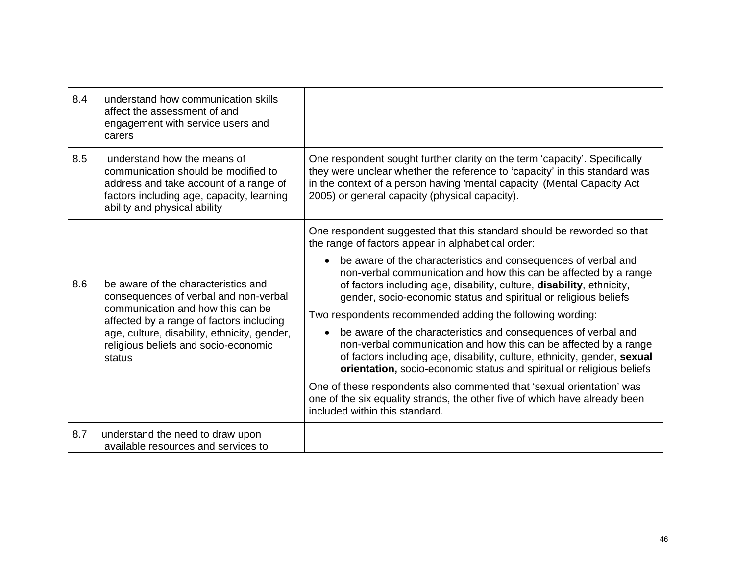| | |
|---|---|
| 8.4 understand how communication skills affect the assessment of and engagement with service users and carers | |
| 8.5 understand how the means of communication should be modified to address and take account of a range of factors including age, capacity, learning ability and physical ability | One respondent sought further clarity on the term 'capacity'. Specifically they were unclear whether the reference to 'capacity' in this standard was in the context of a person having 'mental capacity' (Mental Capacity Act 2005) or general capacity (physical capacity). |
| 8.6 be aware of the characteristics and consequences of verbal and non-verbal communication and how this can be affected by a range of factors including age, culture, disability, ethnicity, gender, religious beliefs and socio-economic status | One respondent suggested that this standard should be reworded so that the range of factors appear in alphabetical order: <br>• be aware of the characteristics and consequences of verbal and non-verbal communication and how this can be affected by a range of factors including age, ~~disability,~~ culture, **disability**, ethnicity, gender, socio-economic status and spiritual or religious beliefs <br>Two respondents recommended adding the following wording: <br>• be aware of the characteristics and consequences of verbal and non-verbal communication and how this can be affected by a range of factors including age, disability, culture, ethnicity, gender, **sexual orientation,** socio-economic status and spiritual or religious beliefs <br>One of these respondents also commented that 'sexual orientation' was one of the six equality strands, the other five of which have already been included within this standard. |
| 8.7 understand the need to draw upon available resources and services to | |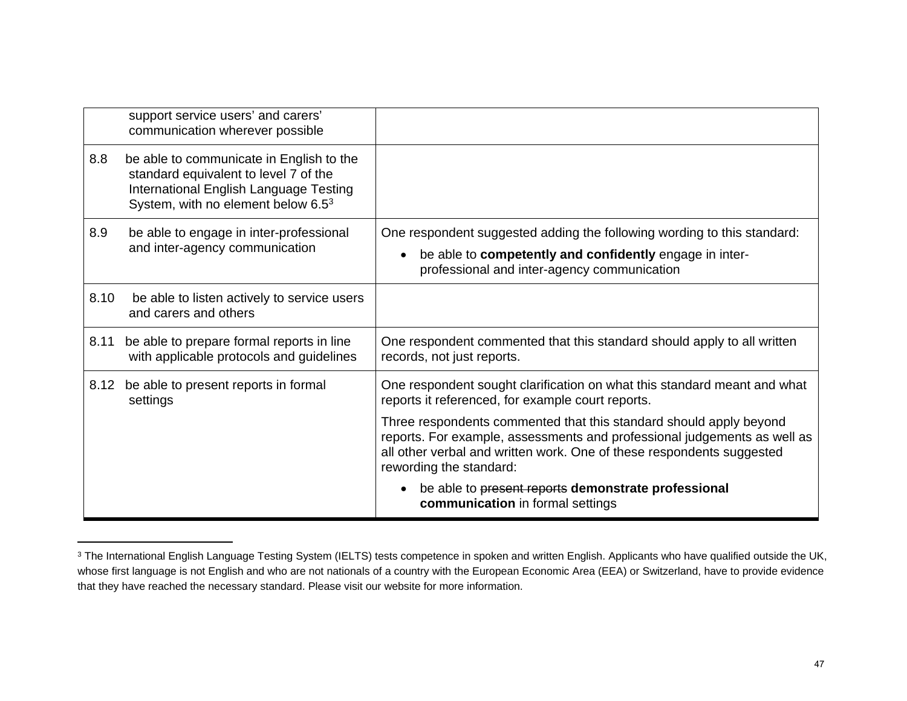| | |
|---|---|
| support service users' and carers' communication wherever possible | |
| 8.8 be able to communicate in English to the standard equivalent to level 7 of the International English Language Testing System, with no element below 6.5[3] | |
| 8.9 be able to engage in inter-professional and inter-agency communication | One respondent suggested adding the following wording to this standard:<br>• be able to **competently and confidently** engage in inter-professional and inter-agency communication |
| 8.10 be able to listen actively to service users and carers and others | |
| 8.11 be able to prepare formal reports in line with applicable protocols and guidelines | One respondent commented that this standard should apply to all written records, not just reports. |
| 8.12 be able to present reports in formal settings | One respondent sought clarification on what this standard meant and what reports it referenced, for example court reports.<br>Three respondents commented that this standard should apply beyond reports. For example, assessments and professional judgements as well as all other verbal and written work. One of these respondents suggested rewording the standard:<br>• be able to ~~present reports~~ **demonstrate professional communication** in formal settings |

[3] The International English Language Testing System (IELTS) tests competence in spoken and written English. Applicants who have qualified outside the UK, whose first language is not English and who are not nationals of a country with the European Economic Area (EEA) or Switzerland, have to provide evidence that they have reached the necessary standard. Please visit our website for more information.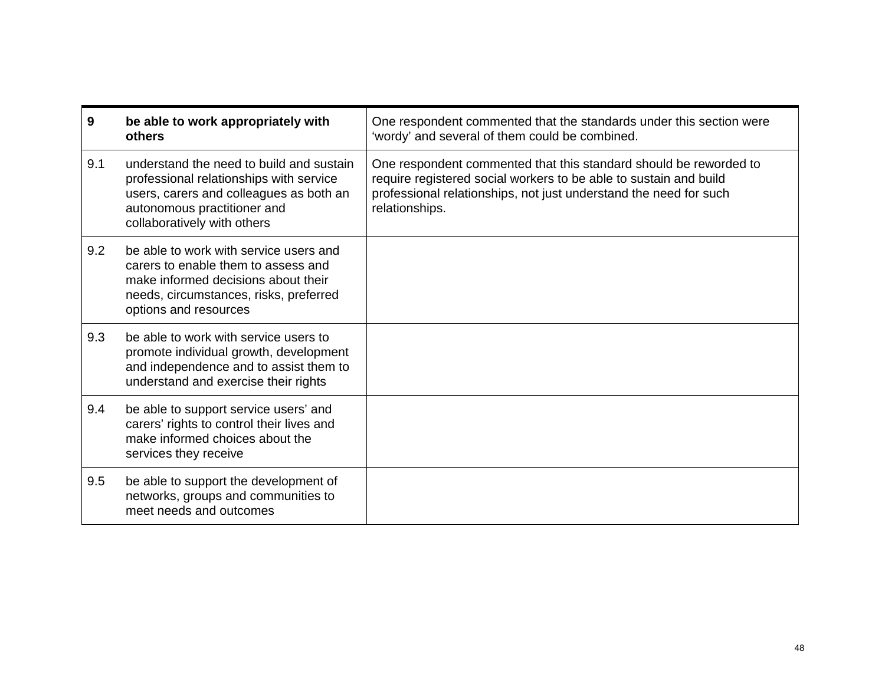| | | |
|---|---|---|
| **9** | **be able to work appropriately with others** | One respondent commented that the standards under this section were 'wordy' and several of them could be combined. |
| 9.1 | understand the need to build and sustain professional relationships with service users, carers and colleagues as both an autonomous practitioner and collaboratively with others | One respondent commented that this standard should be reworded to require registered social workers to be able to sustain and build professional relationships, not just understand the need for such relationships. |
| 9.2 | be able to work with service users and carers to enable them to assess and make informed decisions about their needs, circumstances, risks, preferred options and resources | |
| 9.3 | be able to work with service users to promote individual growth, development and independence and to assist them to understand and exercise their rights | |
| 9.4 | be able to support service users' and carers' rights to control their lives and make informed choices about the services they receive | |
| 9.5 | be able to support the development of networks, groups and communities to meet needs and outcomes | |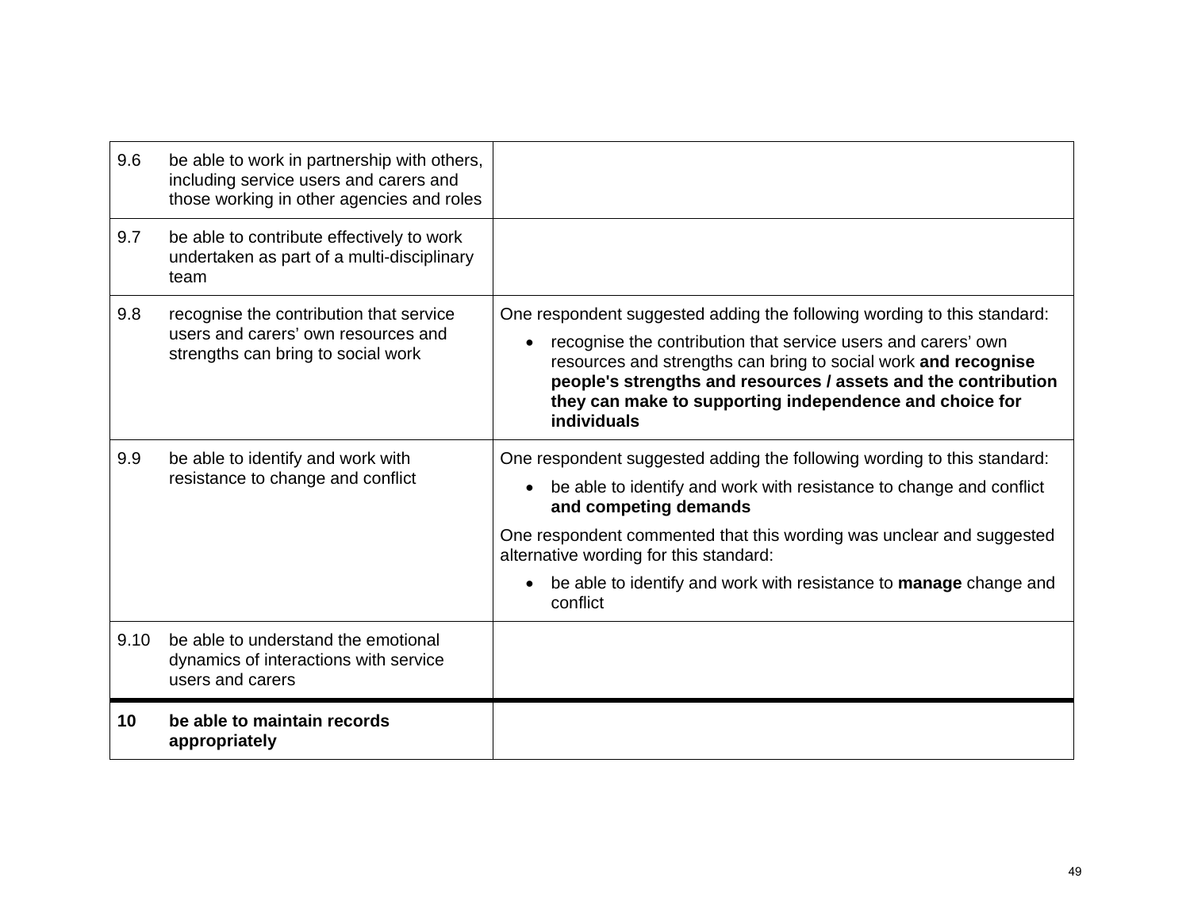| | |
|---|---|
| 9.6 be able to work in partnership with others, including service users and carers and those working in other agencies and roles | |
| 9.7 be able to contribute effectively to work undertaken as part of a multi-disciplinary team | |
| 9.8 recognise the contribution that service users and carers' own resources and strengths can bring to social work | One respondent suggested adding the following wording to this standard:<br>• recognise the contribution that service users and carers' own resources and strengths can bring to social work **and recognise people's strengths and resources / assets and the contribution they can make to supporting independence and choice for individuals** |
| 9.9 be able to identify and work with resistance to change and conflict | One respondent suggested adding the following wording to this standard:<br>• be able to identify and work with resistance to change and conflict **and competing demands**<br>One respondent commented that this wording was unclear and suggested alternative wording for this standard:<br>• be able to identify and work with resistance to **manage** change and conflict |
| 9.10 be able to understand the emotional dynamics of interactions with service users and carers | |
| **10 be able to maintain records appropriately** | |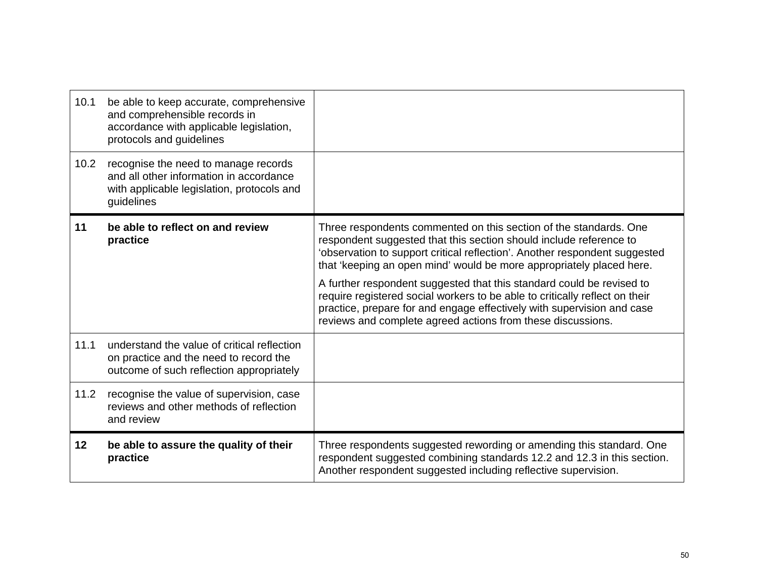| | |
|---|---|
| 10.1 be able to keep accurate, comprehensive and comprehensible records in accordance with applicable legislation, protocols and guidelines | |
| 10.2 recognise the need to manage records and all other information in accordance with applicable legislation, protocols and guidelines | |
| **11 be able to reflect on and review practice** | Three respondents commented on this section of the standards. One respondent suggested that this section should include reference to ‘observation to support critical reflection’. Another respondent suggested that ‘keeping an open mind’ would be more appropriately placed here.<br><br>A further respondent suggested that this standard could be revised to require registered social workers to be able to critically reflect on their practice, prepare for and engage effectively with supervision and case reviews and complete agreed actions from these discussions. |
| 11.1 understand the value of critical reflection on practice and the need to record the outcome of such reflection appropriately | |
| 11.2 recognise the value of supervision, case reviews and other methods of reflection and review | |
| **12 be able to assure the quality of their practice** | Three respondents suggested rewording or amending this standard. One respondent suggested combining standards 12.2 and 12.3 in this section. Another respondent suggested including reflective supervision. |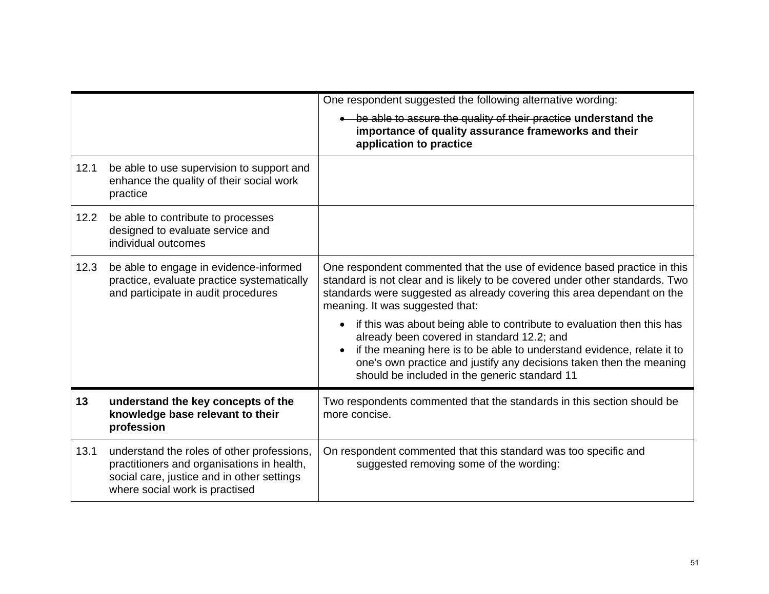| | |
|---|---|
| | One respondent suggested the following alternative wording:<br>• ~~be able to assure the quality of their practice~~ **understand the importance of quality assurance frameworks and their application to practice** |
| 12.1 be able to use supervision to support and enhance the quality of their social work practice | |
| 12.2 be able to contribute to processes designed to evaluate service and individual outcomes | |
| 12.3 be able to engage in evidence-informed practice, evaluate practice systematically and participate in audit procedures | One respondent commented that the use of evidence based practice in this standard is not clear and is likely to be covered under other standards. Two standards were suggested as already covering this area dependant on the meaning. It was suggested that:<br>• if this was about being able to contribute to evaluation then this has already been covered in standard 12.2; and<br>• if the meaning here is to be able to understand evidence, relate it to one's own practice and justify any decisions taken then the meaning should be included in the generic standard 11 |
| **13 understand the key concepts of the knowledge base relevant to their profession** | Two respondents commented that the standards in this section should be more concise. |
| 13.1 understand the roles of other professions, practitioners and organisations in health, social care, justice and in other settings where social work is practised | On respondent commented that this standard was too specific and suggested removing some of the wording: |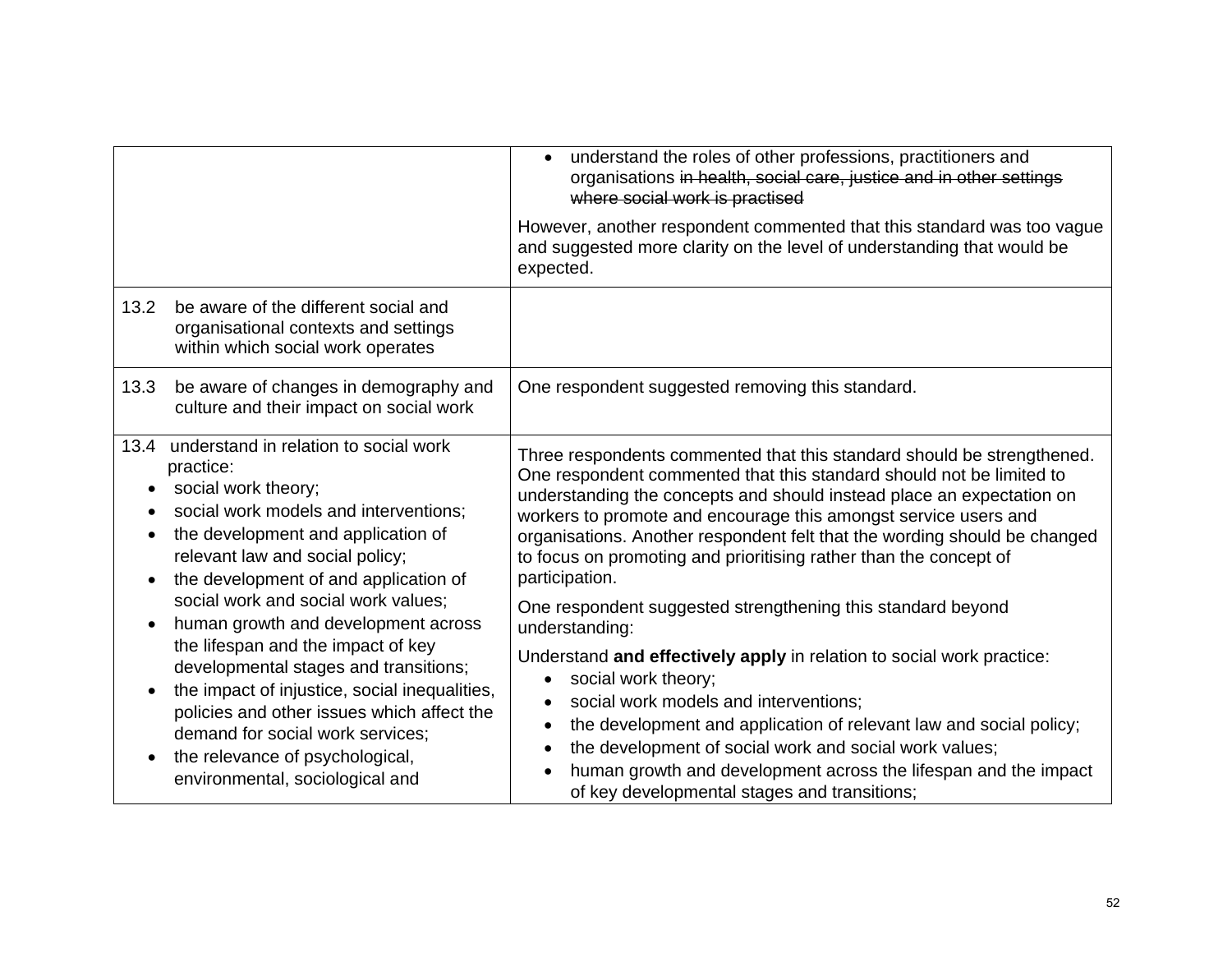| | |
|---|---|
| | • understand the roles of other professions, practitioners and organisations ~~in health, social care, justice and in other settings where social work is practised~~<br><br>However, another respondent commented that this standard was too vague and suggested more clarity on the level of understanding that would be expected. |
| 13.2 be aware of the different social and organisational contexts and settings within which social work operates | |
| 13.3 be aware of changes in demography and culture and their impact on social work | One respondent suggested removing this standard. |
| 13.4 understand in relation to social work practice:<br>• social work theory;<br>• social work models and interventions;<br>• the development and application of relevant law and social policy;<br>• the development of and application of social work and social work values;<br>• human growth and development across the lifespan and the impact of key developmental stages and transitions;<br>• the impact of injustice, social inequalities, policies and other issues which affect the demand for social work services;<br>• the relevance of psychological, environmental, sociological and | Three respondents commented that this standard should be strengthened. One respondent commented that this standard should not be limited to understanding the concepts and should instead place an expectation on workers to promote and encourage this amongst service users and organisations. Another respondent felt that the wording should be changed to focus on promoting and prioritising rather than the concept of participation.<br><br>One respondent suggested strengthening this standard beyond understanding:<br><br>Understand **and effectively apply** in relation to social work practice:<br>• social work theory;<br>• social work models and interventions;<br>• the development and application of relevant law and social policy;<br>• the development of social work and social work values;<br>• human growth and development across the lifespan and the impact of key developmental stages and transitions; |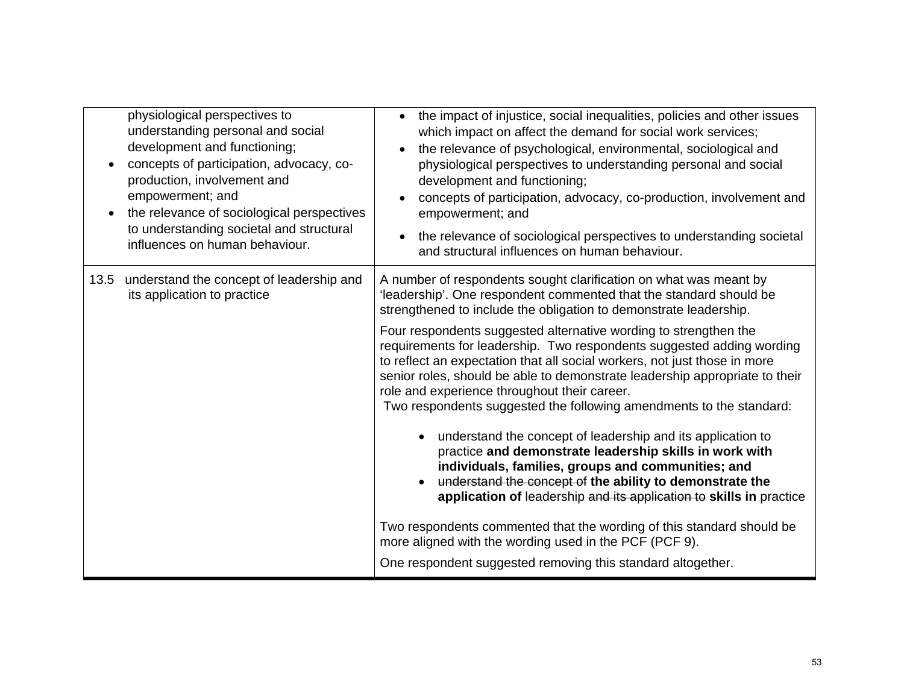| | |
|---|---|
| physiological perspectives to understanding personal and social development and functioning;<br>• concepts of participation, advocacy, co-production, involvement and empowerment; and<br>• the relevance of sociological perspectives to understanding societal and structural influences on human behaviour. | • the impact of injustice, social inequalities, policies and other issues which impact on affect the demand for social work services;<br>• the relevance of psychological, environmental, sociological and physiological perspectives to understanding personal and social development and functioning;<br>• concepts of participation, advocacy, co-production, involvement and empowerment; and<br>• the relevance of sociological perspectives to understanding societal and structural influences on human behaviour. |
| 13.5 understand the concept of leadership and its application to practice | A number of respondents sought clarification on what was meant by 'leadership'. One respondent commented that the standard should be strengthened to include the obligation to demonstrate leadership.<br><br>Four respondents suggested alternative wording to strengthen the requirements for leadership. Two respondents suggested adding wording to reflect an expectation that all social workers, not just those in more senior roles, should be able to demonstrate leadership appropriate to their role and experience throughout their career.<br>Two respondents suggested the following amendments to the standard:<br><br>• understand the concept of leadership and its application to practice **and demonstrate leadership skills in work with individuals, families, groups and communities; and**<br>• ~~understand the concept of~~ **the ability to demonstrate the application of** leadership ~~and its application to~~ **skills in** practice<br><br>Two respondents commented that the wording of this standard should be more aligned with the wording used in the PCF (PCF 9).<br><br>One respondent suggested removing this standard altogether. |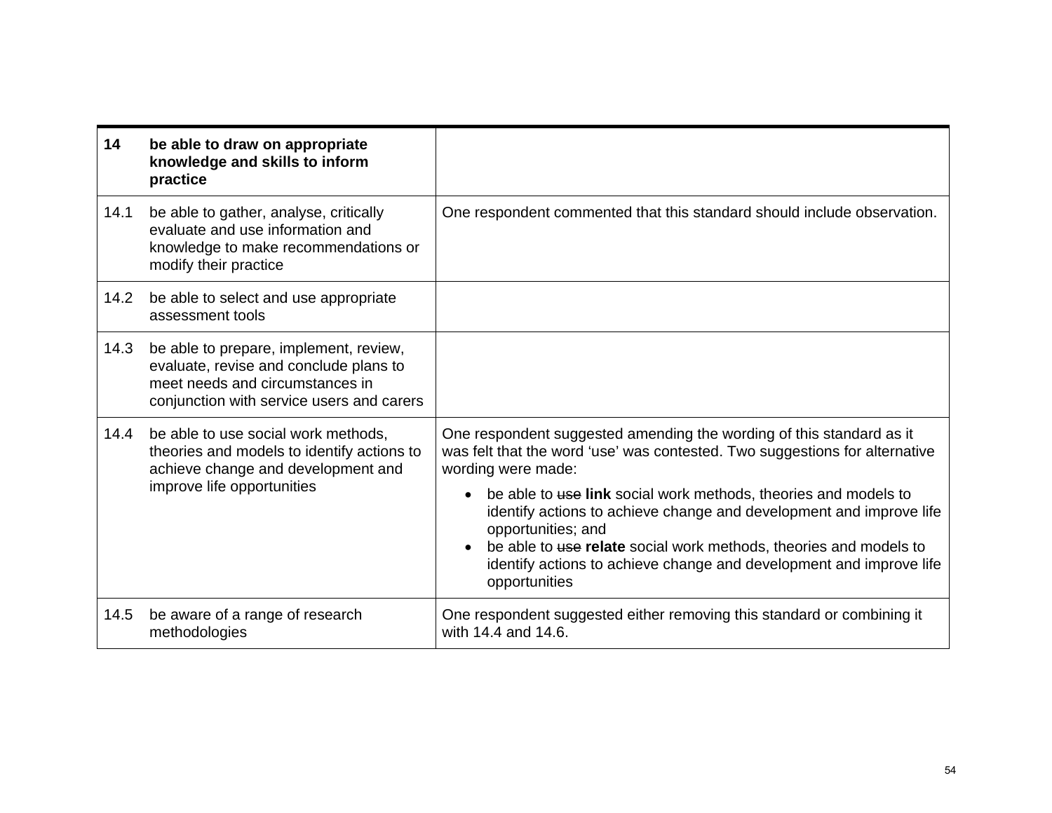| | | |
|---|---|---|
| **14** | **be able to draw on appropriate knowledge and skills to inform practice** | |
| 14.1 | be able to gather, analyse, critically evaluate and use information and knowledge to make recommendations or modify their practice | One respondent commented that this standard should include observation. |
| 14.2 | be able to select and use appropriate assessment tools | |
| 14.3 | be able to prepare, implement, review, evaluate, revise and conclude plans to meet needs and circumstances in conjunction with service users and carers | |
| 14.4 | be able to use social work methods, theories and models to identify actions to achieve change and development and improve life opportunities | One respondent suggested amending the wording of this standard as it was felt that the word 'use' was contested. Two suggestions for alternative wording were made:<br>• be able to ~~use~~ **link** social work methods, theories and models to identify actions to achieve change and development and improve life opportunities; and<br>• be able to ~~use~~ **relate** social work methods, theories and models to identify actions to achieve change and development and improve life opportunities |
| 14.5 | be aware of a range of research methodologies | One respondent suggested either removing this standard or combining it with 14.4 and 14.6. |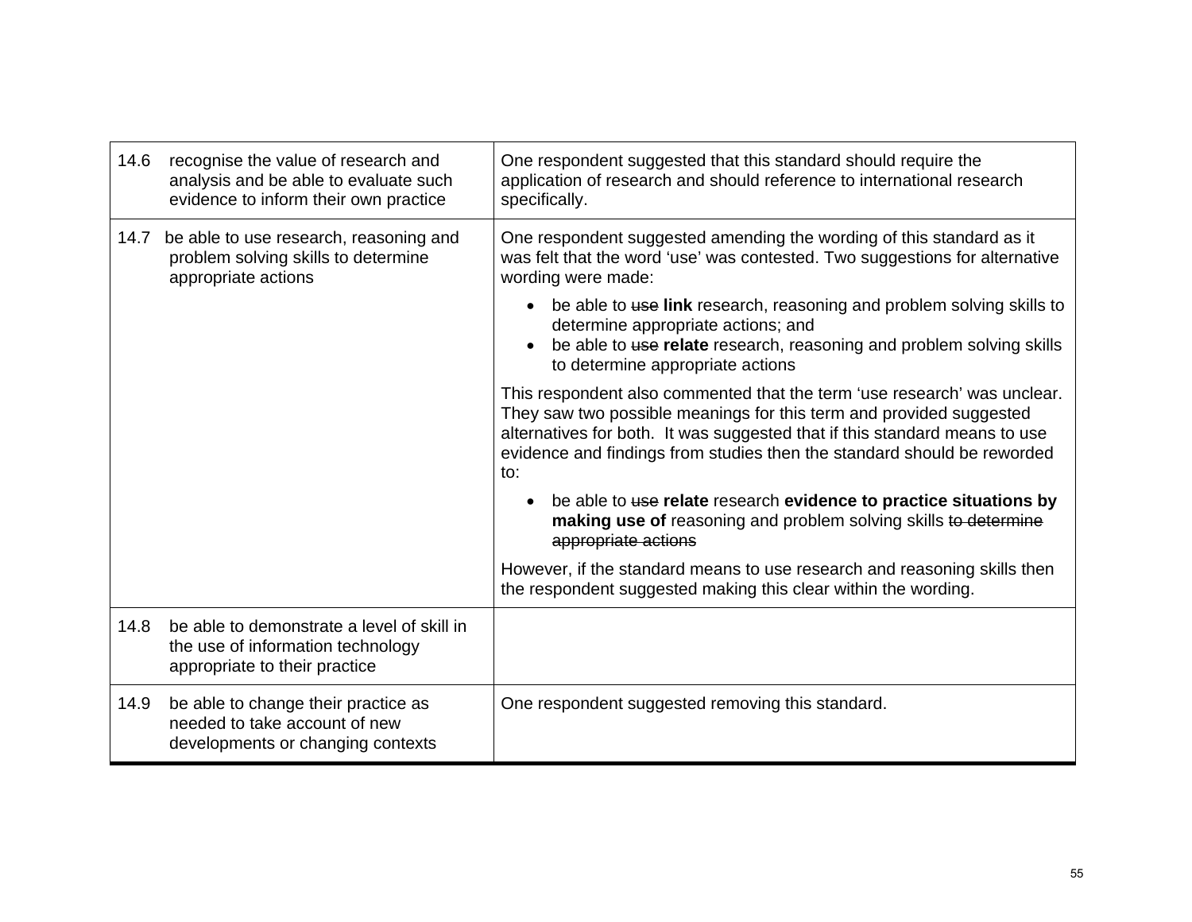| | |
|---|---|
| 14.6 recognise the value of research and analysis and be able to evaluate such evidence to inform their own practice | One respondent suggested that this standard should require the application of research and should reference to international research specifically. |
| 14.7 be able to use research, reasoning and problem solving skills to determine appropriate actions | One respondent suggested amending the wording of this standard as it was felt that the word 'use' was contested. Two suggestions for alternative wording were made:<br><br>• be able to ~~use~~ **link** research, reasoning and problem solving skills to determine appropriate actions; and<br>• be able to ~~use~~ **relate** research, reasoning and problem solving skills to determine appropriate actions<br><br>This respondent also commented that the term 'use research' was unclear. They saw two possible meanings for this term and provided suggested alternatives for both. It was suggested that if this standard means to use evidence and findings from studies then the standard should be reworded to:<br><br>• be able to ~~use~~ **relate** research **evidence to practice situations by making use of** reasoning and problem solving skills ~~to determine appropriate actions~~<br><br>However, if the standard means to use research and reasoning skills then the respondent suggested making this clear within the wording. |
| 14.8 be able to demonstrate a level of skill in the use of information technology appropriate to their practice | |
| 14.9 be able to change their practice as needed to take account of new developments or changing contexts | One respondent suggested removing this standard. |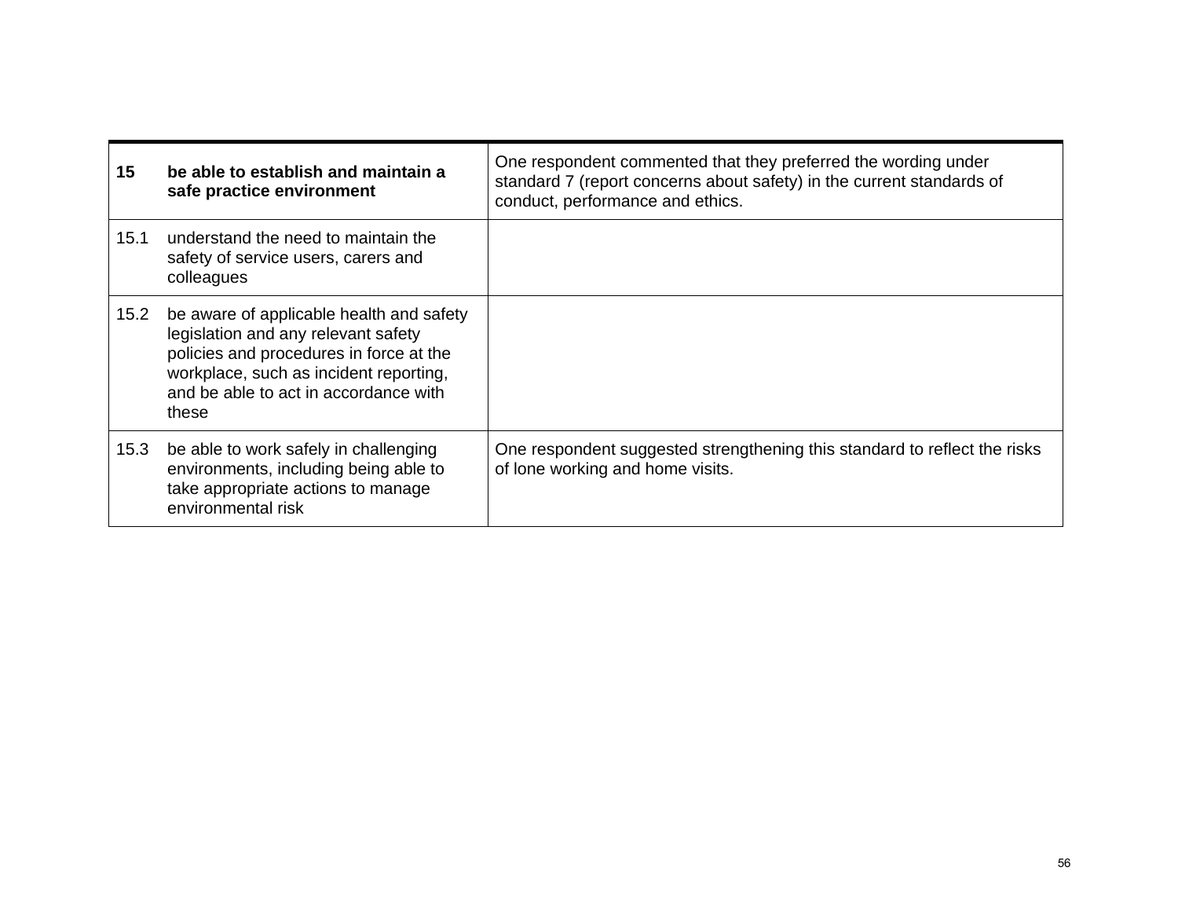| | | |
|---|---|---|
| **15** | **be able to establish and maintain a safe practice environment** | One respondent commented that they preferred the wording under standard 7 (report concerns about safety) in the current standards of conduct, performance and ethics. |
| 15.1 | understand the need to maintain the safety of service users, carers and colleagues | |
| 15.2 | be aware of applicable health and safety legislation and any relevant safety policies and procedures in force at the workplace, such as incident reporting, and be able to act in accordance with these | |
| 15.3 | be able to work safely in challenging environments, including being able to take appropriate actions to manage environmental risk | One respondent suggested strengthening this standard to reflect the risks of lone working and home visits. |